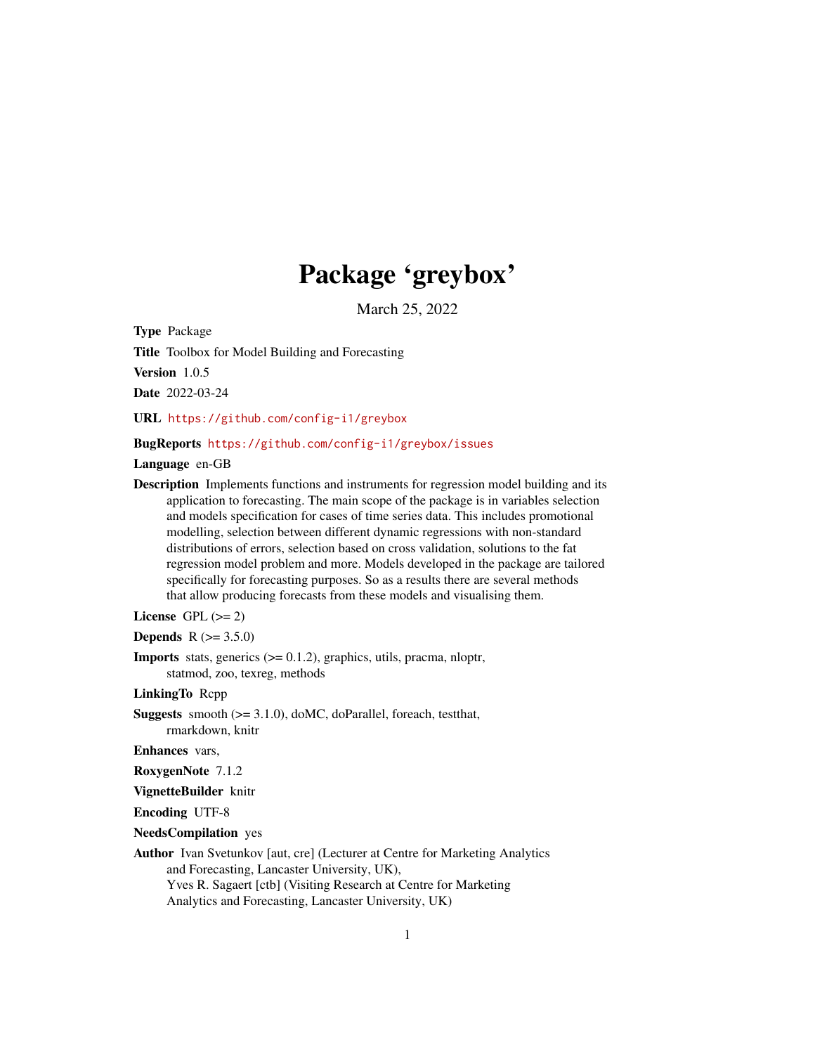# Package 'greybox'

March 25, 2022

**Type** Package

**Title** Toolbox for Model Building and Forecasting

**Version** 1.0.5

**Date** 2022-03-24

**URL** https://github.com/config-i1/greybox

**BugReports** https://github.com/config-i1/greybox/issues

**Language** en-GB

**Description** Implements functions and instruments for regression model building and its application to forecasting. The main scope of the package is in variables selection and models specification for cases of time series data. This includes promotional modelling, selection between different dynamic regressions with non-standard distributions of errors, selection based on cross validation, solutions to the fat regression model problem and more. Models developed in the package are tailored specifically for forecasting purposes. So as a results there are several methods that allow producing forecasts from these models and visualising them.

**License** GPL (>= 2)

**Depends** R (>= 3.5.0)

**Imports** stats, generics (>= 0.1.2), graphics, utils, pracma, nloptr, statmod, zoo, texreg, methods

**LinkingTo** Rcpp

**Suggests** smooth (>= 3.1.0), doMC, doParallel, foreach, testthat, rmarkdown, knitr

**Enhances** vars,

**RoxygenNote** 7.1.2

**VignetteBuilder** knitr

**Encoding** UTF-8

**NeedsCompilation** yes

**Author** Ivan Svetunkov [aut, cre] (Lecturer at Centre for Marketing Analytics and Forecasting, Lancaster University, UK),
Yves R. Sagaert [ctb] (Visiting Research at Centre for Marketing Analytics and Forecasting, Lancaster University, UK)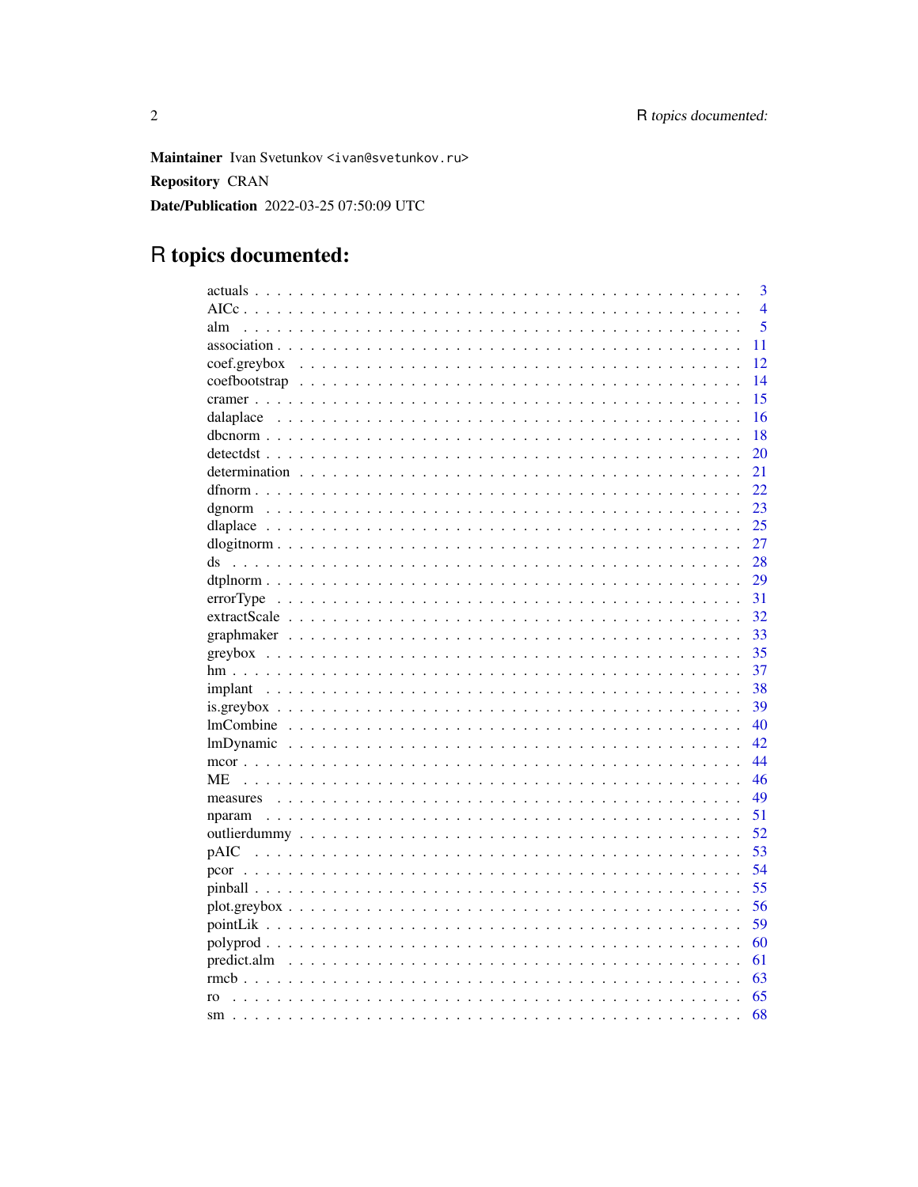**Maintainer** Ivan Svetunkov <ivan@svetunkov.ru>

**Repository** CRAN

**Date/Publication** 2022-03-25 07:50:09 UTC

# R topics documented:

| | |
|---|---|
| actuals | 3 |
| AICc | 4 |
| alm | 5 |
| association | 11 |
| coef.greybox | 12 |
| coefbootstrap | 14 |
| cramer | 15 |
| dalaplace | 16 |
| dbcnorm | 18 |
| detectdst | 20 |
| determination | 21 |
| dfnorm | 22 |
| dgnorm | 23 |
| dlaplace | 25 |
| dlogitnorm | 27 |
| ds | 28 |
| dtplnorm | 29 |
| errorType | 31 |
| extractScale | 32 |
| graphmaker | 33 |
| greybox | 35 |
| hm | 37 |
| implant | 38 |
| is.greybox | 39 |
| lmCombine | 40 |
| lmDynamic | 42 |
| mcor | 44 |
| ME | 46 |
| measures | 49 |
| nparam | 51 |
| outlierdummy | 52 |
| pAIC | 53 |
| pcor | 54 |
| pinball | 55 |
| plot.greybox | 56 |
| pointLik | 59 |
| polyprod | 60 |
| predict.alm | 61 |
| rmcb | 63 |
| ro | 65 |
| sm | 68 |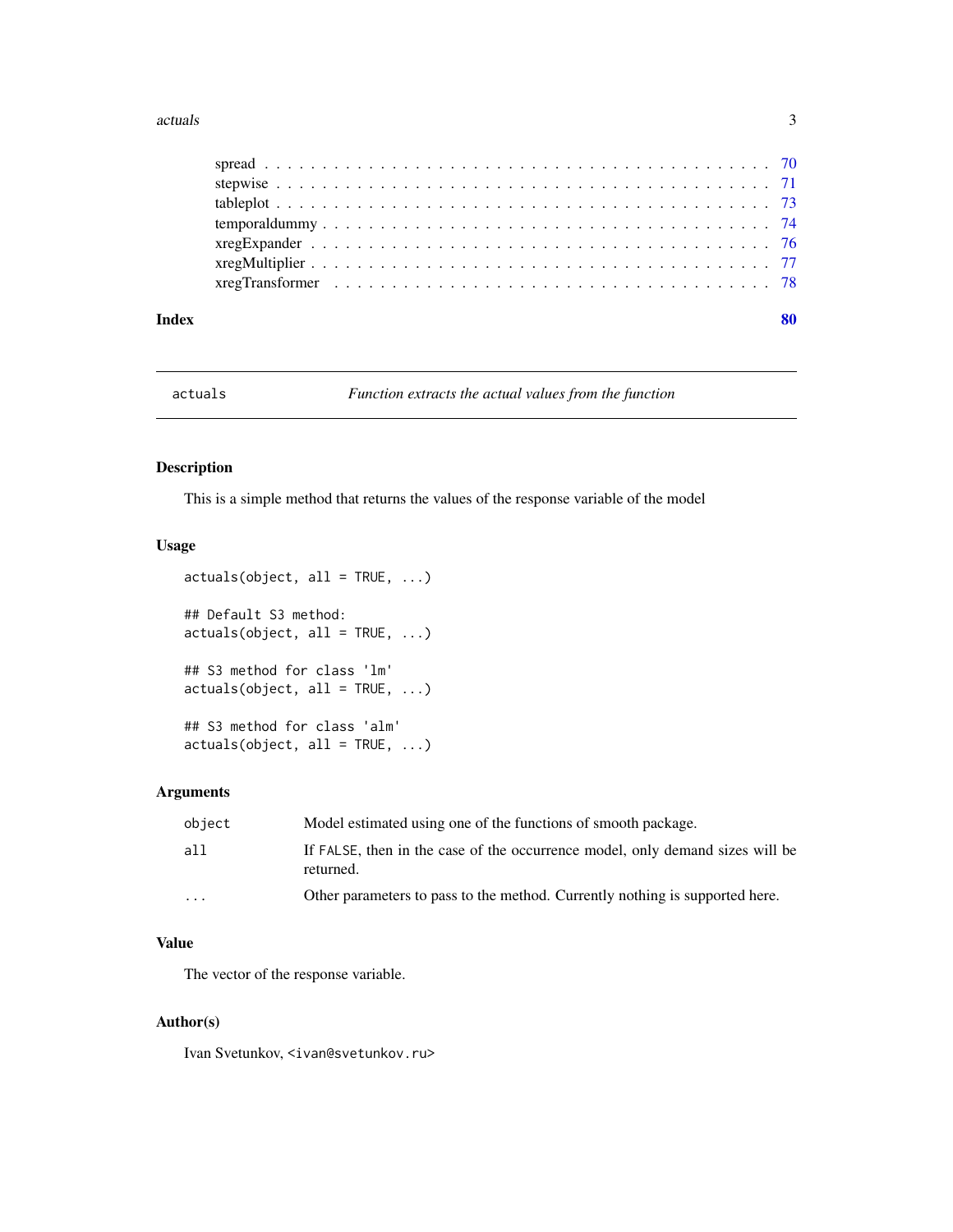| | |
|---|---|
| spread | 70 |
| stepwise | 71 |
| tableplot | 73 |
| temporaldummy | 74 |
| xregExpander | 76 |
| xregMultiplier | 77 |
| xregTransformer | 78 |

**Index** **80**

---

# actuals — *Function extracts the actual values from the function*

---

## Description

This is a simple method that returns the values of the response variable of the model

## Usage

```
actuals(object, all = TRUE, ...)

## Default S3 method:
actuals(object, all = TRUE, ...)

## S3 method for class 'lm'
actuals(object, all = TRUE, ...)

## S3 method for class 'alm'
actuals(object, all = TRUE, ...)
```

## Arguments

| | |
|---|---|
| `object` | Model estimated using one of the functions of smooth package. |
| `all` | If `FALSE`, then in the case of the occurrence model, only demand sizes will be returned. |
| `...` | Other parameters to pass to the method. Currently nothing is supported here. |

## Value

The vector of the response variable.

## Author(s)

Ivan Svetunkov, `<ivan@svetunkov.ru>`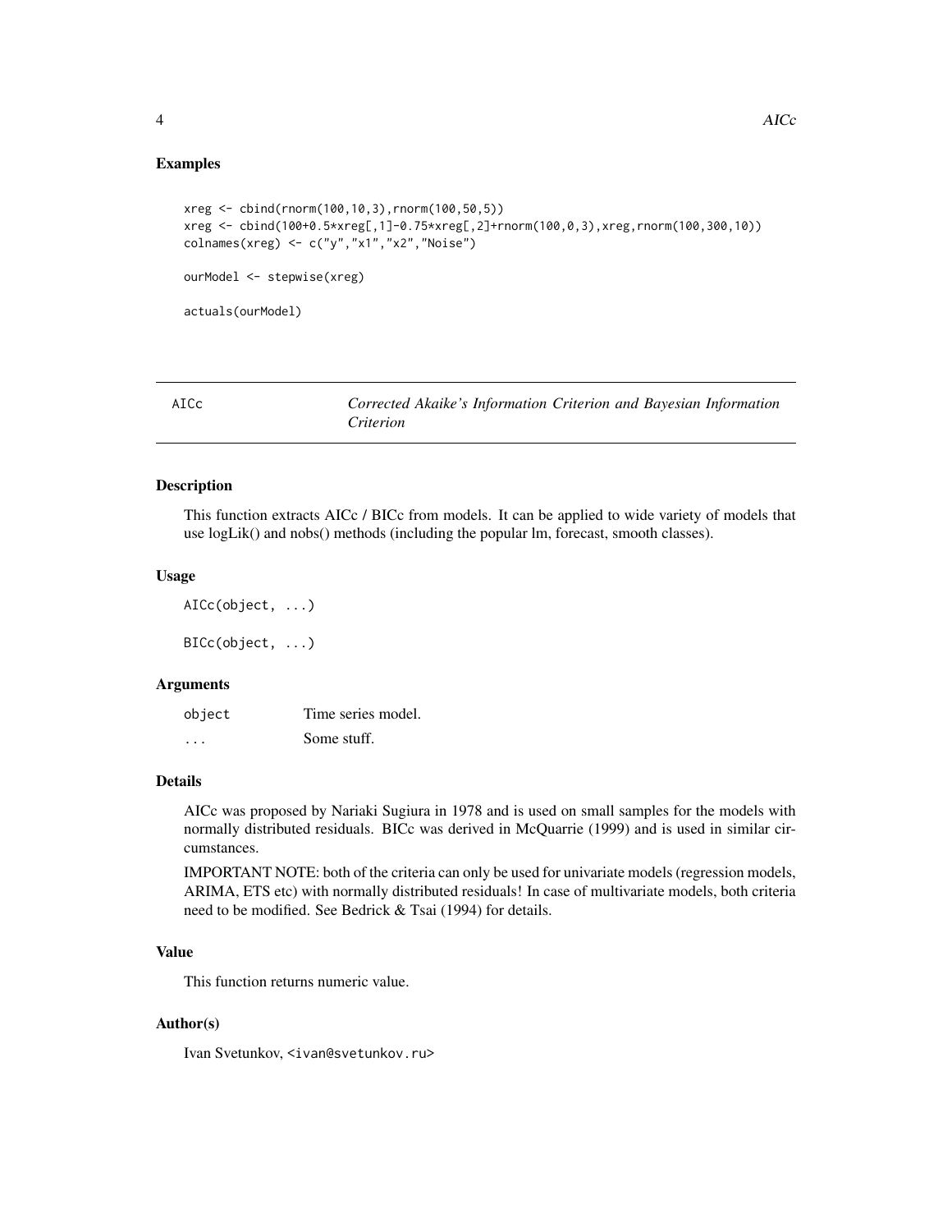### Examples

```
xreg <- cbind(rnorm(100,10,3),rnorm(100,50,5))
xreg <- cbind(100+0.5*xreg[,1]-0.75*xreg[,2]+rnorm(100,0,3),xreg,rnorm(100,300,10))
colnames(xreg) <- c("y","x1","x2","Noise")

ourModel <- stepwise(xreg)

actuals(ourModel)
```

---

## AICc — *Corrected Akaike's Information Criterion and Bayesian Information Criterion*

---

### Description

This function extracts AICc / BICc from models. It can be applied to wide variety of models that use logLik() and nobs() methods (including the popular lm, forecast, smooth classes).

### Usage

```
AICc(object, ...)

BICc(object, ...)
```

### Arguments

| | |
|---|---|
| object | Time series model. |
| ... | Some stuff. |

### Details

AICc was proposed by Nariaki Sugiura in 1978 and is used on small samples for the models with normally distributed residuals. BICc was derived in McQuarrie (1999) and is used in similar circumstances.

IMPORTANT NOTE: both of the criteria can only be used for univariate models (regression models, ARIMA, ETS etc) with normally distributed residuals! In case of multivariate models, both criteria need to be modified. See Bedrick & Tsai (1994) for details.

### Value

This function returns numeric value.

### Author(s)

Ivan Svetunkov, <ivan@svetunkov.ru>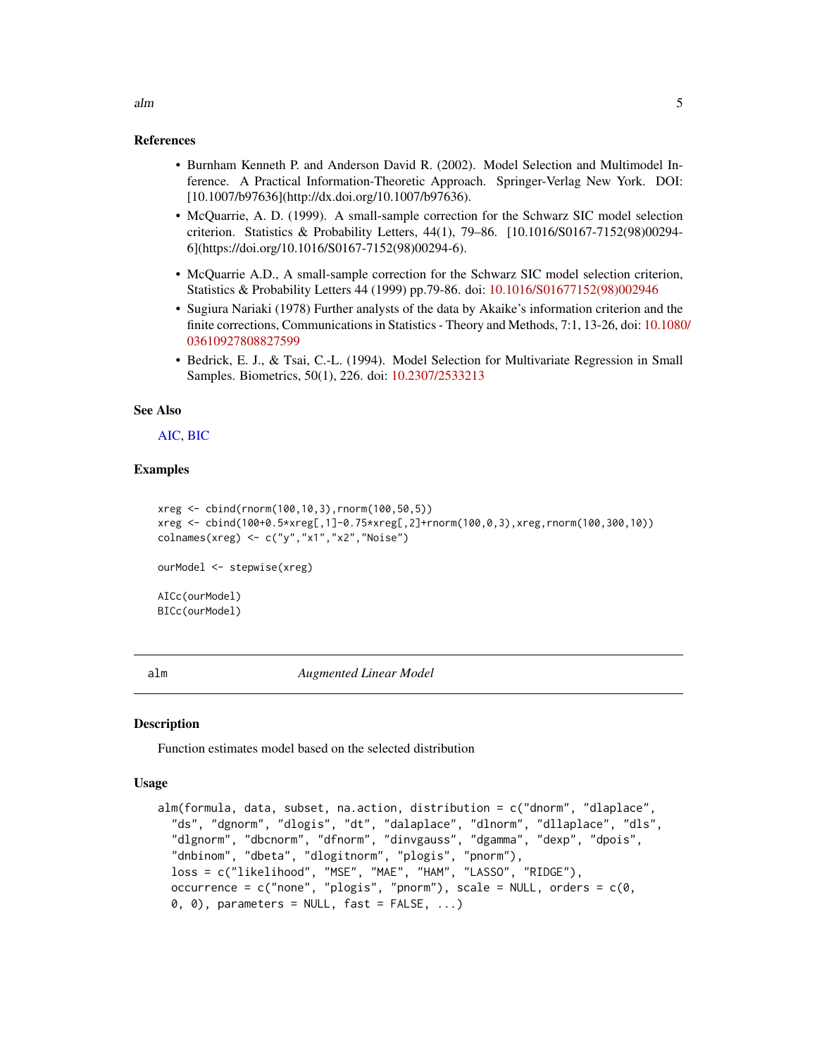### References

- Burnham Kenneth P. and Anderson David R. (2002). Model Selection and Multimodel Inference. A Practical Information-Theoretic Approach. Springer-Verlag New York. DOI: [10.1007/b97636](http://dx.doi.org/10.1007/b97636).
- McQuarrie, A. D. (1999). A small-sample correction for the Schwarz SIC model selection criterion. Statistics & Probability Letters, 44(1), 79–86. [10.1016/S0167-7152(98)00294-6](https://doi.org/10.1016/S0167-7152(98)00294-6).
- McQuarrie A.D., A small-sample correction for the Schwarz SIC model selection criterion, Statistics & Probability Letters 44 (1999) pp.79-86. doi: 10.1016/S01677152(98)002946
- Sugiura Nariaki (1978) Further analysts of the data by Akaike's information criterion and the finite corrections, Communications in Statistics - Theory and Methods, 7:1, 13-26, doi: 10.1080/03610927808827599
- Bedrick, E. J., & Tsai, C.-L. (1994). Model Selection for Multivariate Regression in Small Samples. Biometrics, 50(1), 226. doi: 10.2307/2533213

### See Also

AIC, BIC

### Examples

```
xreg <- cbind(rnorm(100,10,3),rnorm(100,50,5))
xreg <- cbind(100+0.5*xreg[,1]-0.75*xreg[,2]+rnorm(100,0,3),xreg,rnorm(100,300,10))
colnames(xreg) <- c("y","x1","x2","Noise")

ourModel <- stepwise(xreg)

AICc(ourModel)
BICc(ourModel)
```

---

## alm — *Augmented Linear Model*

### Description

Function estimates model based on the selected distribution

### Usage

```
alm(formula, data, subset, na.action, distribution = c("dnorm", "dlaplace",
  "ds", "dgnorm", "dlogis", "dt", "dalaplace", "dlnorm", "dllaplace", "dls",
  "dlgnorm", "dbcnorm", "dfnorm", "dinvgauss", "dgamma", "dexp", "dpois",
  "dnbinom", "dbeta", "dlogitnorm", "plogis", "pnorm"),
  loss = c("likelihood", "MSE", "MAE", "HAM", "LASSO", "RIDGE"),
  occurrence = c("none", "plogis", "pnorm"), scale = NULL, orders = c(0,
  0, 0), parameters = NULL, fast = FALSE, ...)
```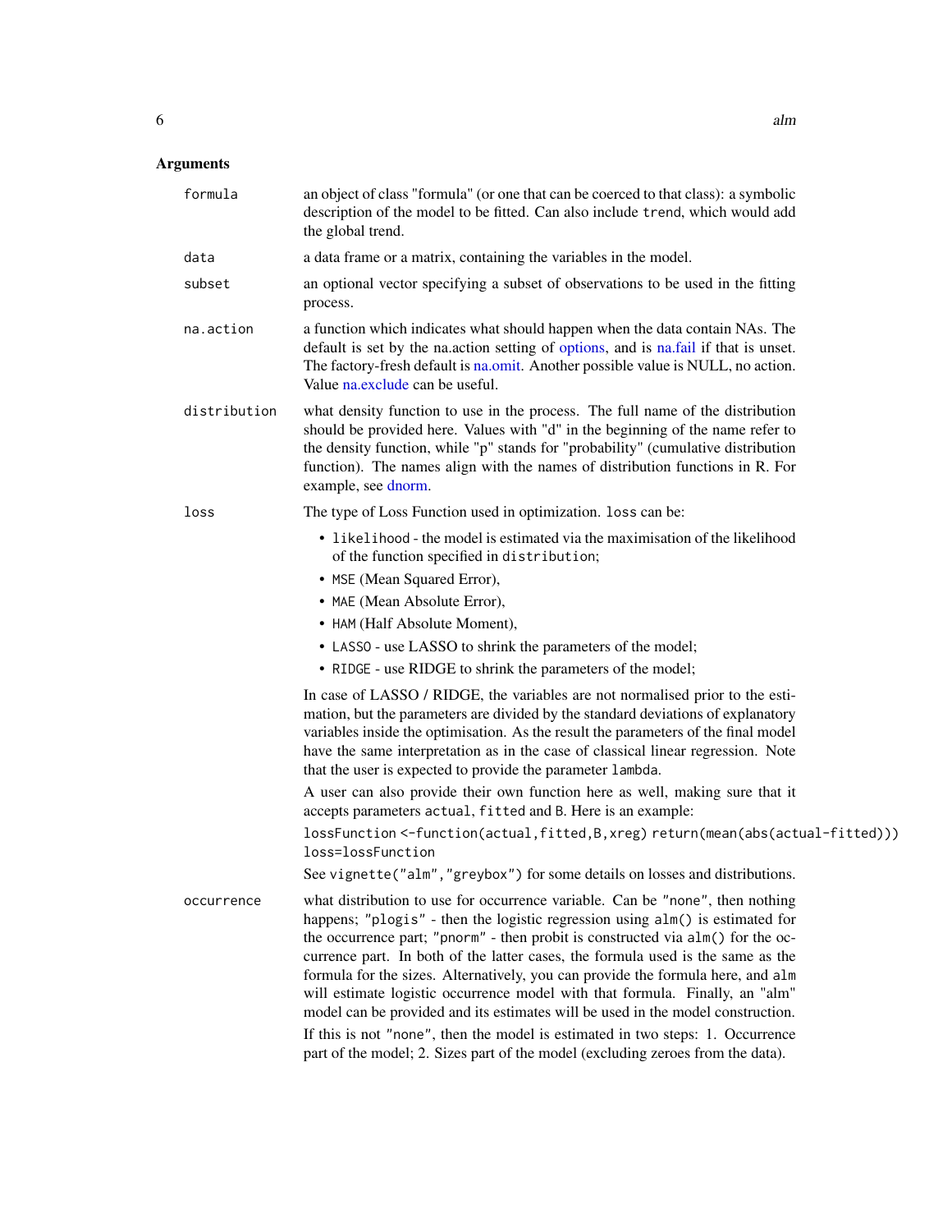## Arguments

**formula** — an object of class "formula" (or one that can be coerced to that class): a symbolic description of the model to be fitted. Can also include `trend`, which would add the global trend.

**data** — a data frame or a matrix, containing the variables in the model.

**subset** — an optional vector specifying a subset of observations to be used in the fitting process.

**na.action** — a function which indicates what should happen when the data contain NAs. The default is set by the na.action setting of options, and is na.fail if that is unset. The factory-fresh default is na.omit. Another possible value is NULL, no action. Value na.exclude can be useful.

**distribution** — what density function to use in the process. The full name of the distribution should be provided here. Values with "d" in the beginning of the name refer to the density function, while "p" stands for "probability" (cumulative distribution function). The names align with the names of distribution functions in R. For example, see dnorm.

**loss** — The type of Loss Function used in optimization. `loss` can be:

- `likelihood` - the model is estimated via the maximisation of the likelihood of the function specified in `distribution`;
- `MSE` (Mean Squared Error),
- `MAE` (Mean Absolute Error),
- `HAM` (Half Absolute Moment),
- `LASSO` - use LASSO to shrink the parameters of the model;
- `RIDGE` - use RIDGE to shrink the parameters of the model;

In case of LASSO / RIDGE, the variables are not normalised prior to the estimation, but the parameters are divided by the standard deviations of explanatory variables inside the optimisation. As the result the parameters of the final model have the same interpretation as in the case of classical linear regression. Note that the user is expected to provide the parameter `lambda`.

A user can also provide their own function here as well, making sure that it accepts parameters `actual`, `fitted` and `B`. Here is an example:

```
lossFunction <-function(actual,fitted,B,xreg) return(mean(abs(actual-fitted)))
loss=lossFunction
```

See `vignette("alm","greybox")` for some details on losses and distributions.

**occurrence** — what distribution to use for occurrence variable. Can be `"none"`, then nothing happens; `"plogis"` - then the logistic regression using `alm()` is estimated for the occurrence part; `"pnorm"` - then probit is constructed via `alm()` for the occurrence part. In both of the latter cases, the formula used is the same as the formula for the sizes. Alternatively, you can provide the formula here, and `alm` will estimate logistic occurrence model with that formula. Finally, an "alm" model can be provided and its estimates will be used in the model construction.

If this is not `"none"`, then the model is estimated in two steps: 1. Occurrence part of the model; 2. Sizes part of the model (excluding zeroes from the data).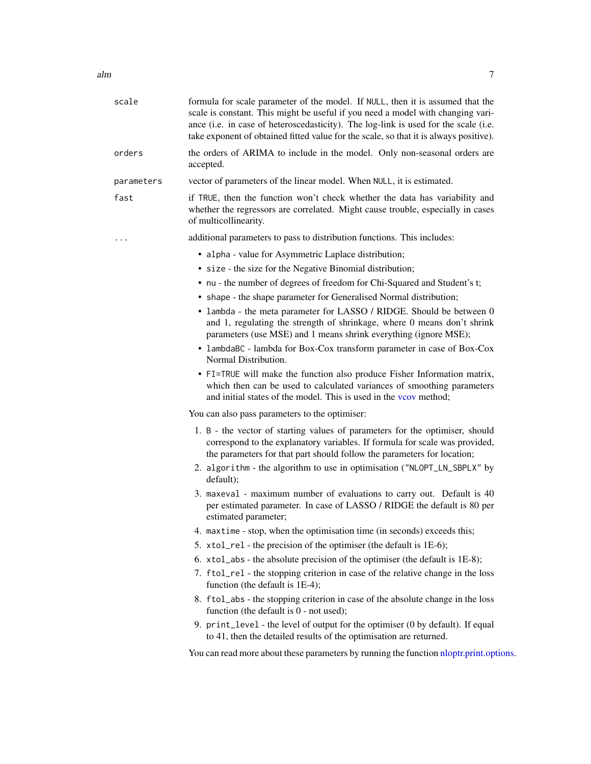`scale`
: formula for scale parameter of the model. If `NULL`, then it is assumed that the scale is constant. This might be useful if you need a model with changing variance (i.e. in case of heteroscedasticity). The log-link is used for the scale (i.e. take exponent of obtained fitted value for the scale, so that it is always positive).

`orders`
: the orders of ARIMA to include in the model. Only non-seasonal orders are accepted.

`parameters`
: vector of parameters of the linear model. When `NULL`, it is estimated.

`fast`
: if `TRUE`, then the function won't check whether the data has variability and whether the regressors are correlated. Might cause trouble, especially in cases of multicollinearity.

`...`
: additional parameters to pass to distribution functions. This includes:

- `alpha` - value for Asymmetric Laplace distribution;
- `size` - the size for the Negative Binomial distribution;
- `nu` - the number of degrees of freedom for Chi-Squared and Student's t;
- `shape` - the shape parameter for Generalised Normal distribution;
- `lambda` - the meta parameter for LASSO / RIDGE. Should be between 0 and 1, regulating the strength of shrinkage, where 0 means don't shrink parameters (use MSE) and 1 means shrink everything (ignore MSE);
- `lambdaBC` - lambda for Box-Cox transform parameter in case of Box-Cox Normal Distribution.
- `FI=TRUE` will make the function also produce Fisher Information matrix, which then can be used to calculated variances of smoothing parameters and initial states of the model. This is used in the vcov method;

You can also pass parameters to the optimiser:

1. `B` - the vector of starting values of parameters for the optimiser, should correspond to the explanatory variables. If formula for scale was provided, the parameters for that part should follow the parameters for location;
2. `algorithm` - the algorithm to use in optimisation (`"NLOPT_LN_SBPLX"` by default);
3. `maxeval` - maximum number of evaluations to carry out. Default is 40 per estimated parameter. In case of LASSO / RIDGE the default is 80 per estimated parameter;
4. `maxtime` - stop, when the optimisation time (in seconds) exceeds this;
5. `xtol_rel` - the precision of the optimiser (the default is 1E-6);
6. `xtol_abs` - the absolute precision of the optimiser (the default is 1E-8);
7. `ftol_rel` - the stopping criterion in case of the relative change in the loss function (the default is 1E-4);
8. `ftol_abs` - the stopping criterion in case of the absolute change in the loss function (the default is 0 - not used);
9. `print_level` - the level of output for the optimiser (0 by default). If equal to 41, then the detailed results of the optimisation are returned.

You can read more about these parameters by running the function nloptr.print.options.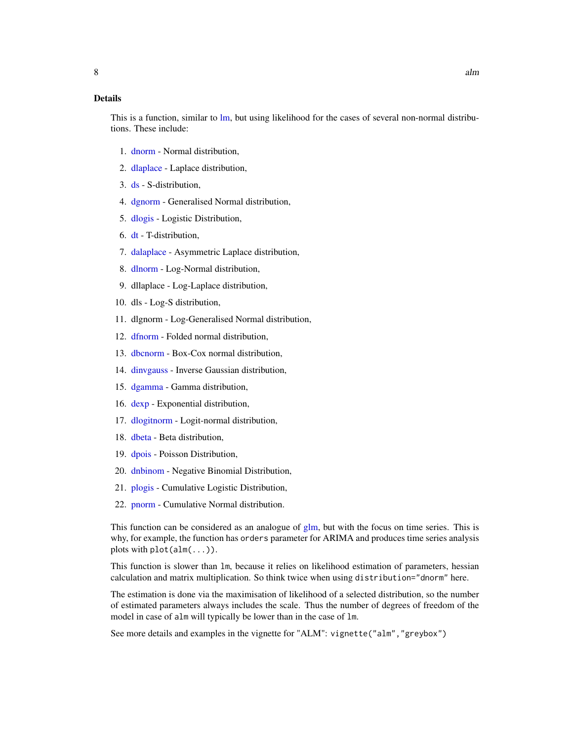### Details

This is a function, similar to lm, but using likelihood for the cases of several non-normal distributions. These include:

1. dnorm - Normal distribution,
2. dlaplace - Laplace distribution,
3. ds - S-distribution,
4. dgnorm - Generalised Normal distribution,
5. dlogis - Logistic Distribution,
6. dt - T-distribution,
7. dalaplace - Asymmetric Laplace distribution,
8. dlnorm - Log-Normal distribution,
9. dllaplace - Log-Laplace distribution,
10. dls - Log-S distribution,
11. dlgnorm - Log-Generalised Normal distribution,
12. dfnorm - Folded normal distribution,
13. dbcnorm - Box-Cox normal distribution,
14. dinvgauss - Inverse Gaussian distribution,
15. dgamma - Gamma distribution,
16. dexp - Exponential distribution,
17. dlogitnorm - Logit-normal distribution,
18. dbeta - Beta distribution,
19. dpois - Poisson Distribution,
20. dnbinom - Negative Binomial Distribution,
21. plogis - Cumulative Logistic Distribution,
22. pnorm - Cumulative Normal distribution.

This function can be considered as an analogue of glm, but with the focus on time series. This is why, for example, the function has `orders` parameter for ARIMA and produces time series analysis plots with `plot(alm(...))`.

This function is slower than `lm`, because it relies on likelihood estimation of parameters, hessian calculation and matrix multiplication. So think twice when using `distribution="dnorm"` here.

The estimation is done via the maximisation of likelihood of a selected distribution, so the number of estimated parameters always includes the scale. Thus the number of degrees of freedom of the model in case of `alm` will typically be lower than in the case of `lm`.

See more details and examples in the vignette for "ALM": `vignette("alm","greybox")`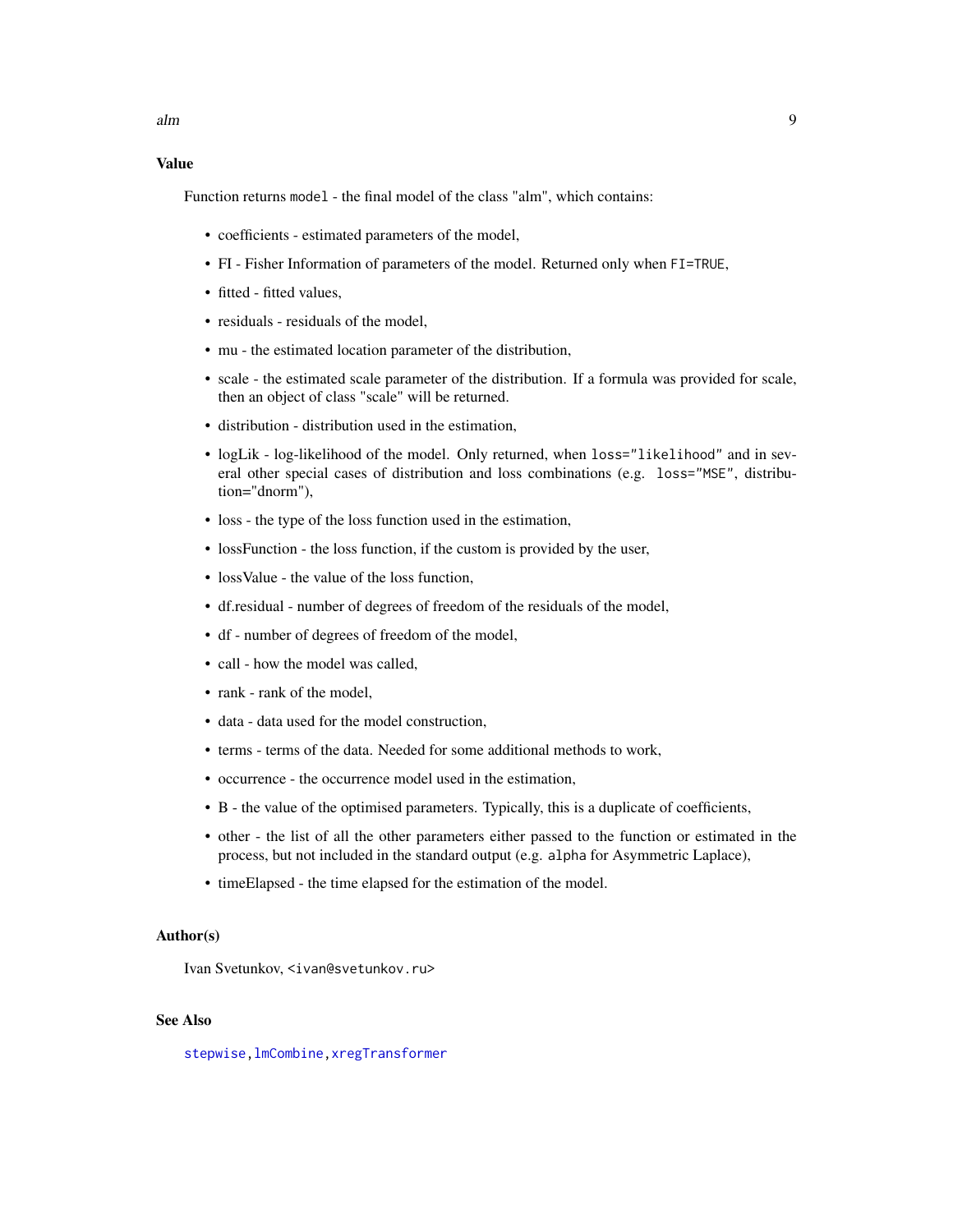## Value

Function returns `model` - the final model of the class "alm", which contains:

- coefficients - estimated parameters of the model,
- FI - Fisher Information of parameters of the model. Returned only when `FI=TRUE`,
- fitted - fitted values,
- residuals - residuals of the model,
- mu - the estimated location parameter of the distribution,
- scale - the estimated scale parameter of the distribution. If a formula was provided for scale, then an object of class "scale" will be returned.
- distribution - distribution used in the estimation,
- logLik - log-likelihood of the model. Only returned, when `loss="likelihood"` and in several other special cases of distribution and loss combinations (e.g. `loss="MSE"`, distribution="dnorm"),
- loss - the type of the loss function used in the estimation,
- lossFunction - the loss function, if the custom is provided by the user,
- lossValue - the value of the loss function,
- df.residual - number of degrees of freedom of the residuals of the model,
- df - number of degrees of freedom of the model,
- call - how the model was called,
- rank - rank of the model,
- data - data used for the model construction,
- terms - terms of the data. Needed for some additional methods to work,
- occurrence - the occurrence model used in the estimation,
- B - the value of the optimised parameters. Typically, this is a duplicate of coefficients,
- other - the list of all the other parameters either passed to the function or estimated in the process, but not included in the standard output (e.g. `alpha` for Asymmetric Laplace),
- timeElapsed - the time elapsed for the estimation of the model.

## Author(s)

Ivan Svetunkov, <ivan@svetunkov.ru>

## See Also

`stepwise`, `lmCombine`, `xregTransformer`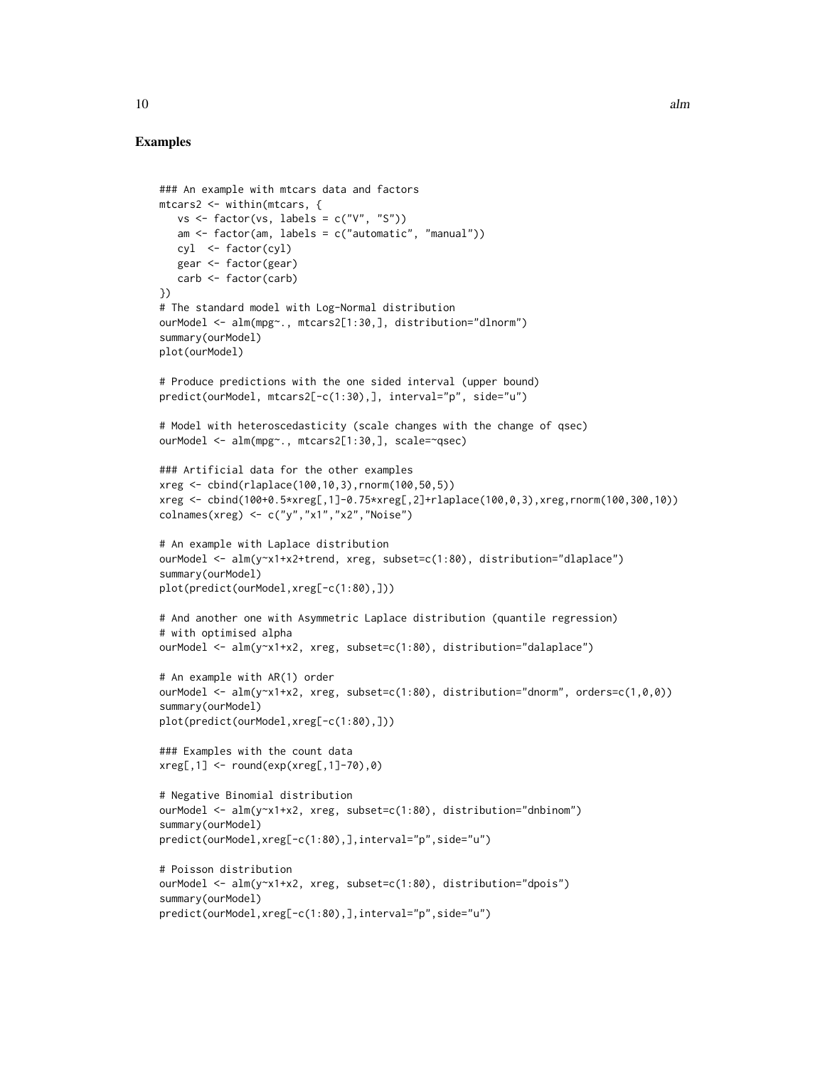## Examples

```
### An example with mtcars data and factors
mtcars2 <- within(mtcars, {
   vs <- factor(vs, labels = c("V", "S"))
   am <- factor(am, labels = c("automatic", "manual"))
   cyl  <- factor(cyl)
   gear <- factor(gear)
   carb <- factor(carb)
})
# The standard model with Log-Normal distribution
ourModel <- alm(mpg~., mtcars2[1:30,], distribution="dlnorm")
summary(ourModel)
plot(ourModel)

# Produce predictions with the one sided interval (upper bound)
predict(ourModel, mtcars2[-c(1:30),], interval="p", side="u")

# Model with heteroscedasticity (scale changes with the change of qsec)
ourModel <- alm(mpg~., mtcars2[1:30,], scale=~qsec)

### Artificial data for the other examples
xreg <- cbind(rlaplace(100,10,3),rnorm(100,50,5))
xreg <- cbind(100+0.5*xreg[,1]-0.75*xreg[,2]+rlaplace(100,0,3),xreg,rnorm(100,300,10))
colnames(xreg) <- c("y","x1","x2","Noise")

# An example with Laplace distribution
ourModel <- alm(y~x1+x2+trend, xreg, subset=c(1:80), distribution="dlaplace")
summary(ourModel)
plot(predict(ourModel,xreg[-c(1:80),]))

# And another one with Asymmetric Laplace distribution (quantile regression)
# with optimised alpha
ourModel <- alm(y~x1+x2, xreg, subset=c(1:80), distribution="dalaplace")

# An example with AR(1) order
ourModel <- alm(y~x1+x2, xreg, subset=c(1:80), distribution="dnorm", orders=c(1,0,0))
summary(ourModel)
plot(predict(ourModel,xreg[-c(1:80),]))

### Examples with the count data
xreg[,1] <- round(exp(xreg[,1]-70),0)

# Negative Binomial distribution
ourModel <- alm(y~x1+x2, xreg, subset=c(1:80), distribution="dnbinom")
summary(ourModel)
predict(ourModel,xreg[-c(1:80),],interval="p",side="u")

# Poisson distribution
ourModel <- alm(y~x1+x2, xreg, subset=c(1:80), distribution="dpois")
summary(ourModel)
predict(ourModel,xreg[-c(1:80),],interval="p",side="u")
```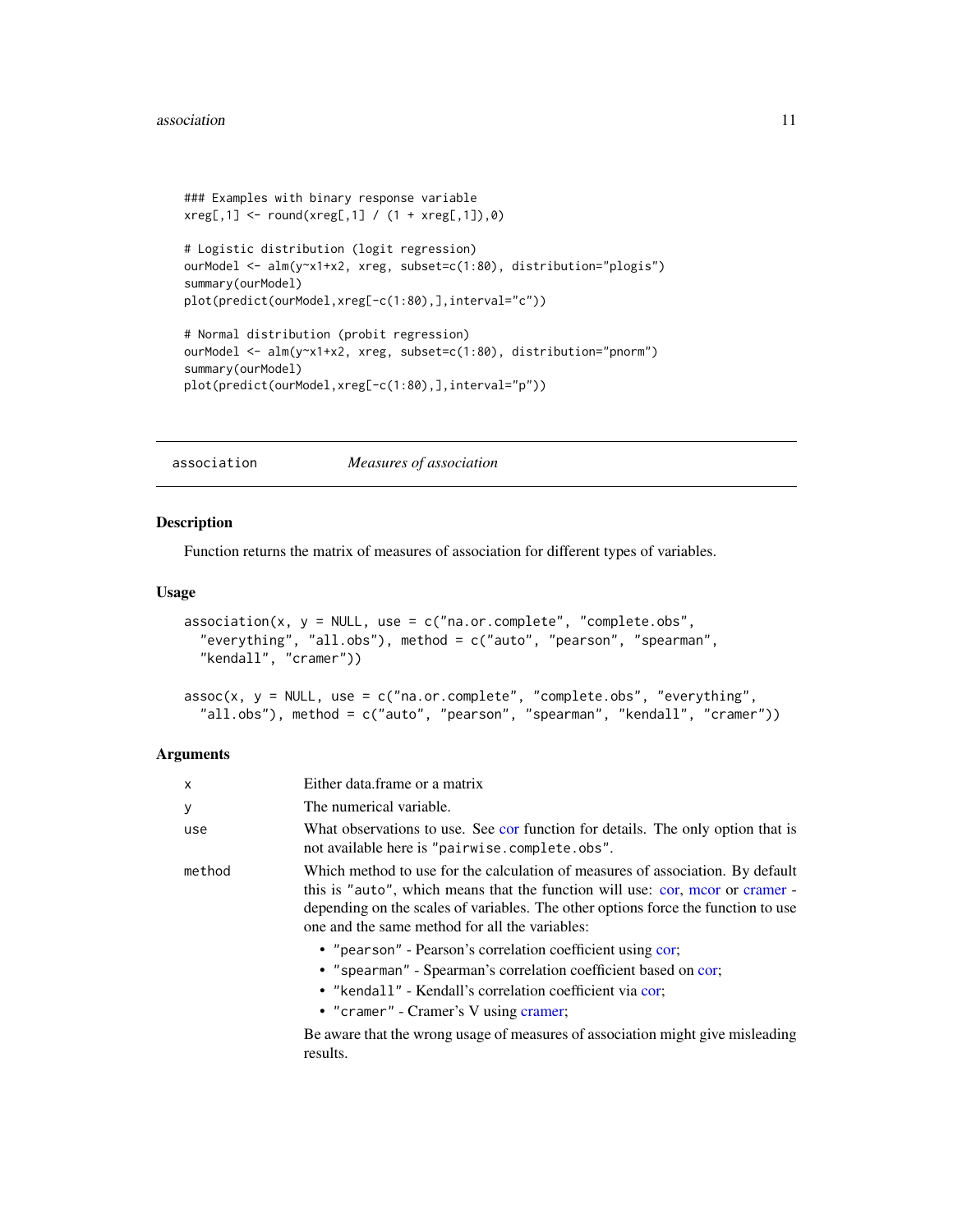```
### Examples with binary response variable
xreg[,1] <- round(xreg[,1] / (1 + xreg[,1]),0)

# Logistic distribution (logit regression)
ourModel <- alm(y~x1+x2, xreg, subset=c(1:80), distribution="plogis")
summary(ourModel)
plot(predict(ourModel,xreg[-c(1:80),],interval="c"))

# Normal distribution (probit regression)
ourModel <- alm(y~x1+x2, xreg, subset=c(1:80), distribution="pnorm")
summary(ourModel)
plot(predict(ourModel,xreg[-c(1:80),],interval="p"))
```

---

## association *Measures of association*

---

### Description

Function returns the matrix of measures of association for different types of variables.

### Usage

```
association(x, y = NULL, use = c("na.or.complete", "complete.obs",
  "everything", "all.obs"), method = c("auto", "pearson", "spearman",
  "kendall", "cramer"))

assoc(x, y = NULL, use = c("na.or.complete", "complete.obs", "everything",
  "all.obs"), method = c("auto", "pearson", "spearman", "kendall", "cramer"))
```

### Arguments

| | |
|---|---|
| `x` | Either data.frame or a matrix |
| `y` | The numerical variable. |
| `use` | What observations to use. See cor function for details. The only option that is not available here is `"pairwise.complete.obs"`. |
| `method` | Which method to use for the calculation of measures of association. By default this is `"auto"`, which means that the function will use: cor, mcor or cramer - depending on the scales of variables. The other options force the function to use one and the same method for all the variables: <br>• `"pearson"` - Pearson's correlation coefficient using cor; <br>• `"spearman"` - Spearman's correlation coefficient based on cor; <br>• `"kendall"` - Kendall's correlation coefficient via cor; <br>• `"cramer"` - Cramer's V using cramer; <br>Be aware that the wrong usage of measures of association might give misleading results. |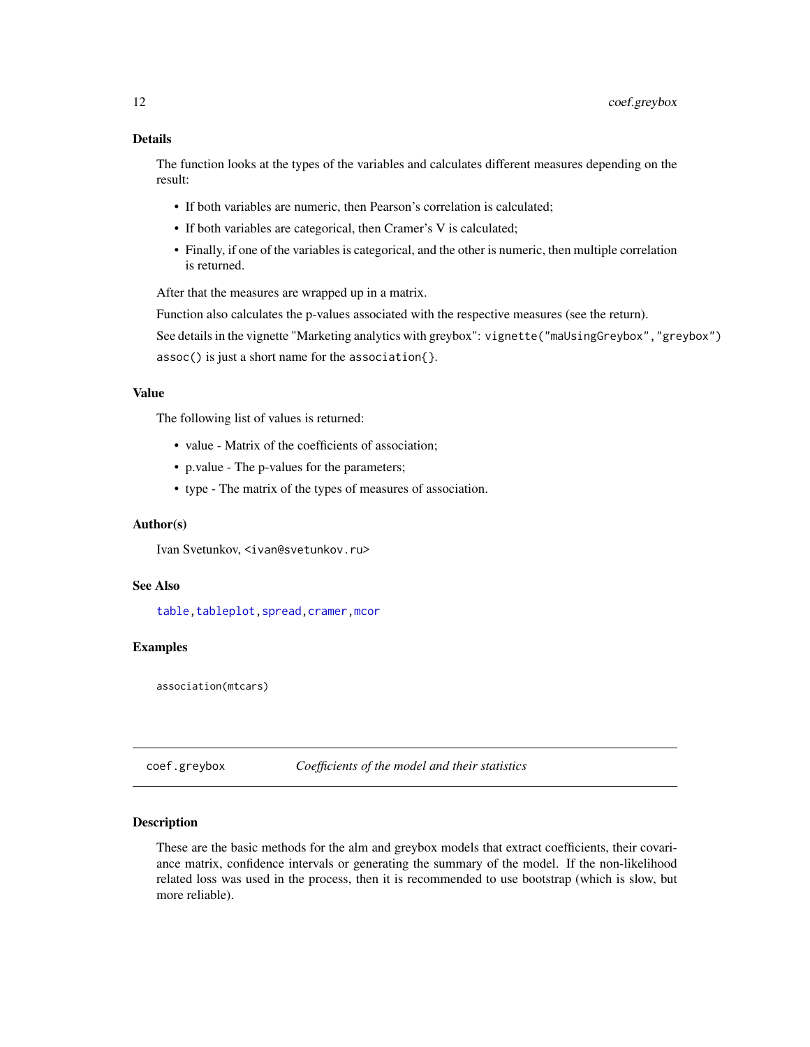### Details

The function looks at the types of the variables and calculates different measures depending on the result:

- If both variables are numeric, then Pearson's correlation is calculated;
- If both variables are categorical, then Cramer's V is calculated;
- Finally, if one of the variables is categorical, and the other is numeric, then multiple correlation is returned.

After that the measures are wrapped up in a matrix.

Function also calculates the p-values associated with the respective measures (see the return).

See details in the vignette "Marketing analytics with greybox": `vignette("maUsingGreybox","greybox")`

`assoc()` is just a short name for the `association{}`.

### Value

The following list of values is returned:

- value - Matrix of the coefficients of association;
- p.value - The p-values for the parameters;
- type - The matrix of the types of measures of association.

### Author(s)

Ivan Svetunkov, <ivan@svetunkov.ru>

### See Also

table, tableplot, spread, cramer, mcor

### Examples

```
association(mtcars)
```

---

## coef.greybox — *Coefficients of the model and their statistics*

### Description

These are the basic methods for the alm and greybox models that extract coefficients, their covariance matrix, confidence intervals or generating the summary of the model. If the non-likelihood related loss was used in the process, then it is recommended to use bootstrap (which is slow, but more reliable).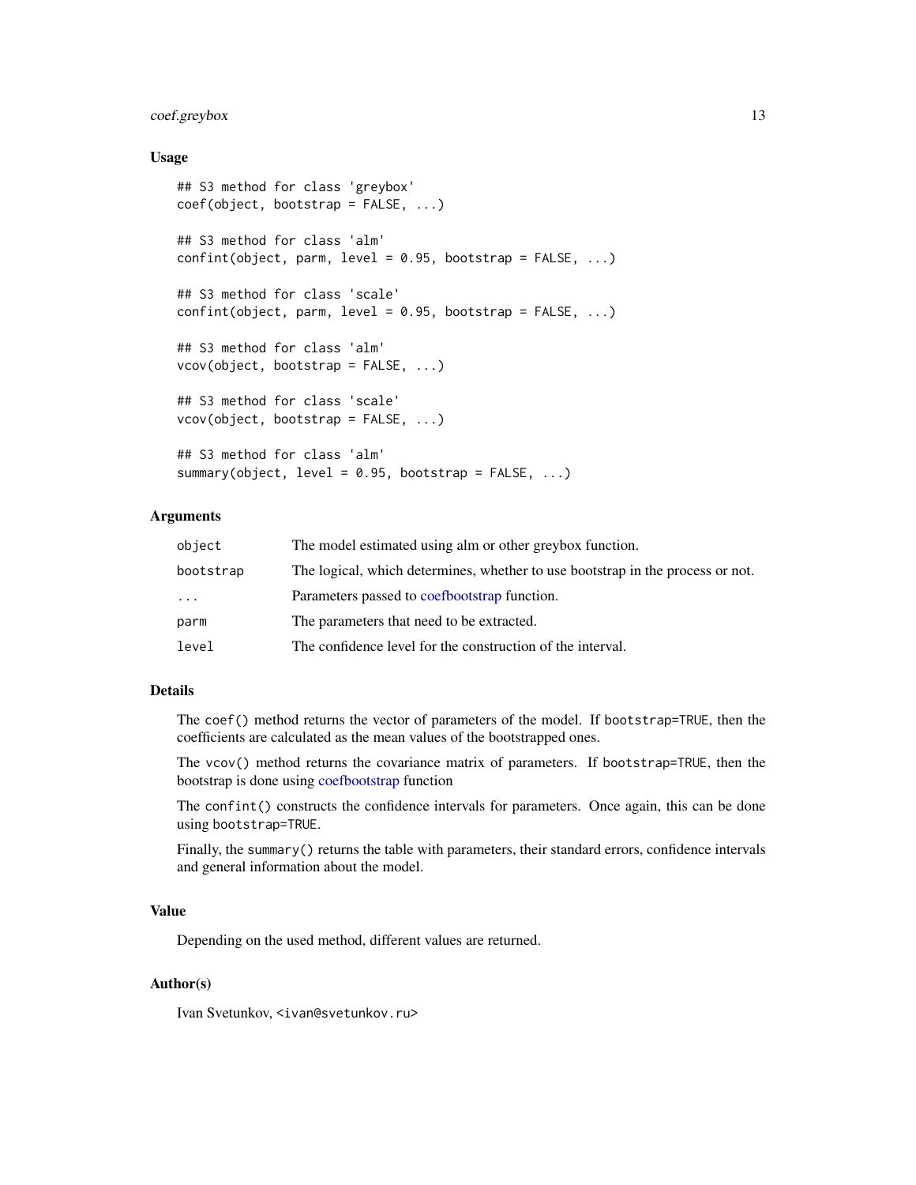## Usage

```
## S3 method for class 'greybox'
coef(object, bootstrap = FALSE, ...)

## S3 method for class 'alm'
confint(object, parm, level = 0.95, bootstrap = FALSE, ...)

## S3 method for class 'scale'
confint(object, parm, level = 0.95, bootstrap = FALSE, ...)

## S3 method for class 'alm'
vcov(object, bootstrap = FALSE, ...)

## S3 method for class 'scale'
vcov(object, bootstrap = FALSE, ...)

## S3 method for class 'alm'
summary(object, level = 0.95, bootstrap = FALSE, ...)
```

## Arguments

| | |
|---|---|
| `object` | The model estimated using alm or other greybox function. |
| `bootstrap` | The logical, which determines, whether to use bootstrap in the process or not. |
| `...` | Parameters passed to coefbootstrap function. |
| `parm` | The parameters that need to be extracted. |
| `level` | The confidence level for the construction of the interval. |

## Details

The `coef()` method returns the vector of parameters of the model. If `bootstrap=TRUE`, then the coefficients are calculated as the mean values of the bootstrapped ones.

The `vcov()` method returns the covariance matrix of parameters. If `bootstrap=TRUE`, then the bootstrap is done using coefbootstrap function

The `confint()` constructs the confidence intervals for parameters. Once again, this can be done using `bootstrap=TRUE`.

Finally, the `summary()` returns the table with parameters, their standard errors, confidence intervals and general information about the model.

## Value

Depending on the used method, different values are returned.

## Author(s)

Ivan Svetunkov, <ivan@svetunkov.ru>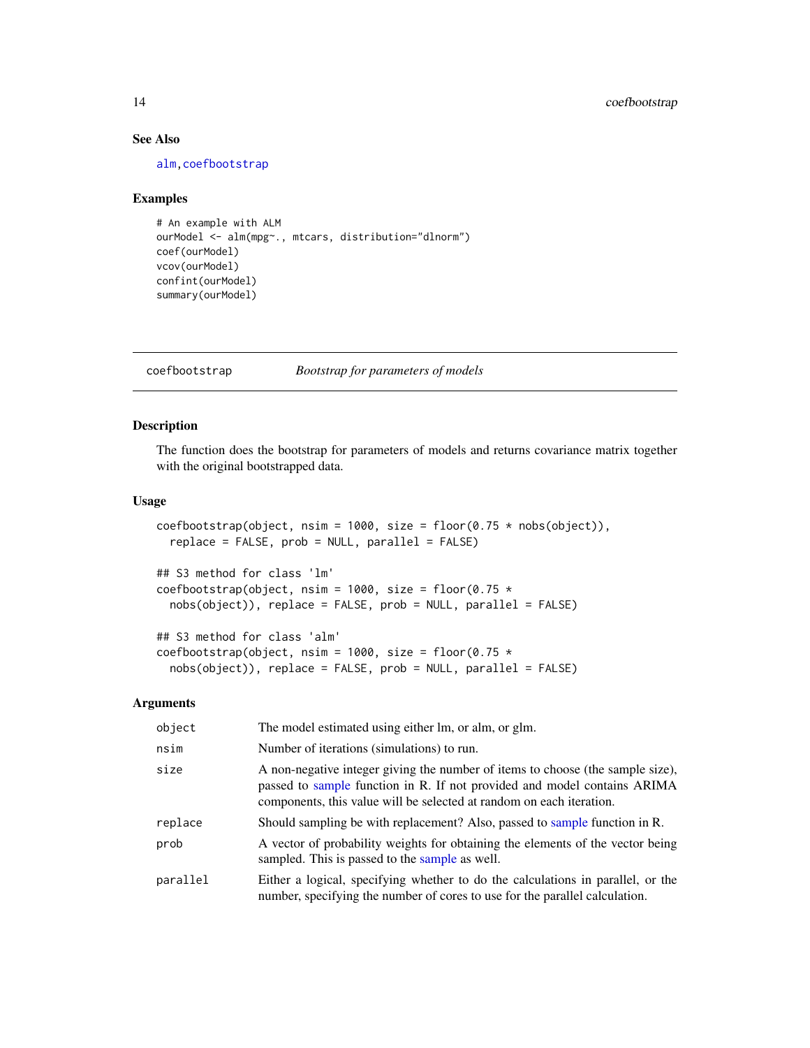### See Also

alm, coefbootstrap

### Examples

```
# An example with ALM
ourModel <- alm(mpg~., mtcars, distribution="dlnorm")
coef(ourModel)
vcov(ourModel)
confint(ourModel)
summary(ourModel)
```

---

## coefbootstrap &nbsp;&nbsp;&nbsp; *Bootstrap for parameters of models*

---

### Description

The function does the bootstrap for parameters of models and returns covariance matrix together with the original bootstrapped data.

### Usage

```
coefbootstrap(object, nsim = 1000, size = floor(0.75 * nobs(object)),
  replace = FALSE, prob = NULL, parallel = FALSE)

## S3 method for class 'lm'
coefbootstrap(object, nsim = 1000, size = floor(0.75 *
  nobs(object)), replace = FALSE, prob = NULL, parallel = FALSE)

## S3 method for class 'alm'
coefbootstrap(object, nsim = 1000, size = floor(0.75 *
  nobs(object)), replace = FALSE, prob = NULL, parallel = FALSE)
```

### Arguments

| | |
|---|---|
| object | The model estimated using either lm, or alm, or glm. |
| nsim | Number of iterations (simulations) to run. |
| size | A non-negative integer giving the number of items to choose (the sample size), passed to sample function in R. If not provided and model contains ARIMA components, this value will be selected at random on each iteration. |
| replace | Should sampling be with replacement? Also, passed to sample function in R. |
| prob | A vector of probability weights for obtaining the elements of the vector being sampled. This is passed to the sample as well. |
| parallel | Either a logical, specifying whether to do the calculations in parallel, or the number, specifying the number of cores to use for the parallel calculation. |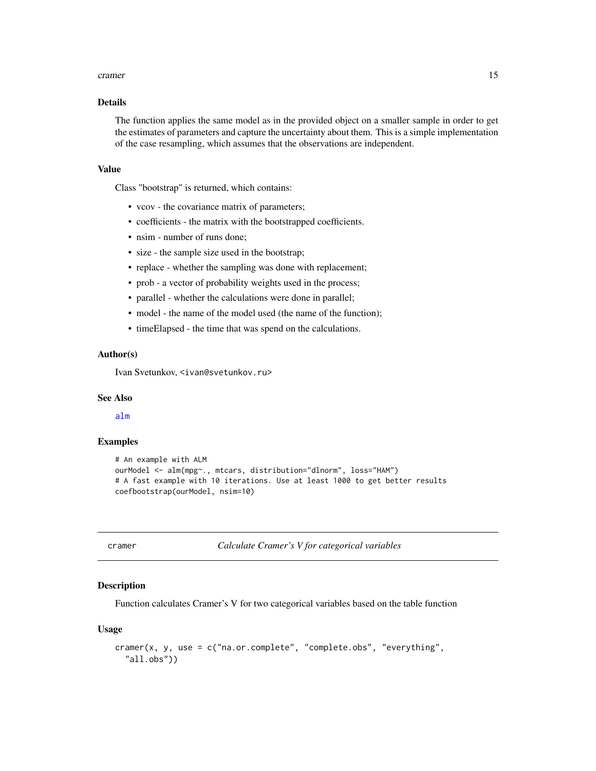### Details

The function applies the same model as in the provided object on a smaller sample in order to get the estimates of parameters and capture the uncertainty about them. This is a simple implementation of the case resampling, which assumes that the observations are independent.

### Value

Class "bootstrap" is returned, which contains:

- vcov - the covariance matrix of parameters;
- coefficients - the matrix with the bootstrapped coefficients.
- nsim - number of runs done;
- size - the sample size used in the bootstrap;
- replace - whether the sampling was done with replacement;
- prob - a vector of probability weights used in the process;
- parallel - whether the calculations were done in parallel;
- model - the name of the model used (the name of the function);
- timeElapsed - the time that was spend on the calculations.

### Author(s)

Ivan Svetunkov, <ivan@svetunkov.ru>

### See Also

alm

### Examples

```
# An example with ALM
ourModel <- alm(mpg~., mtcars, distribution="dlnorm", loss="HAM")
# A fast example with 10 iterations. Use at least 1000 to get better results
coefbootstrap(ourModel, nsim=10)
```

---

## cramer — *Calculate Cramer's V for categorical variables*

### Description

Function calculates Cramer's V for two categorical variables based on the table function

### Usage

```
cramer(x, y, use = c("na.or.complete", "complete.obs", "everything",
  "all.obs"))
```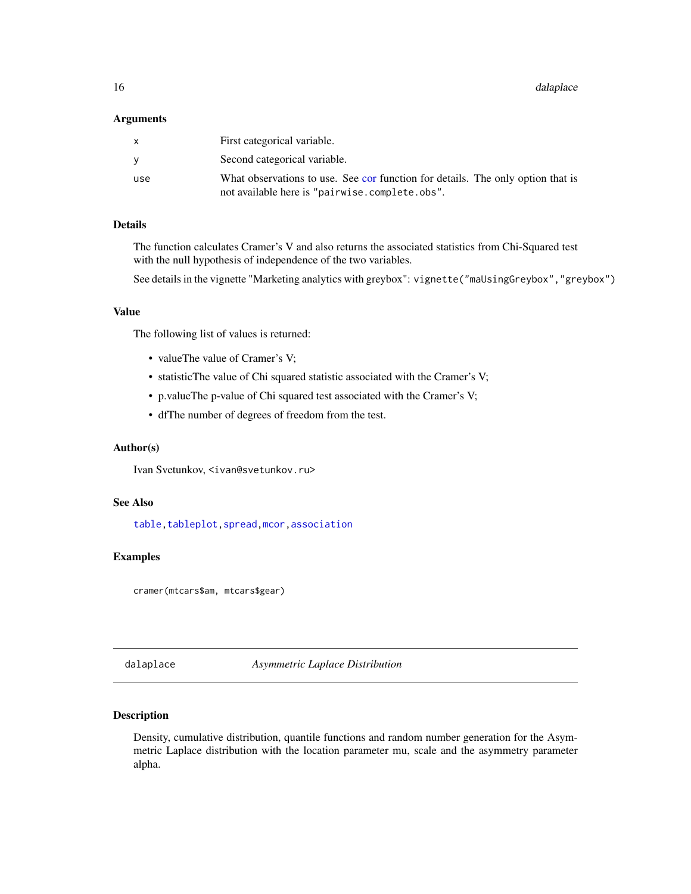### Arguments

| | |
|---|---|
| x | First categorical variable. |
| y | Second categorical variable. |
| use | What observations to use. See cor function for details. The only option that is not available here is "pairwise.complete.obs". |

### Details

The function calculates Cramer's V and also returns the associated statistics from Chi-Squared test with the null hypothesis of independence of the two variables.

See details in the vignette "Marketing analytics with greybox": `vignette("maUsingGreybox","greybox")`

### Value

The following list of values is returned:

- valueThe value of Cramer's V;
- statisticThe value of Chi squared statistic associated with the Cramer's V;
- p.valueThe p-value of Chi squared test associated with the Cramer's V;
- dfThe number of degrees of freedom from the test.

### Author(s)

Ivan Svetunkov, <ivan@svetunkov.ru>

### See Also

table, tableplot, spread, mcor, association

### Examples

```
cramer(mtcars$am, mtcars$gear)
```

---

## dalaplace — *Asymmetric Laplace Distribution*

### Description

Density, cumulative distribution, quantile functions and random number generation for the Asymmetric Laplace distribution with the location parameter mu, scale and the asymmetry parameter alpha.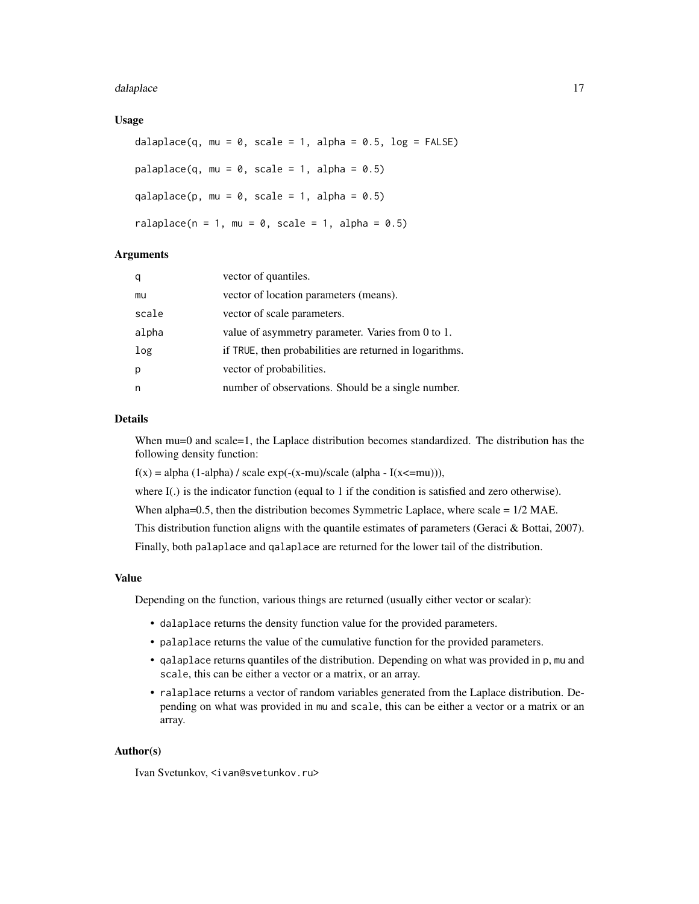### Usage

```
dalaplace(q, mu = 0, scale = 1, alpha = 0.5, log = FALSE)

palaplace(q, mu = 0, scale = 1, alpha = 0.5)

qalaplace(p, mu = 0, scale = 1, alpha = 0.5)

ralaplace(n = 1, mu = 0, scale = 1, alpha = 0.5)
```

### Arguments

| | |
|---|---|
| q | vector of quantiles. |
| mu | vector of location parameters (means). |
| scale | vector of scale parameters. |
| alpha | value of asymmetry parameter. Varies from 0 to 1. |
| log | if TRUE, then probabilities are returned in logarithms. |
| p | vector of probabilities. |
| n | number of observations. Should be a single number. |

### Details

When mu=0 and scale=1, the Laplace distribution becomes standardized. The distribution has the following density function:

f(x) = alpha (1-alpha) / scale exp(-(x-mu)/scale (alpha - I(x<=mu))),

where I(.) is the indicator function (equal to 1 if the condition is satisfied and zero otherwise).

When alpha=0.5, then the distribution becomes Symmetric Laplace, where scale = 1/2 MAE.

This distribution function aligns with the quantile estimates of parameters (Geraci & Bottai, 2007).

Finally, both palaplace and qalaplace are returned for the lower tail of the distribution.

### Value

Depending on the function, various things are returned (usually either vector or scalar):

- dalaplace returns the density function value for the provided parameters.
- palaplace returns the value of the cumulative function for the provided parameters.
- qalaplace returns quantiles of the distribution. Depending on what was provided in p, mu and scale, this can be either a vector or a matrix, or an array.
- ralaplace returns a vector of random variables generated from the Laplace distribution. Depending on what was provided in mu and scale, this can be either a vector or a matrix or an array.

### Author(s)

Ivan Svetunkov, <ivan@svetunkov.ru>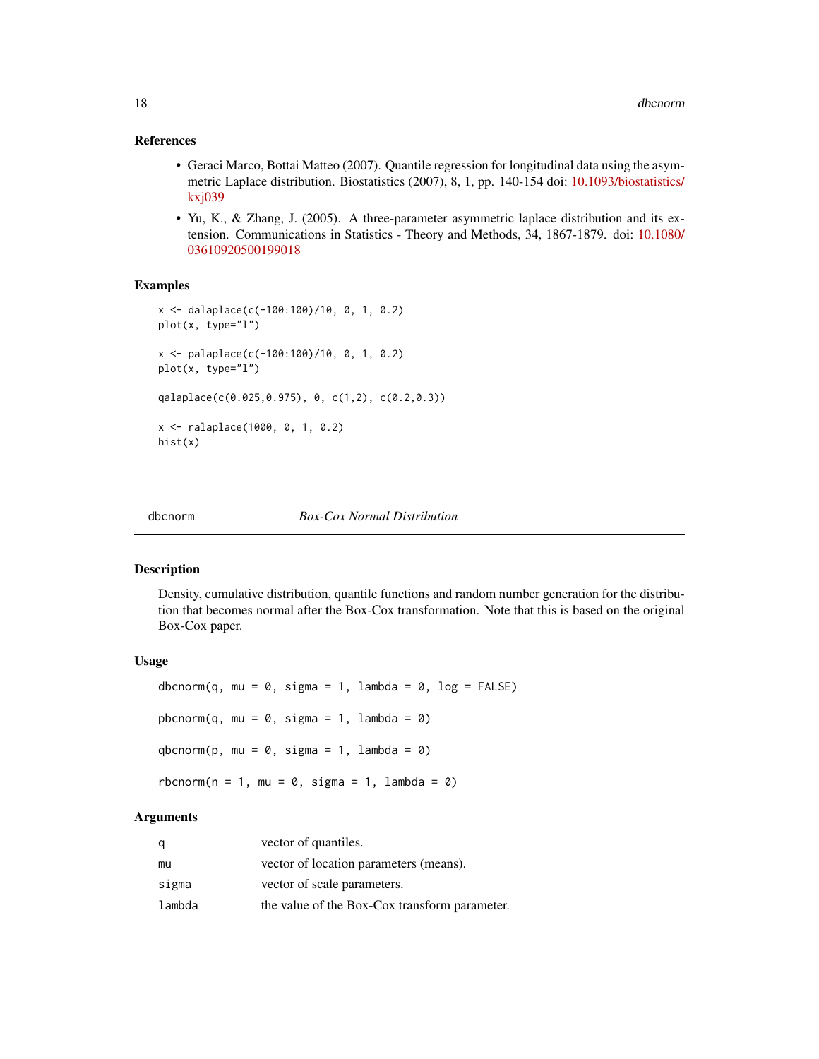## References

- Geraci Marco, Bottai Matteo (2007). Quantile regression for longitudinal data using the asymmetric Laplace distribution. Biostatistics (2007), 8, 1, pp. 140-154 doi: 10.1093/biostatistics/kxj039
- Yu, K., & Zhang, J. (2005). A three-parameter asymmetric laplace distribution and its extension. Communications in Statistics - Theory and Methods, 34, 1867-1879. doi: 10.1080/03610920500199018

## Examples

```
x <- dalaplace(c(-100:100)/10, 0, 1, 0.2)
plot(x, type="l")

x <- palaplace(c(-100:100)/10, 0, 1, 0.2)
plot(x, type="l")

qalaplace(c(0.025,0.975), 0, c(1,2), c(0.2,0.3))

x <- ralaplace(1000, 0, 1, 0.2)
hist(x)
```

---

# dbcnorm — *Box-Cox Normal Distribution*

## Description

Density, cumulative distribution, quantile functions and random number generation for the distribution that becomes normal after the Box-Cox transformation. Note that this is based on the original Box-Cox paper.

## Usage

```
dbcnorm(q, mu = 0, sigma = 1, lambda = 0, log = FALSE)

pbcnorm(q, mu = 0, sigma = 1, lambda = 0)

qbcnorm(p, mu = 0, sigma = 1, lambda = 0)

rbcnorm(n = 1, mu = 0, sigma = 1, lambda = 0)
```

## Arguments

| | |
|---|---|
| q | vector of quantiles. |
| mu | vector of location parameters (means). |
| sigma | vector of scale parameters. |
| lambda | the value of the Box-Cox transform parameter. |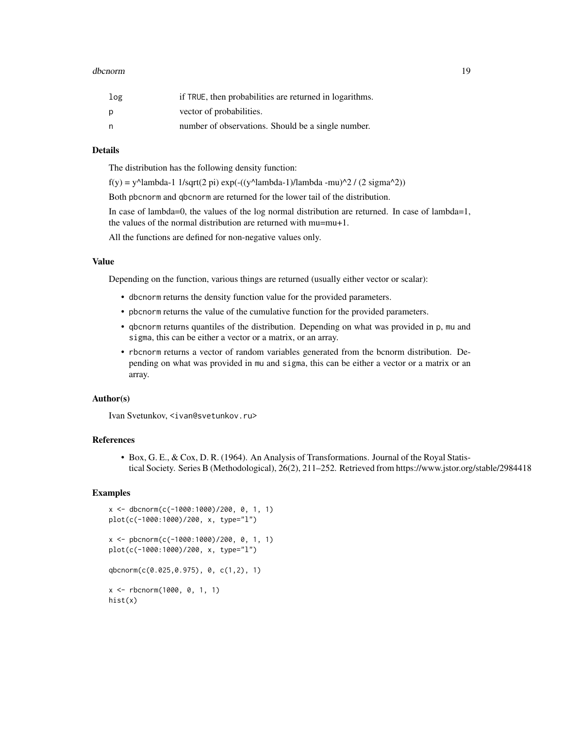| | |
|---|---|
| log | if TRUE, then probabilities are returned in logarithms. |
| p | vector of probabilities. |
| n | number of observations. Should be a single number. |

## Details

The distribution has the following density function:

f(y) = y^lambda-1 1/sqrt(2 pi) exp(-((y^lambda-1)/lambda -mu)^2 / (2 sigma^2))

Both pbcnorm and qbcnorm are returned for the lower tail of the distribution.

In case of lambda=0, the values of the log normal distribution are returned. In case of lambda=1, the values of the normal distribution are returned with mu=mu+1.

All the functions are defined for non-negative values only.

## Value

Depending on the function, various things are returned (usually either vector or scalar):

- dbcnorm returns the density function value for the provided parameters.
- pbcnorm returns the value of the cumulative function for the provided parameters.
- qbcnorm returns quantiles of the distribution. Depending on what was provided in p, mu and sigma, this can be either a vector or a matrix, or an array.
- rbcnorm returns a vector of random variables generated from the bcnorm distribution. Depending on what was provided in mu and sigma, this can be either a vector or a matrix or an array.

## Author(s)

Ivan Svetunkov, <ivan@svetunkov.ru>

## References

- Box, G. E., & Cox, D. R. (1964). An Analysis of Transformations. Journal of the Royal Statistical Society. Series B (Methodological), 26(2), 211–252. Retrieved from https://www.jstor.org/stable/2984418

## Examples

```
x <- dbcnorm(c(-1000:1000)/200, 0, 1, 1)
plot(c(-1000:1000)/200, x, type="l")

x <- pbcnorm(c(-1000:1000)/200, 0, 1, 1)
plot(c(-1000:1000)/200, x, type="l")

qbcnorm(c(0.025,0.975), 0, c(1,2), 1)

x <- rbcnorm(1000, 0, 1, 1)
hist(x)
```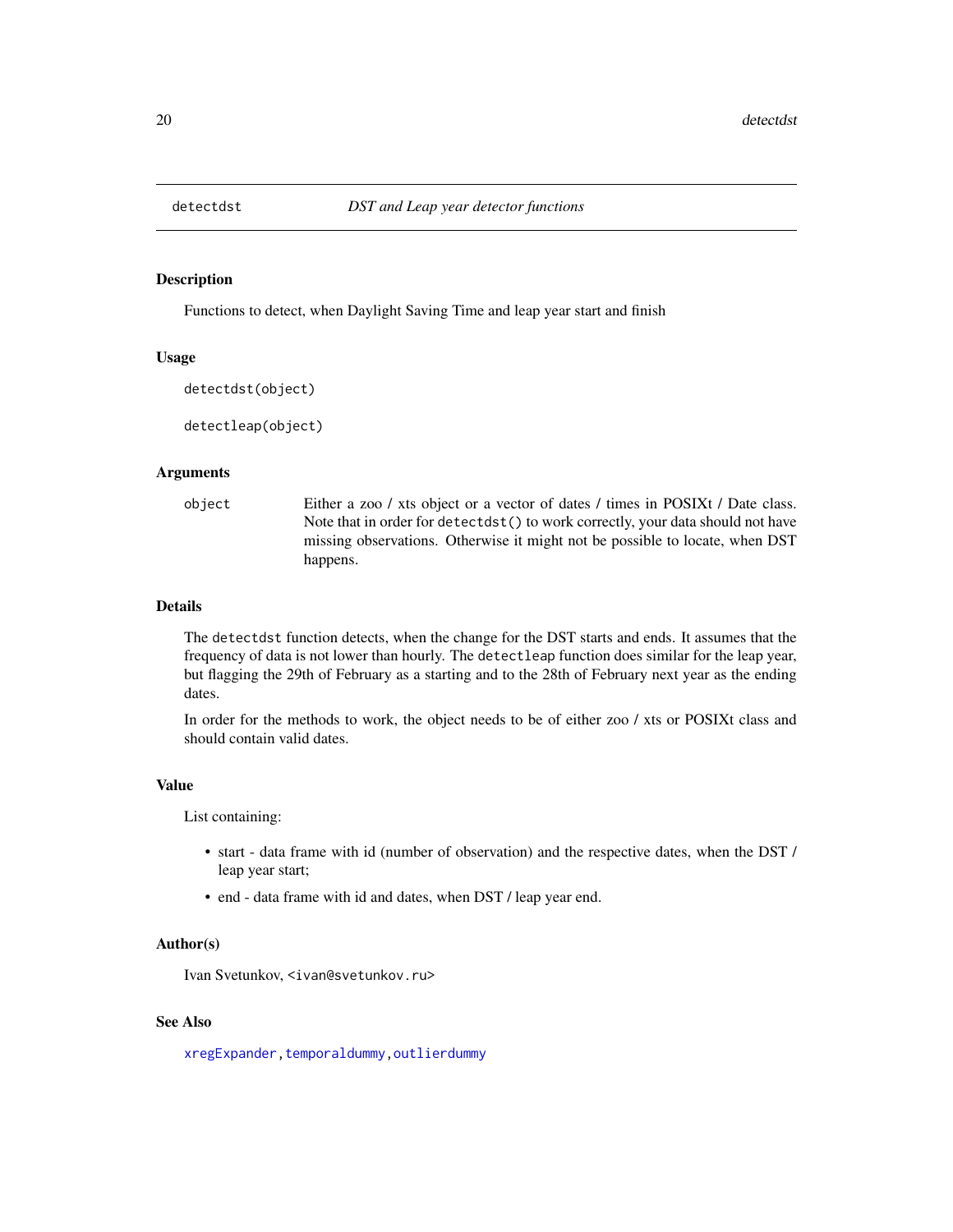## detectdst *DST and Leap year detector functions*

### Description

Functions to detect, when Daylight Saving Time and leap year start and finish

### Usage

```
detectdst(object)

detectleap(object)
```

### Arguments

| | |
|---|---|
| `object` | Either a zoo / xts object or a vector of dates / times in POSIXt / Date class. Note that in order for `detectdst()` to work correctly, your data should not have missing observations. Otherwise it might not be possible to locate, when DST happens. |

### Details

The `detectdst` function detects, when the change for the DST starts and ends. It assumes that the frequency of data is not lower than hourly. The `detectleap` function does similar for the leap year, but flagging the 29th of February as a starting and to the 28th of February next year as the ending dates.

In order for the methods to work, the object needs to be of either zoo / xts or POSIXt class and should contain valid dates.

### Value

List containing:

- start - data frame with id (number of observation) and the respective dates, when the DST / leap year start;
- end - data frame with id and dates, when DST / leap year end.

### Author(s)

Ivan Svetunkov, <ivan@svetunkov.ru>

### See Also

`xregExpander`, `temporaldummy`, `outlierdummy`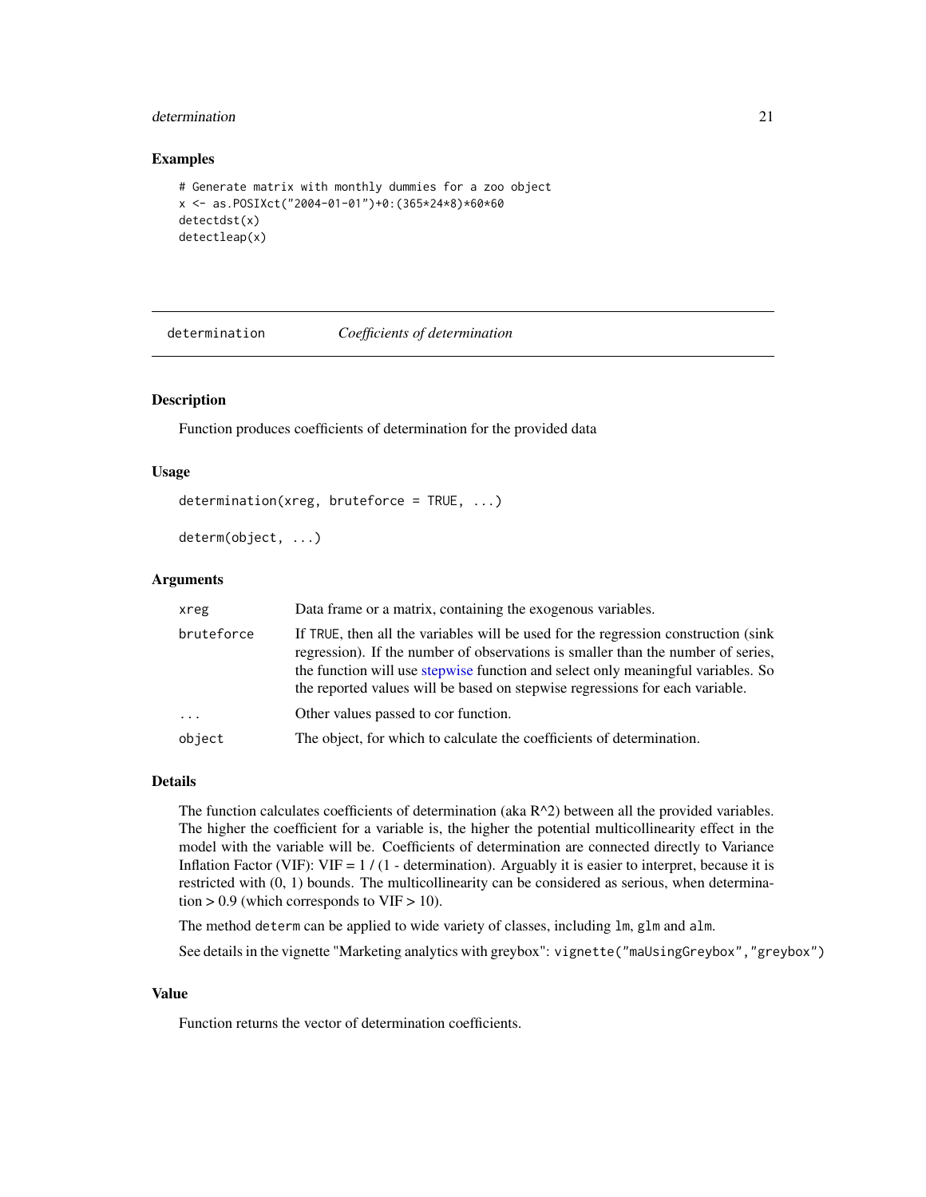### Examples

```
# Generate matrix with monthly dummies for a zoo object
x <- as.POSIXct("2004-01-01")+0:(365*24*8)*60*60
detectdst(x)
detectleap(x)
```

---

## determination    *Coefficients of determination*

---

### Description

Function produces coefficients of determination for the provided data

### Usage

```
determination(xreg, bruteforce = TRUE, ...)

determ(object, ...)
```

### Arguments

| | |
|---|---|
| xreg | Data frame or a matrix, containing the exogenous variables. |
| bruteforce | If TRUE, then all the variables will be used for the regression construction (sink regression). If the number of observations is smaller than the number of series, the function will use stepwise function and select only meaningful variables. So the reported values will be based on stepwise regressions for each variable. |
| ... | Other values passed to cor function. |
| object | The object, for which to calculate the coefficients of determination. |

### Details

The function calculates coefficients of determination (aka $R^2$) between all the provided variables. The higher the coefficient for a variable is, the higher the potential multicollinearity effect in the model with the variable will be. Coefficients of determination are connected directly to Variance Inflation Factor (VIF): VIF = 1 / (1 - determination). Arguably it is easier to interpret, because it is restricted with (0, 1) bounds. The multicollinearity can be considered as serious, when determination > 0.9 (which corresponds to VIF > 10).

The method `determ` can be applied to wide variety of classes, including `lm`, `glm` and `alm`.

See details in the vignette "Marketing analytics with greybox": `vignette("maUsingGreybox","greybox")`

### Value

Function returns the vector of determination coefficients.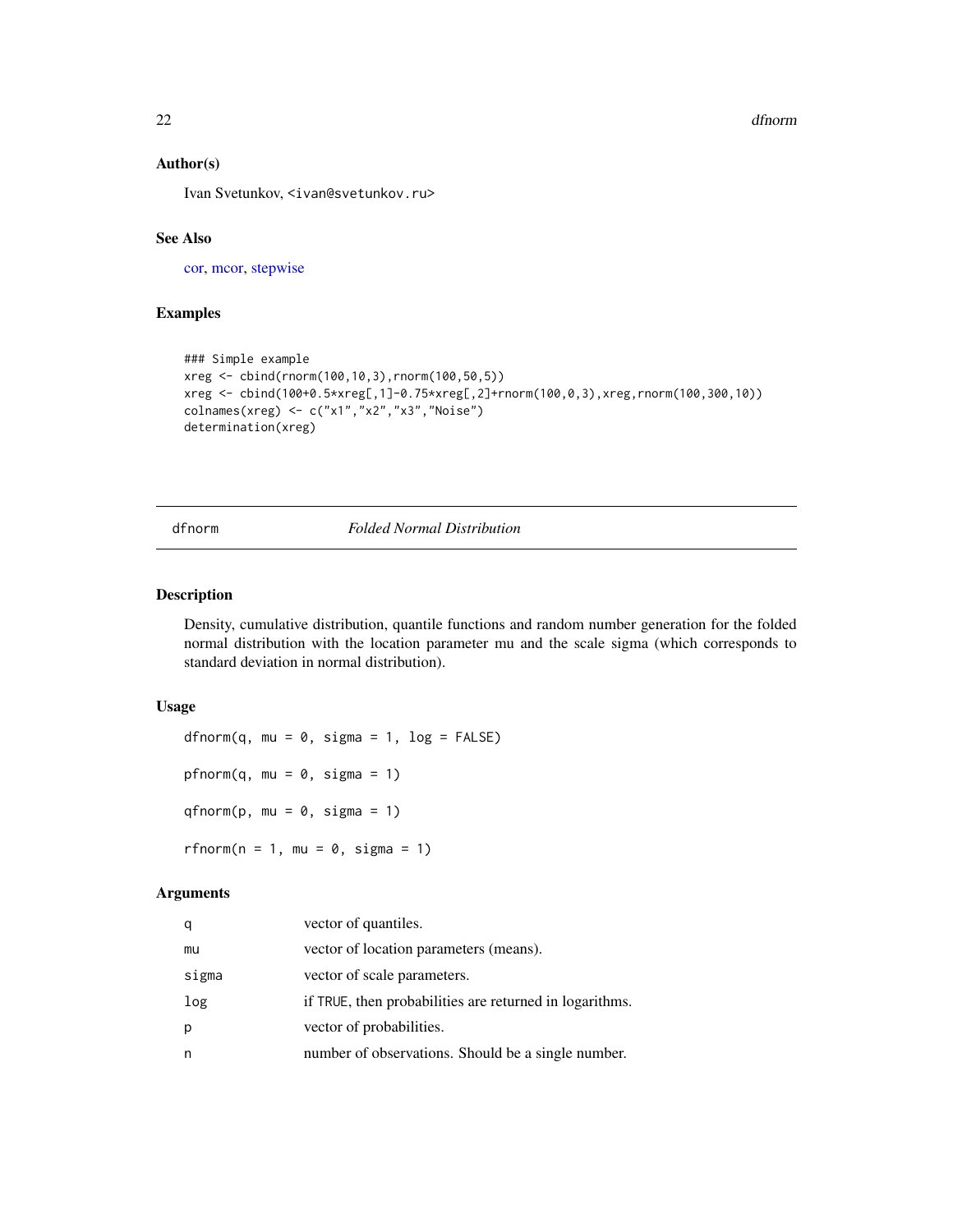### Author(s)

Ivan Svetunkov, <ivan@svetunkov.ru>

### See Also

cor, mcor, stepwise

### Examples

```
### Simple example
xreg <- cbind(rnorm(100,10,3),rnorm(100,50,5))
xreg <- cbind(100+0.5*xreg[,1]-0.75*xreg[,2]+rnorm(100,0,3),xreg,rnorm(100,300,10))
colnames(xreg) <- c("x1","x2","x3","Noise")
determination(xreg)
```

---

## dfnorm — *Folded Normal Distribution*

### Description

Density, cumulative distribution, quantile functions and random number generation for the folded normal distribution with the location parameter mu and the scale sigma (which corresponds to standard deviation in normal distribution).

### Usage

```
dfnorm(q, mu = 0, sigma = 1, log = FALSE)

pfnorm(q, mu = 0, sigma = 1)

qfnorm(p, mu = 0, sigma = 1)

rfnorm(n = 1, mu = 0, sigma = 1)
```

### Arguments

| | |
|---|---|
| q | vector of quantiles. |
| mu | vector of location parameters (means). |
| sigma | vector of scale parameters. |
| log | if TRUE, then probabilities are returned in logarithms. |
| p | vector of probabilities. |
| n | number of observations. Should be a single number. |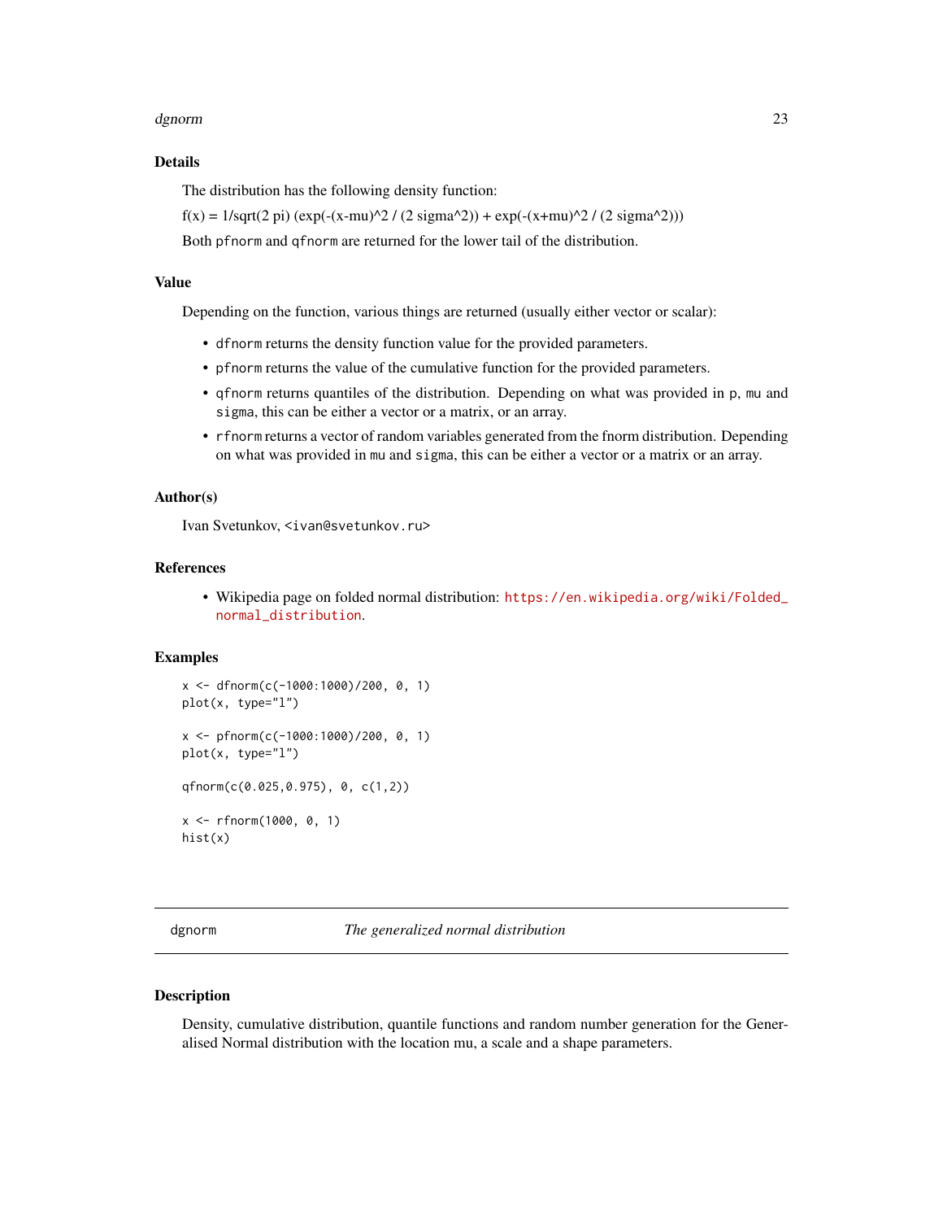### Details

The distribution has the following density function:

f(x) = 1/sqrt(2 pi) (exp(-(x-mu)^2 / (2 sigma^2)) + exp(-(x+mu)^2 / (2 sigma^2)))

Both `pfnorm` and `qfnorm` are returned for the lower tail of the distribution.

### Value

Depending on the function, various things are returned (usually either vector or scalar):

- `dfnorm` returns the density function value for the provided parameters.
- `pfnorm` returns the value of the cumulative function for the provided parameters.
- `qfnorm` returns quantiles of the distribution. Depending on what was provided in `p`, `mu` and `sigma`, this can be either a vector or a matrix, or an array.
- `rfnorm` returns a vector of random variables generated from the fnorm distribution. Depending on what was provided in `mu` and `sigma`, this can be either a vector or a matrix or an array.

### Author(s)

Ivan Svetunkov, `<ivan@svetunkov.ru>`

### References

- Wikipedia page on folded normal distribution: https://en.wikipedia.org/wiki/Folded_normal_distribution.

### Examples

```
x <- dfnorm(c(-1000:1000)/200, 0, 1)
plot(x, type="l")

x <- pfnorm(c(-1000:1000)/200, 0, 1)
plot(x, type="l")

qfnorm(c(0.025,0.975), 0, c(1,2))

x <- rfnorm(1000, 0, 1)
hist(x)
```

---

## dgnorm — *The generalized normal distribution*

### Description

Density, cumulative distribution, quantile functions and random number generation for the Generalised Normal distribution with the location mu, a scale and a shape parameters.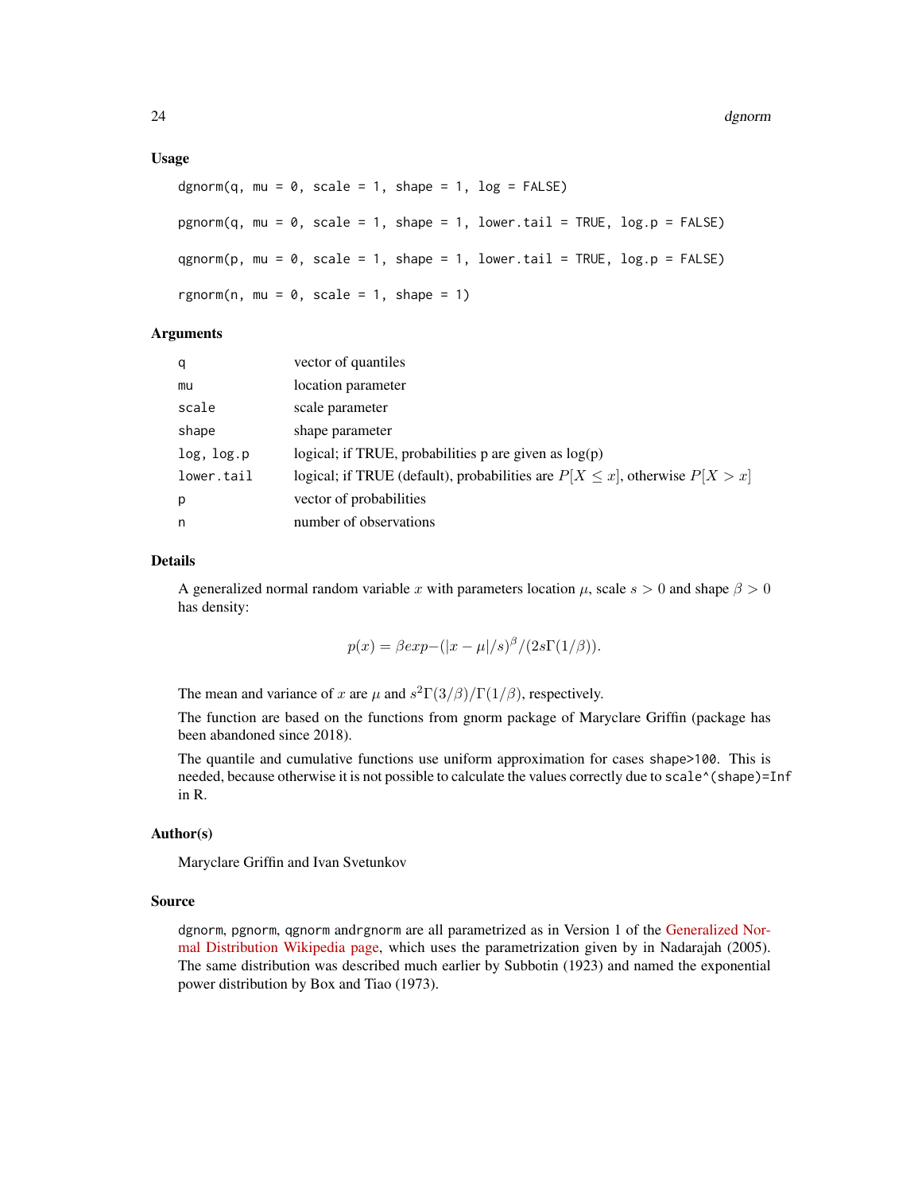### Usage

```
dgnorm(q, mu = 0, scale = 1, shape = 1, log = FALSE)

pgnorm(q, mu = 0, scale = 1, shape = 1, lower.tail = TRUE, log.p = FALSE)

qgnorm(p, mu = 0, scale = 1, shape = 1, lower.tail = TRUE, log.p = FALSE)

rgnorm(n, mu = 0, scale = 1, shape = 1)
```

### Arguments

| | |
|---|---|
| q | vector of quantiles |
| mu | location parameter |
| scale | scale parameter |
| shape | shape parameter |
| log, log.p | logical; if TRUE, probabilities p are given as log(p) |
| lower.tail | logical; if TRUE (default), probabilities are $P[X \leq x]$, otherwise $P[X > x]$ |
| p | vector of probabilities |
| n | number of observations |

### Details

A generalized normal random variable $x$ with parameters location $\mu$, scale $s > 0$ and shape $\beta > 0$ has density:

$$p(x) = \beta exp - (|x - \mu|/s)^\beta / (2s\Gamma(1/\beta)).$$

The mean and variance of $x$ are $\mu$ and $s^2\Gamma(3/\beta)/\Gamma(1/\beta)$, respectively.

The function are based on the functions from gnorm package of Maryclare Griffin (package has been abandoned since 2018).

The quantile and cumulative functions use uniform approximation for cases `shape>100`. This is needed, because otherwise it is not possible to calculate the values correctly due to `scale^(shape)=Inf` in R.

### Author(s)

Maryclare Griffin and Ivan Svetunkov

### Source

`dgnorm`, `pgnorm`, `qgnorm` and`rgnorm` are all parametrized as in Version 1 of the Generalized Normal Distribution Wikipedia page, which uses the parametrization given by in Nadarajah (2005). The same distribution was described much earlier by Subbotin (1923) and named the exponential power distribution by Box and Tiao (1973).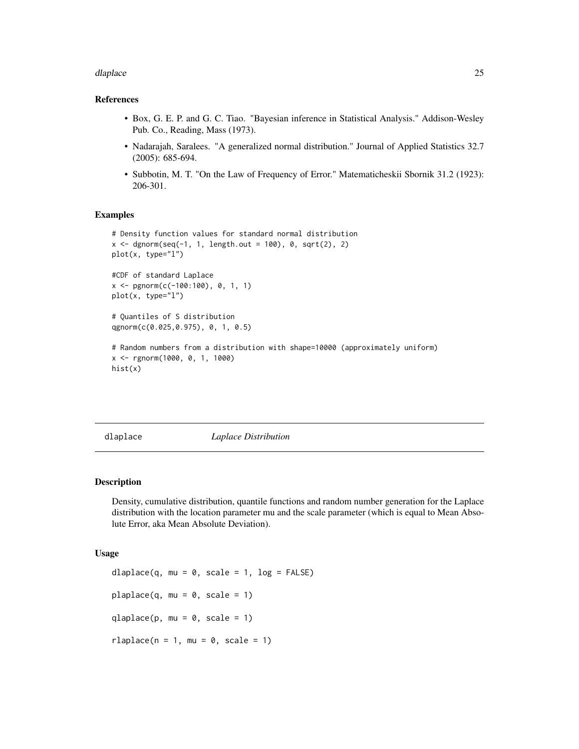## References

- Box, G. E. P. and G. C. Tiao. "Bayesian inference in Statistical Analysis." Addison-Wesley Pub. Co., Reading, Mass (1973).
- Nadarajah, Saralees. "A generalized normal distribution." Journal of Applied Statistics 32.7 (2005): 685-694.
- Subbotin, M. T. "On the Law of Frequency of Error." Matematicheskii Sbornik 31.2 (1923): 206-301.

## Examples

```
# Density function values for standard normal distribution
x <- dgnorm(seq(-1, 1, length.out = 100), 0, sqrt(2), 2)
plot(x, type="l")

#CDF of standard Laplace
x <- pgnorm(c(-100:100), 0, 1, 1)
plot(x, type="l")

# Quantiles of S distribution
qgnorm(c(0.025,0.975), 0, 1, 0.5)

# Random numbers from a distribution with shape=10000 (approximately uniform)
x <- rgnorm(1000, 0, 1, 1000)
hist(x)
```

---

# dlaplace — *Laplace Distribution*

## Description

Density, cumulative distribution, quantile functions and random number generation for the Laplace distribution with the location parameter mu and the scale parameter (which is equal to Mean Absolute Error, aka Mean Absolute Deviation).

## Usage

```
dlaplace(q, mu = 0, scale = 1, log = FALSE)

plaplace(q, mu = 0, scale = 1)

qlaplace(p, mu = 0, scale = 1)

rlaplace(n = 1, mu = 0, scale = 1)
```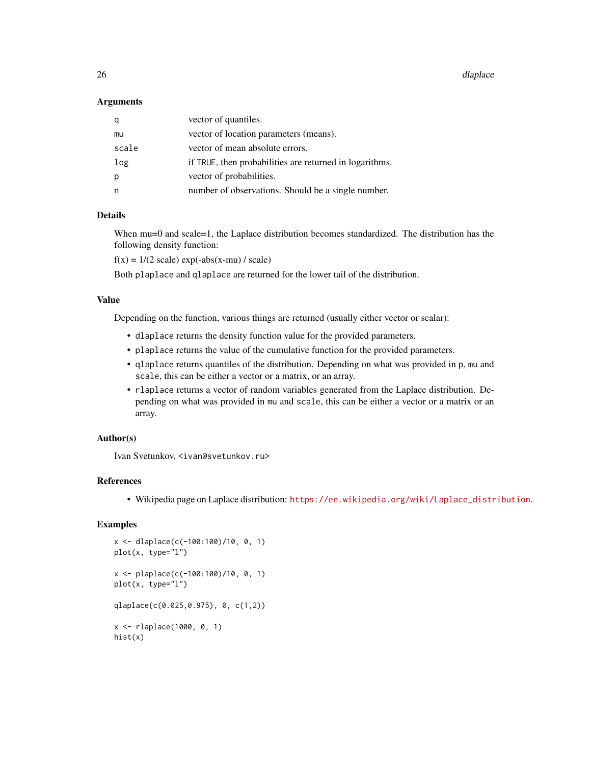## Arguments

| | |
|---|---|
| q | vector of quantiles. |
| mu | vector of location parameters (means). |
| scale | vector of mean absolute errors. |
| log | if TRUE, then probabilities are returned in logarithms. |
| p | vector of probabilities. |
| n | number of observations. Should be a single number. |

## Details

When mu=0 and scale=1, the Laplace distribution becomes standardized. The distribution has the following density function:

f(x) = 1/(2 scale) exp(-abs(x-mu) / scale)

Both `plaplace` and `qlaplace` are returned for the lower tail of the distribution.

## Value

Depending on the function, various things are returned (usually either vector or scalar):

- `dlaplace` returns the density function value for the provided parameters.
- `plaplace` returns the value of the cumulative function for the provided parameters.
- `qlaplace` returns quantiles of the distribution. Depending on what was provided in `p`, `mu` and `scale`, this can be either a vector or a matrix, or an array.
- `rlaplace` returns a vector of random variables generated from the Laplace distribution. Depending on what was provided in `mu` and `scale`, this can be either a vector or a matrix or an array.

## Author(s)

Ivan Svetunkov, <ivan@svetunkov.ru>

## References

- Wikipedia page on Laplace distribution: https://en.wikipedia.org/wiki/Laplace_distribution.

## Examples

```
x <- dlaplace(c(-100:100)/10, 0, 1)
plot(x, type="l")

x <- plaplace(c(-100:100)/10, 0, 1)
plot(x, type="l")

qlaplace(c(0.025,0.975), 0, c(1,2))

x <- rlaplace(1000, 0, 1)
hist(x)
```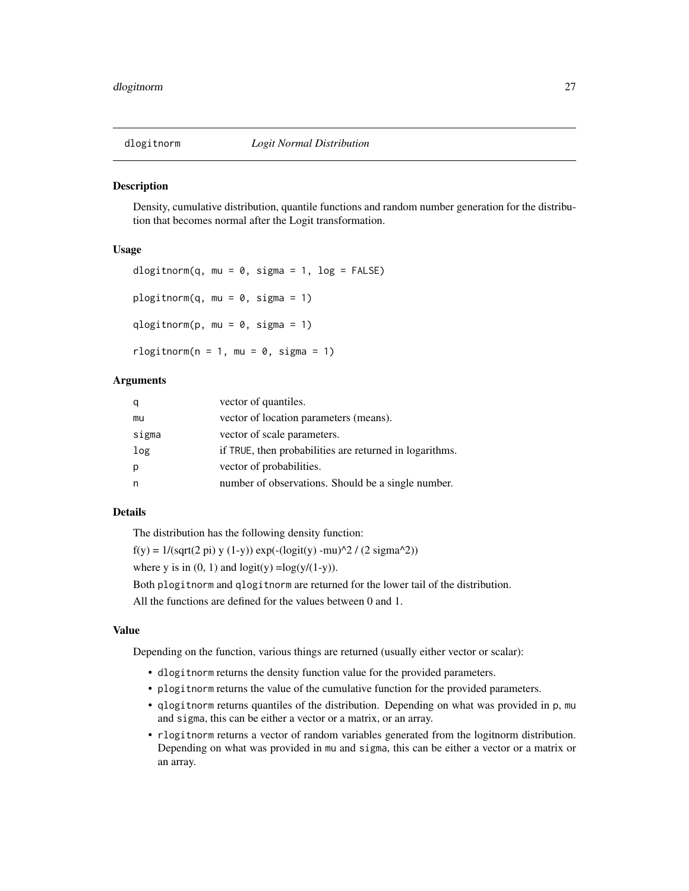## dlogitnorm *Logit Normal Distribution*

### Description

Density, cumulative distribution, quantile functions and random number generation for the distribution that becomes normal after the Logit transformation.

### Usage

```
dlogitnorm(q, mu = 0, sigma = 1, log = FALSE)

plogitnorm(q, mu = 0, sigma = 1)

qlogitnorm(p, mu = 0, sigma = 1)

rlogitnorm(n = 1, mu = 0, sigma = 1)
```

### Arguments

| | |
|---|---|
| q | vector of quantiles. |
| mu | vector of location parameters (means). |
| sigma | vector of scale parameters. |
| log | if TRUE, then probabilities are returned in logarithms. |
| p | vector of probabilities. |
| n | number of observations. Should be a single number. |

### Details

The distribution has the following density function:

f(y) = 1/(sqrt(2 pi) y (1-y)) exp(-(logit(y) -mu)^2 / (2 sigma^2))

where y is in (0, 1) and logit(y) =log(y/(1-y)).

Both plogitnorm and qlogitnorm are returned for the lower tail of the distribution.

All the functions are defined for the values between 0 and 1.

### Value

Depending on the function, various things are returned (usually either vector or scalar):

- dlogitnorm returns the density function value for the provided parameters.
- plogitnorm returns the value of the cumulative function for the provided parameters.
- qlogitnorm returns quantiles of the distribution. Depending on what was provided in p, mu and sigma, this can be either a vector or a matrix, or an array.
- rlogitnorm returns a vector of random variables generated from the logitnorm distribution. Depending on what was provided in mu and sigma, this can be either a vector or a matrix or an array.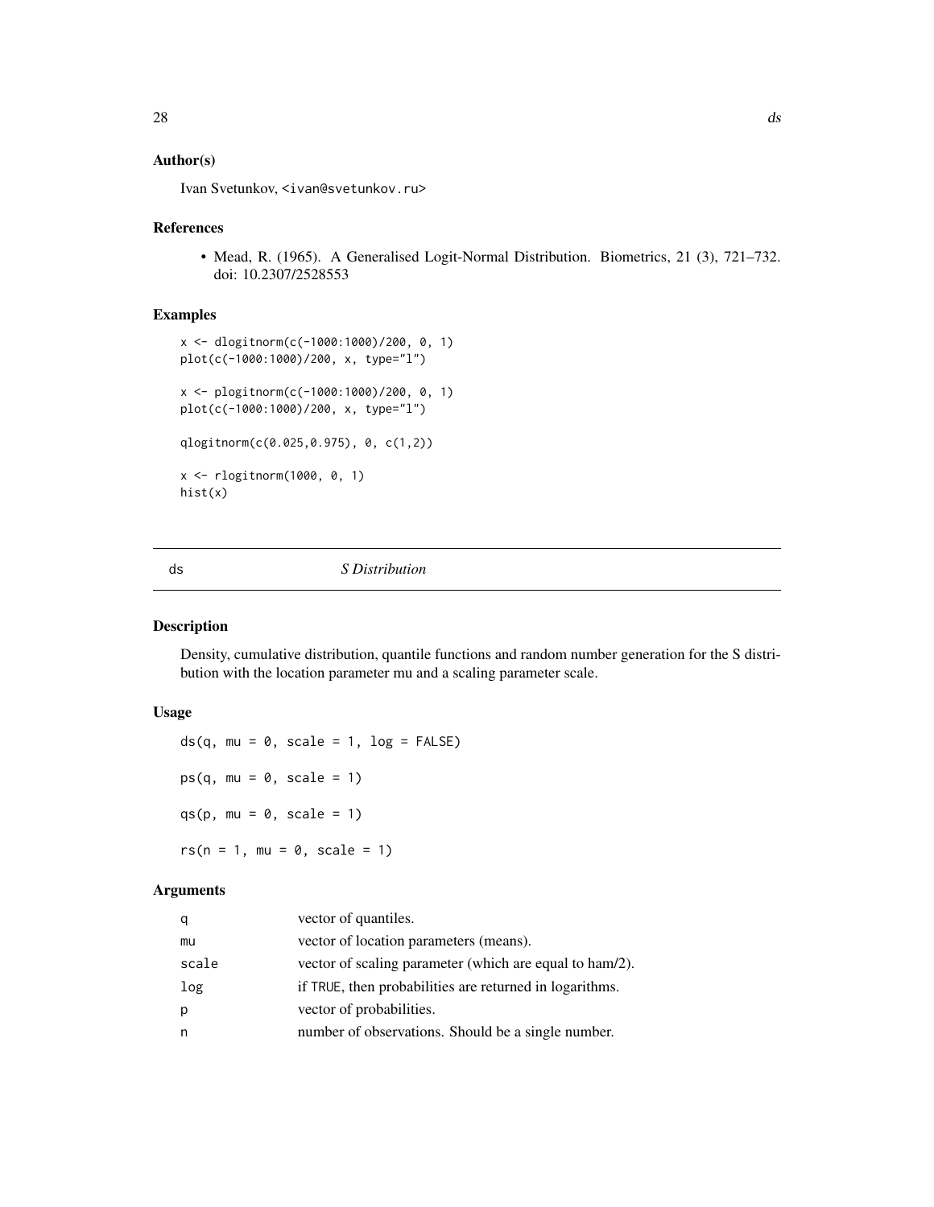### Author(s)

Ivan Svetunkov, <ivan@svetunkov.ru>

### References

- Mead, R. (1965). A Generalised Logit-Normal Distribution. Biometrics, 21 (3), 721–732. doi: 10.2307/2528553

### Examples

```
x <- dlogitnorm(c(-1000:1000)/200, 0, 1)
plot(c(-1000:1000)/200, x, type="l")

x <- plogitnorm(c(-1000:1000)/200, 0, 1)
plot(c(-1000:1000)/200, x, type="l")

qlogitnorm(c(0.025,0.975), 0, c(1,2))

x <- rlogitnorm(1000, 0, 1)
hist(x)
```

---

## ds *S Distribution*

### Description

Density, cumulative distribution, quantile functions and random number generation for the S distribution with the location parameter mu and a scaling parameter scale.

### Usage

```
ds(q, mu = 0, scale = 1, log = FALSE)

ps(q, mu = 0, scale = 1)

qs(p, mu = 0, scale = 1)

rs(n = 1, mu = 0, scale = 1)
```

### Arguments

| | |
|---|---|
| q | vector of quantiles. |
| mu | vector of location parameters (means). |
| scale | vector of scaling parameter (which are equal to ham/2). |
| log | if TRUE, then probabilities are returned in logarithms. |
| p | vector of probabilities. |
| n | number of observations. Should be a single number. |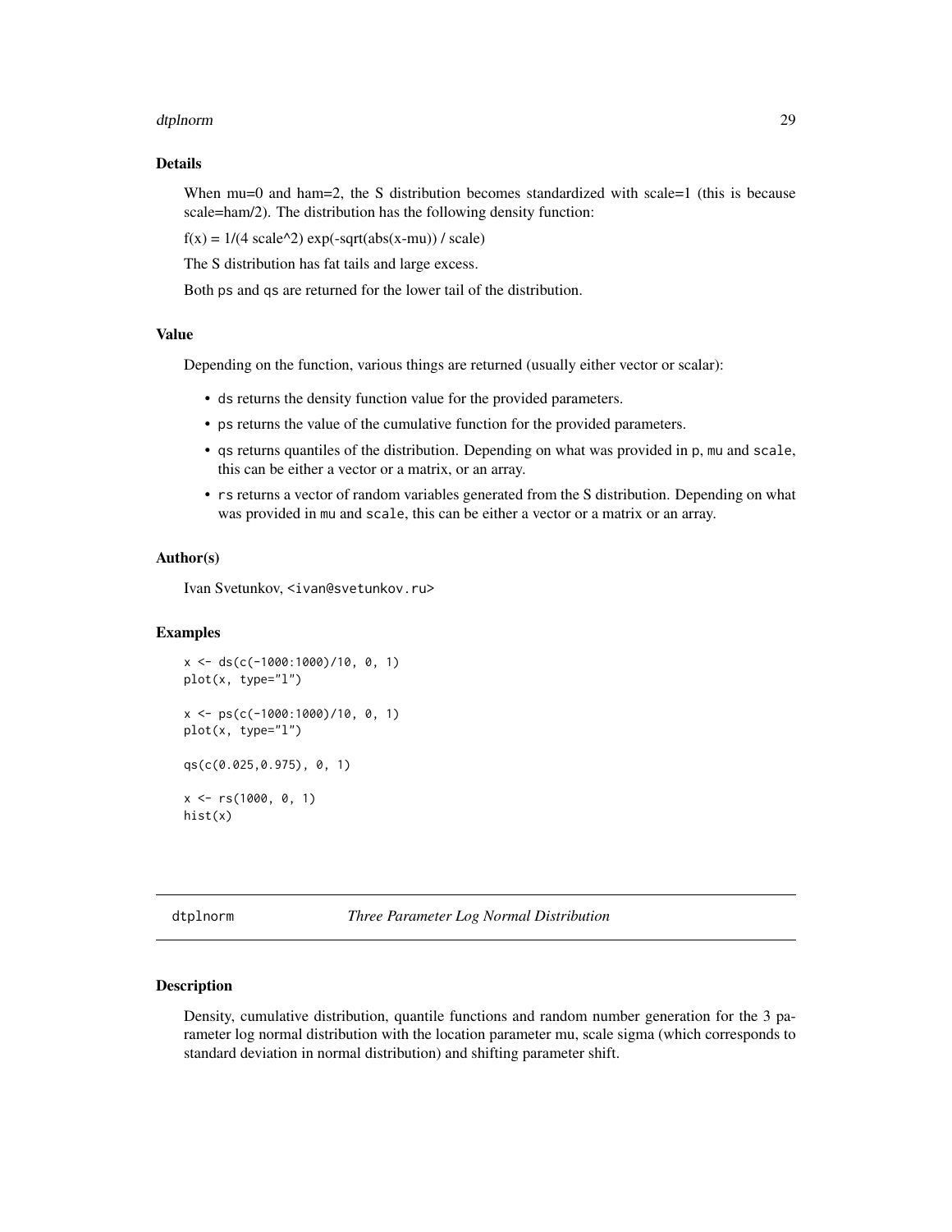## Details

When mu=0 and ham=2, the S distribution becomes standardized with scale=1 (this is because scale=ham/2). The distribution has the following density function:

f(x) = 1/(4 scale^2) exp(-sqrt(abs(x-mu)) / scale)

The S distribution has fat tails and large excess.

Both ps and qs are returned for the lower tail of the distribution.

## Value

Depending on the function, various things are returned (usually either vector or scalar):

- ds returns the density function value for the provided parameters.
- ps returns the value of the cumulative function for the provided parameters.
- qs returns quantiles of the distribution. Depending on what was provided in p, mu and scale, this can be either a vector or a matrix, or an array.
- rs returns a vector of random variables generated from the S distribution. Depending on what was provided in mu and scale, this can be either a vector or a matrix or an array.

## Author(s)

Ivan Svetunkov, <ivan@svetunkov.ru>

## Examples

```
x <- ds(c(-1000:1000)/10, 0, 1)
plot(x, type="l")

x <- ps(c(-1000:1000)/10, 0, 1)
plot(x, type="l")

qs(c(0.025,0.975), 0, 1)

x <- rs(1000, 0, 1)
hist(x)
```

---

# dtplnorm *Three Parameter Log Normal Distribution*

## Description

Density, cumulative distribution, quantile functions and random number generation for the 3 parameter log normal distribution with the location parameter mu, scale sigma (which corresponds to standard deviation in normal distribution) and shifting parameter shift.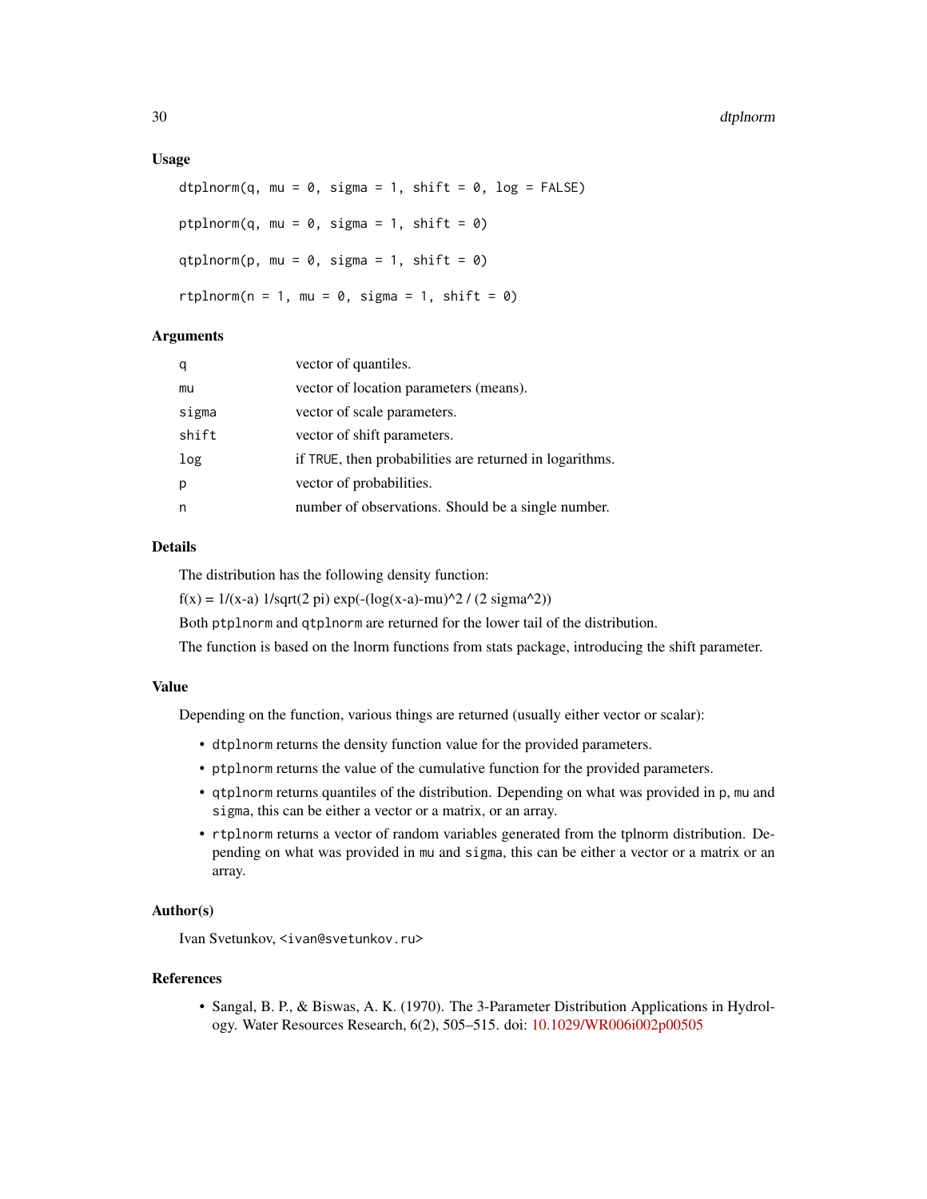### Usage

```
dtplnorm(q, mu = 0, sigma = 1, shift = 0, log = FALSE)

ptplnorm(q, mu = 0, sigma = 1, shift = 0)

qtplnorm(p, mu = 0, sigma = 1, shift = 0)

rtplnorm(n = 1, mu = 0, sigma = 1, shift = 0)
```

### Arguments

| | |
|---|---|
| q | vector of quantiles. |
| mu | vector of location parameters (means). |
| sigma | vector of scale parameters. |
| shift | vector of shift parameters. |
| log | if TRUE, then probabilities are returned in logarithms. |
| p | vector of probabilities. |
| n | number of observations. Should be a single number. |

### Details

The distribution has the following density function:

f(x) = 1/(x-a) 1/sqrt(2 pi) exp(-(log(x-a)-mu)^2 / (2 sigma^2))

Both `ptplnorm` and `qtplnorm` are returned for the lower tail of the distribution.

The function is based on the lnorm functions from stats package, introducing the shift parameter.

### Value

Depending on the function, various things are returned (usually either vector or scalar):

- `dtplnorm` returns the density function value for the provided parameters.
- `ptplnorm` returns the value of the cumulative function for the provided parameters.
- `qtplnorm` returns quantiles of the distribution. Depending on what was provided in `p`, `mu` and `sigma`, this can be either a vector or a matrix, or an array.
- `rtplnorm` returns a vector of random variables generated from the tplnorm distribution. Depending on what was provided in `mu` and `sigma`, this can be either a vector or a matrix or an array.

### Author(s)

Ivan Svetunkov, <ivan@svetunkov.ru>

### References

- Sangal, B. P., & Biswas, A. K. (1970). The 3-Parameter Distribution Applications in Hydrology. Water Resources Research, 6(2), 505–515. doi: 10.1029/WR006i002p00505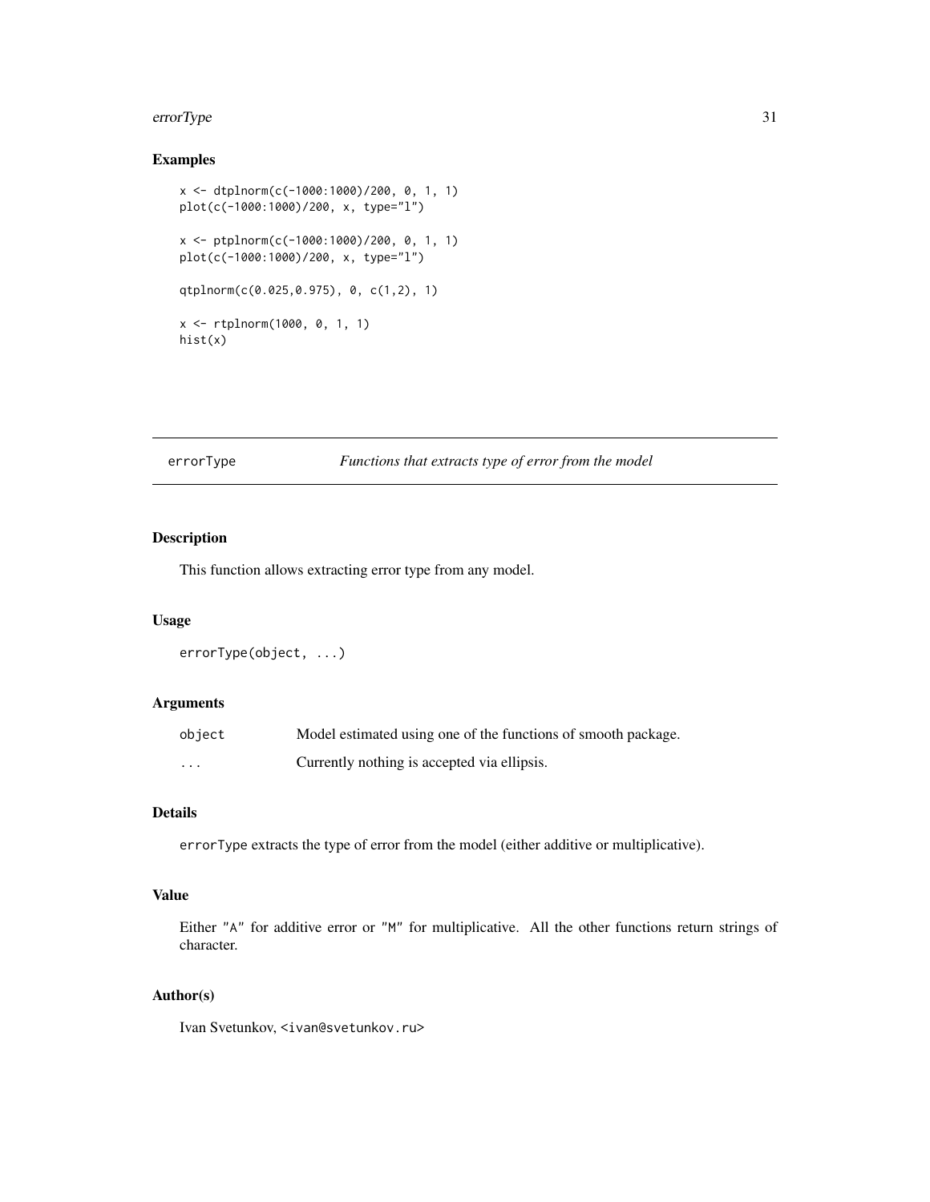## Examples

```
x <- dtplnorm(c(-1000:1000)/200, 0, 1, 1)
plot(c(-1000:1000)/200, x, type="l")

x <- ptplnorm(c(-1000:1000)/200, 0, 1, 1)
plot(c(-1000:1000)/200, x, type="l")

qtplnorm(c(0.025,0.975), 0, c(1,2), 1)

x <- rtplnorm(1000, 0, 1, 1)
hist(x)
```

---

# errorType — *Functions that extracts type of error from the model*

---

## Description

This function allows extracting error type from any model.

## Usage

```
errorType(object, ...)
```

## Arguments

| | |
|---|---|
| object | Model estimated using one of the functions of smooth package. |
| ... | Currently nothing is accepted via ellipsis. |

## Details

`errorType` extracts the type of error from the model (either additive or multiplicative).

## Value

Either "A" for additive error or "M" for multiplicative. All the other functions return strings of character.

## Author(s)

Ivan Svetunkov, <ivan@svetunkov.ru>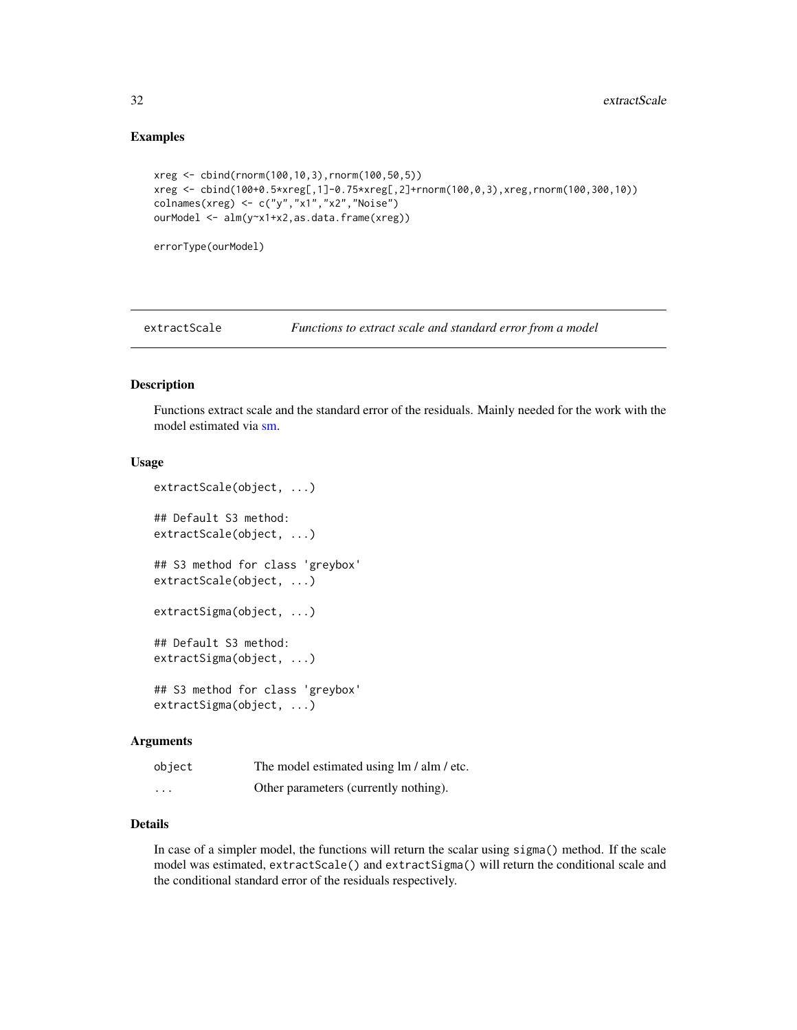## Examples

```
xreg <- cbind(rnorm(100,10,3),rnorm(100,50,5))
xreg <- cbind(100+0.5*xreg[,1]-0.75*xreg[,2]+rnorm(100,0,3),xreg,rnorm(100,300,10))
colnames(xreg) <- c("y","x1","x2","Noise")
ourModel <- alm(y~x1+x2,as.data.frame(xreg))

errorType(ourModel)
```

---

# extractScale — *Functions to extract scale and standard error from a model*

## Description

Functions extract scale and the standard error of the residuals. Mainly needed for the work with the model estimated via sm.

## Usage

```
extractScale(object, ...)

## Default S3 method:
extractScale(object, ...)

## S3 method for class 'greybox'
extractScale(object, ...)

extractSigma(object, ...)

## Default S3 method:
extractSigma(object, ...)

## S3 method for class 'greybox'
extractSigma(object, ...)
```

## Arguments

| | |
|---|---|
| object | The model estimated using lm / alm / etc. |
| ... | Other parameters (currently nothing). |

## Details

In case of a simpler model, the functions will return the scalar using `sigma()` method. If the scale model was estimated, `extractScale()` and `extractSigma()` will return the conditional scale and the conditional standard error of the residuals respectively.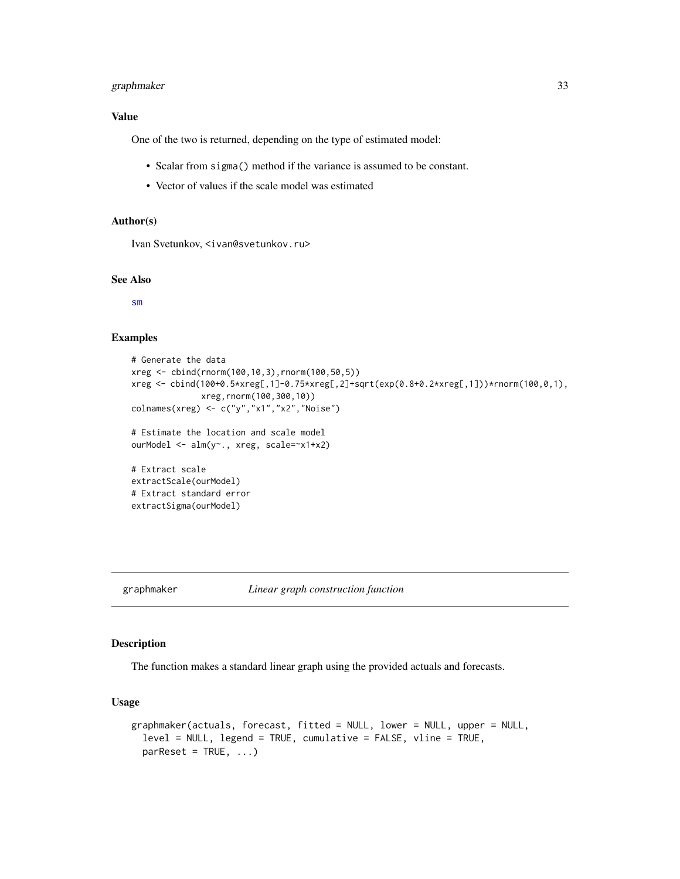### Value

One of the two is returned, depending on the type of estimated model:

- Scalar from `sigma()` method if the variance is assumed to be constant.
- Vector of values if the scale model was estimated

### Author(s)

Ivan Svetunkov, <ivan@svetunkov.ru>

### See Also

sm

### Examples

```
# Generate the data
xreg <- cbind(rnorm(100,10,3),rnorm(100,50,5))
xreg <- cbind(100+0.5*xreg[,1]-0.75*xreg[,2]+sqrt(exp(0.8+0.2*xreg[,1]))*rnorm(100,0,1),
              xreg,rnorm(100,300,10))
colnames(xreg) <- c("y","x1","x2","Noise")

# Estimate the location and scale model
ourModel <- alm(y~., xreg, scale=~x1+x2)

# Extract scale
extractScale(ourModel)
# Extract standard error
extractSigma(ourModel)
```

---

## graphmaker — *Linear graph construction function*

### Description

The function makes a standard linear graph using the provided actuals and forecasts.

### Usage

```
graphmaker(actuals, forecast, fitted = NULL, lower = NULL, upper = NULL,
  level = NULL, legend = TRUE, cumulative = FALSE, vline = TRUE,
  parReset = TRUE, ...)
```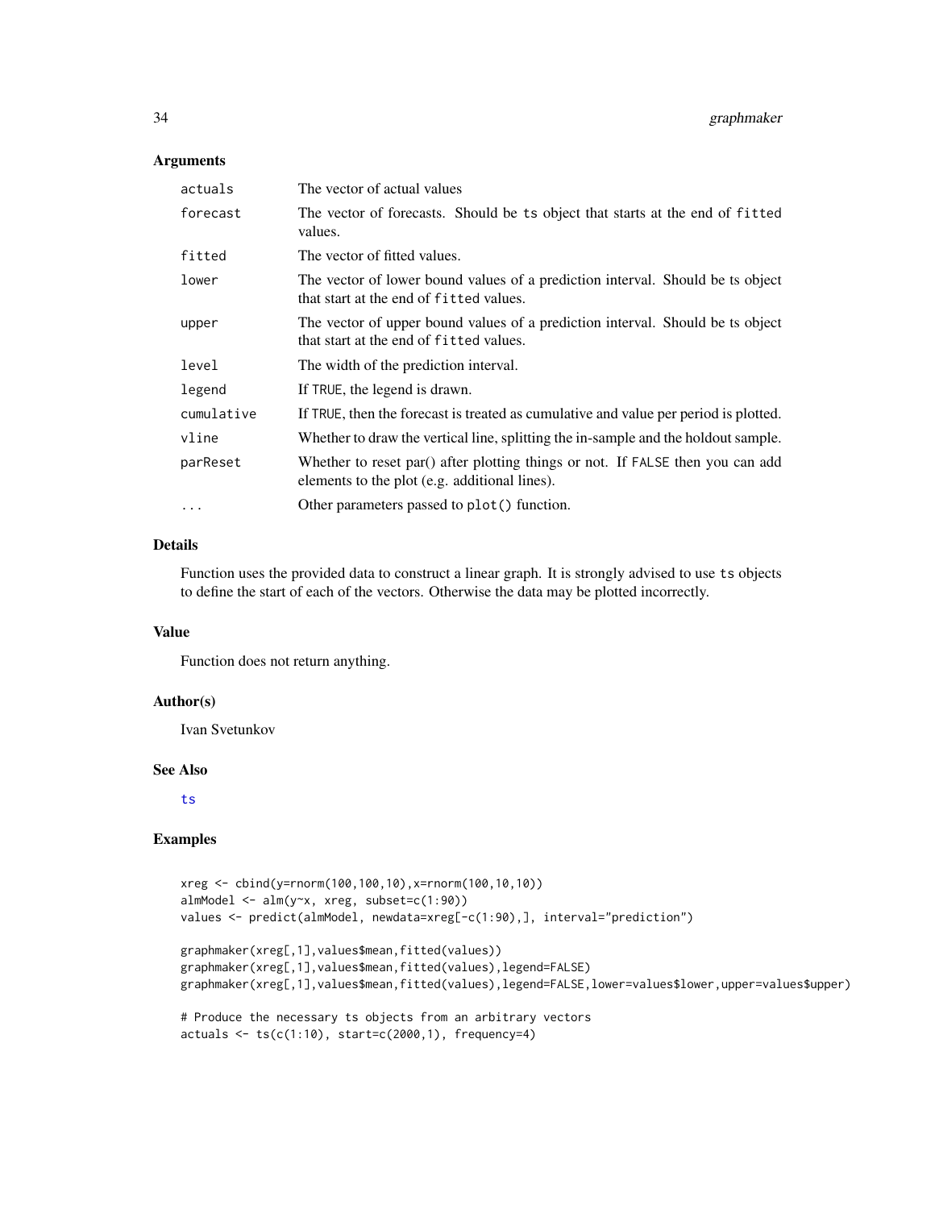## Arguments

| | |
|---|---|
| `actuals` | The vector of actual values |
| `forecast` | The vector of forecasts. Should be `ts` object that starts at the end of `fitted` values. |
| `fitted` | The vector of fitted values. |
| `lower` | The vector of lower bound values of a prediction interval. Should be ts object that start at the end of `fitted` values. |
| `upper` | The vector of upper bound values of a prediction interval. Should be ts object that start at the end of `fitted` values. |
| `level` | The width of the prediction interval. |
| `legend` | If `TRUE`, the legend is drawn. |
| `cumulative` | If `TRUE`, then the forecast is treated as cumulative and value per period is plotted. |
| `vline` | Whether to draw the vertical line, splitting the in-sample and the holdout sample. |
| `parReset` | Whether to reset par() after plotting things or not. If `FALSE` then you can add elements to the plot (e.g. additional lines). |
| `...` | Other parameters passed to `plot()` function. |

## Details

Function uses the provided data to construct a linear graph. It is strongly advised to use `ts` objects to define the start of each of the vectors. Otherwise the data may be plotted incorrectly.

## Value

Function does not return anything.

## Author(s)

Ivan Svetunkov

## See Also

`ts`

## Examples

```
xreg <- cbind(y=rnorm(100,100,10),x=rnorm(100,10,10))
almModel <- alm(y~x, xreg, subset=c(1:90))
values <- predict(almModel, newdata=xreg[-c(1:90),], interval="prediction")

graphmaker(xreg[,1],values$mean,fitted(values))
graphmaker(xreg[,1],values$mean,fitted(values),legend=FALSE)
graphmaker(xreg[,1],values$mean,fitted(values),legend=FALSE,lower=values$lower,upper=values$upper)

# Produce the necessary ts objects from an arbitrary vectors
actuals <- ts(c(1:10), start=c(2000,1), frequency=4)
```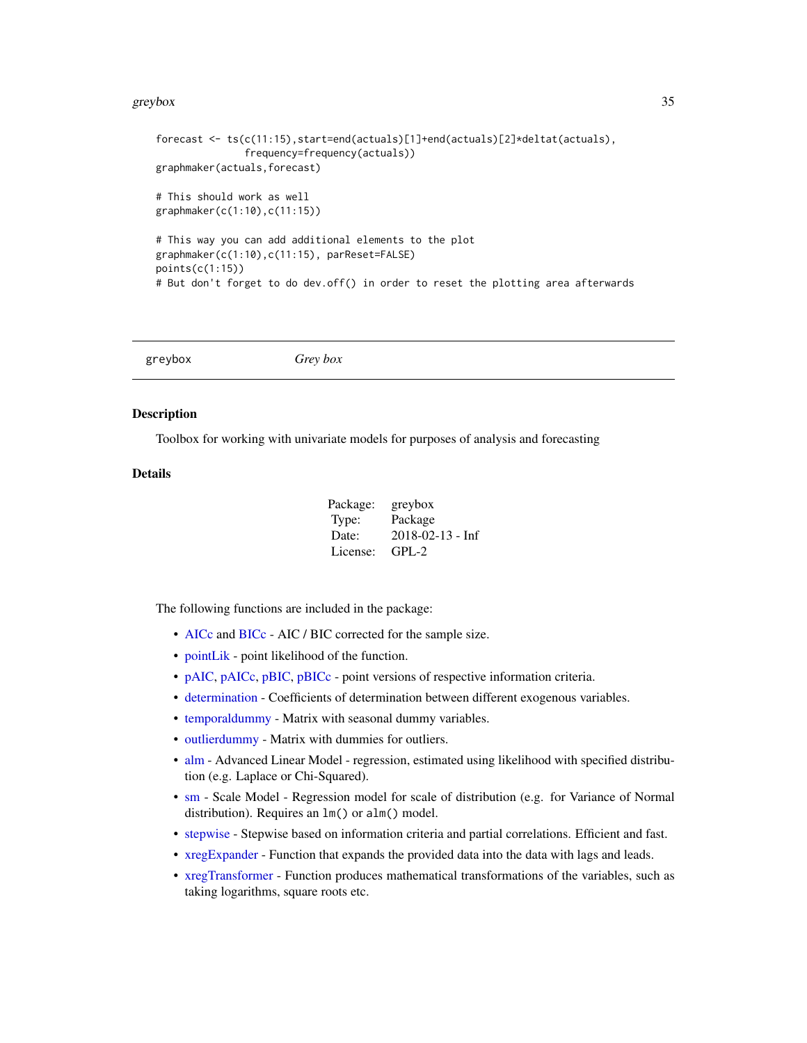```
forecast <- ts(c(11:15),start=end(actuals)[1]+end(actuals)[2]*deltat(actuals),
               frequency=frequency(actuals))
graphmaker(actuals,forecast)

# This should work as well
graphmaker(c(1:10),c(11:15))

# This way you can add additional elements to the plot
graphmaker(c(1:10),c(11:15), parReset=FALSE)
points(c(1:15))
# But don't forget to do dev.off() in order to reset the plotting area afterwards
```

---

`greybox` *Grey box*

---

## Description

Toolbox for working with univariate models for purposes of analysis and forecasting

## Details

| | |
|---|---|
| Package: | greybox |
| Type: | Package |
| Date: | 2018-02-13 - Inf |
| License: | GPL-2 |

The following functions are included in the package:

- AICc and BICc - AIC / BIC corrected for the sample size.
- pointLik - point likelihood of the function.
- pAIC, pAICc, pBIC, pBICc - point versions of respective information criteria.
- determination - Coefficients of determination between different exogenous variables.
- temporaldummy - Matrix with seasonal dummy variables.
- outlierdummy - Matrix with dummies for outliers.
- alm - Advanced Linear Model - regression, estimated using likelihood with specified distribution (e.g. Laplace or Chi-Squared).
- sm - Scale Model - Regression model for scale of distribution (e.g. for Variance of Normal distribution). Requires an `lm()` or `alm()` model.
- stepwise - Stepwise based on information criteria and partial correlations. Efficient and fast.
- xregExpander - Function that expands the provided data into the data with lags and leads.
- xregTransformer - Function produces mathematical transformations of the variables, such as taking logarithms, square roots etc.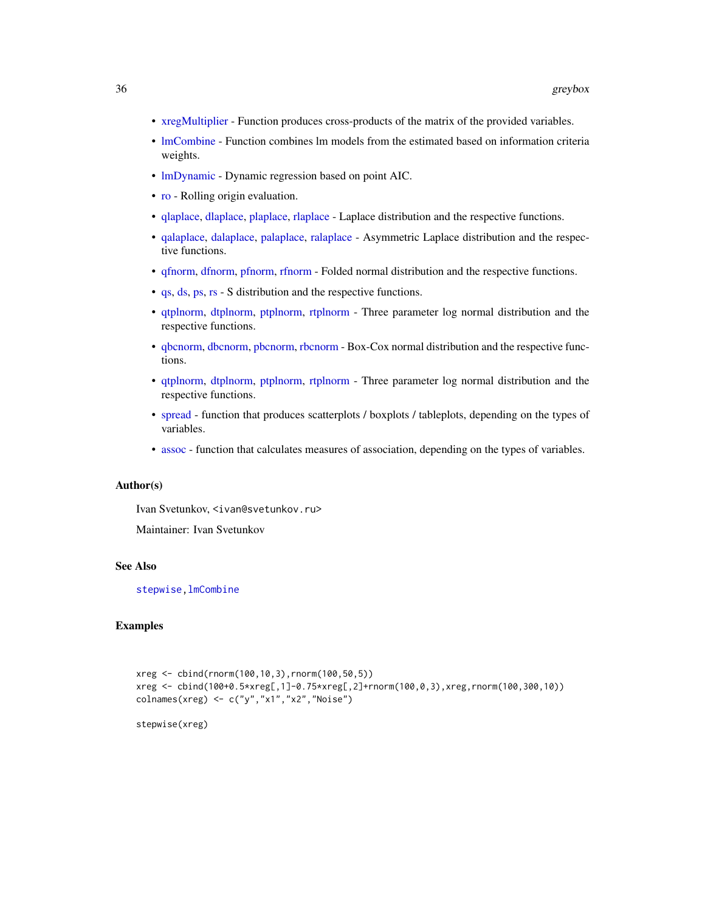- xregMultiplier - Function produces cross-products of the matrix of the provided variables.
- lmCombine - Function combines lm models from the estimated based on information criteria weights.
- lmDynamic - Dynamic regression based on point AIC.
- ro - Rolling origin evaluation.
- qlaplace, dlaplace, plaplace, rlaplace - Laplace distribution and the respective functions.
- qalaplace, dalaplace, palaplace, ralaplace - Asymmetric Laplace distribution and the respective functions.
- qfnorm, dfnorm, pfnorm, rfnorm - Folded normal distribution and the respective functions.
- qs, ds, ps, rs - S distribution and the respective functions.
- qtplnorm, dtplnorm, ptplnorm, rtplnorm - Three parameter log normal distribution and the respective functions.
- qbcnorm, dbcnorm, pbcnorm, rbcnorm - Box-Cox normal distribution and the respective functions.
- qtplnorm, dtplnorm, ptplnorm, rtplnorm - Three parameter log normal distribution and the respective functions.
- spread - function that produces scatterplots / boxplots / tableplots, depending on the types of variables.
- assoc - function that calculates measures of association, depending on the types of variables.

### Author(s)

Ivan Svetunkov, <ivan@svetunkov.ru>

Maintainer: Ivan Svetunkov

### See Also

stepwise, lmCombine

### Examples

```
xreg <- cbind(rnorm(100,10,3),rnorm(100,50,5))
xreg <- cbind(100+0.5*xreg[,1]-0.75*xreg[,2]+rnorm(100,0,3),xreg,rnorm(100,300,10))
colnames(xreg) <- c("y","x1","x2","Noise")

stepwise(xreg)
```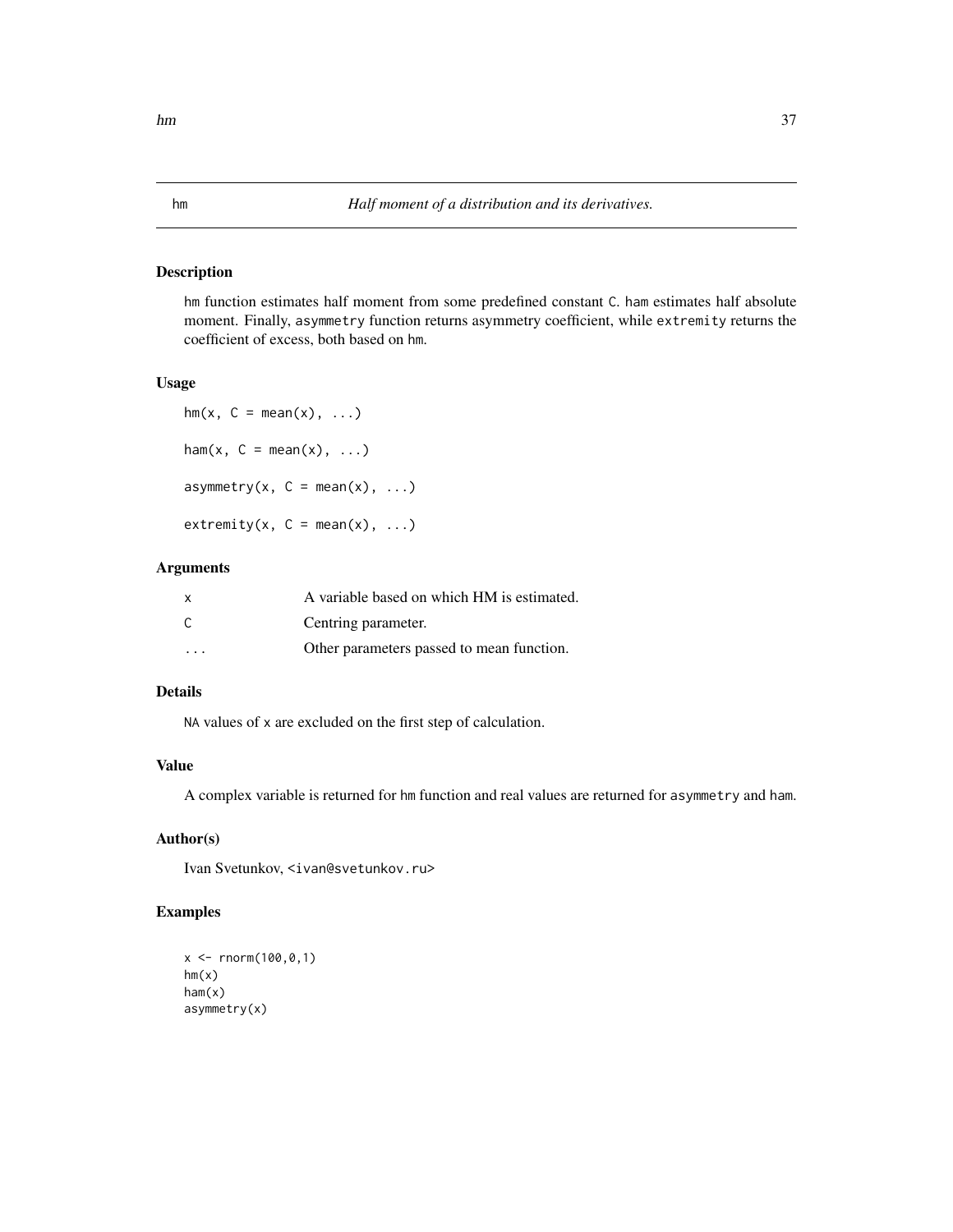## hm *Half moment of a distribution and its derivatives.*

### Description

hm function estimates half moment from some predefined constant C. ham estimates half absolute moment. Finally, asymmetry function returns asymmetry coefficient, while extremity returns the coefficient of excess, both based on hm.

### Usage

```
hm(x, C = mean(x), ...)

ham(x, C = mean(x), ...)

asymmetry(x, C = mean(x), ...)

extremity(x, C = mean(x), ...)
```

### Arguments

| | |
|---|---|
| x | A variable based on which HM is estimated. |
| C | Centring parameter. |
| ... | Other parameters passed to mean function. |

### Details

NA values of x are excluded on the first step of calculation.

### Value

A complex variable is returned for hm function and real values are returned for asymmetry and ham.

### Author(s)

Ivan Svetunkov, <ivan@svetunkov.ru>

### Examples

```
x <- rnorm(100,0,1)
hm(x)
ham(x)
asymmetry(x)
```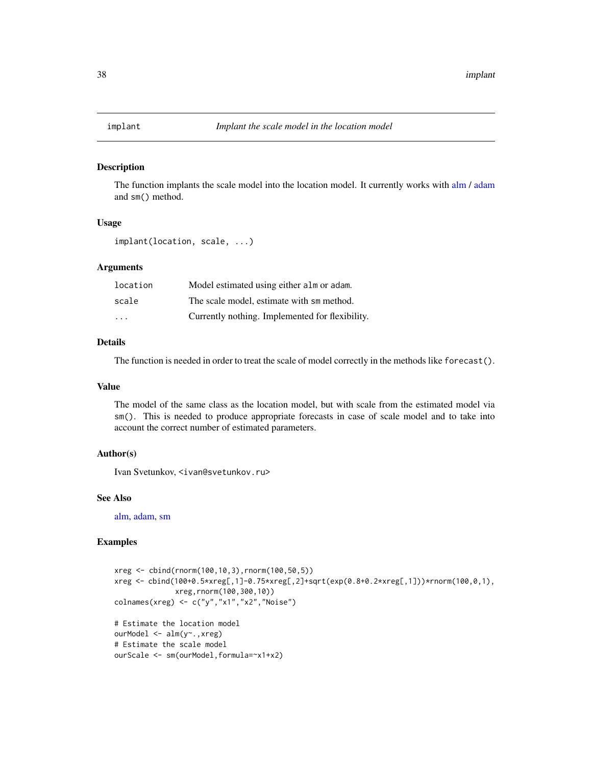# implant *Implant the scale model in the location model*

## Description

The function implants the scale model into the location model. It currently works with alm / adam and sm() method.

## Usage

```
implant(location, scale, ...)
```

## Arguments

| | |
|---|---|
| location | Model estimated using either alm or adam. |
| scale | The scale model, estimate with sm method. |
| ... | Currently nothing. Implemented for flexibility. |

## Details

The function is needed in order to treat the scale of model correctly in the methods like forecast().

## Value

The model of the same class as the location model, but with scale from the estimated model via sm(). This is needed to produce appropriate forecasts in case of scale model and to take into account the correct number of estimated parameters.

## Author(s)

Ivan Svetunkov, <ivan@svetunkov.ru>

## See Also

alm, adam, sm

## Examples

```
xreg <- cbind(rnorm(100,10,3),rnorm(100,50,5))
xreg <- cbind(100+0.5*xreg[,1]-0.75*xreg[,2]+sqrt(exp(0.8+0.2*xreg[,1]))*rnorm(100,0,1),
              xreg,rnorm(100,300,10))
colnames(xreg) <- c("y","x1","x2","Noise")

# Estimate the location model
ourModel <- alm(y~.,xreg)
# Estimate the scale model
ourScale <- sm(ourModel,formula=~x1+x2)
```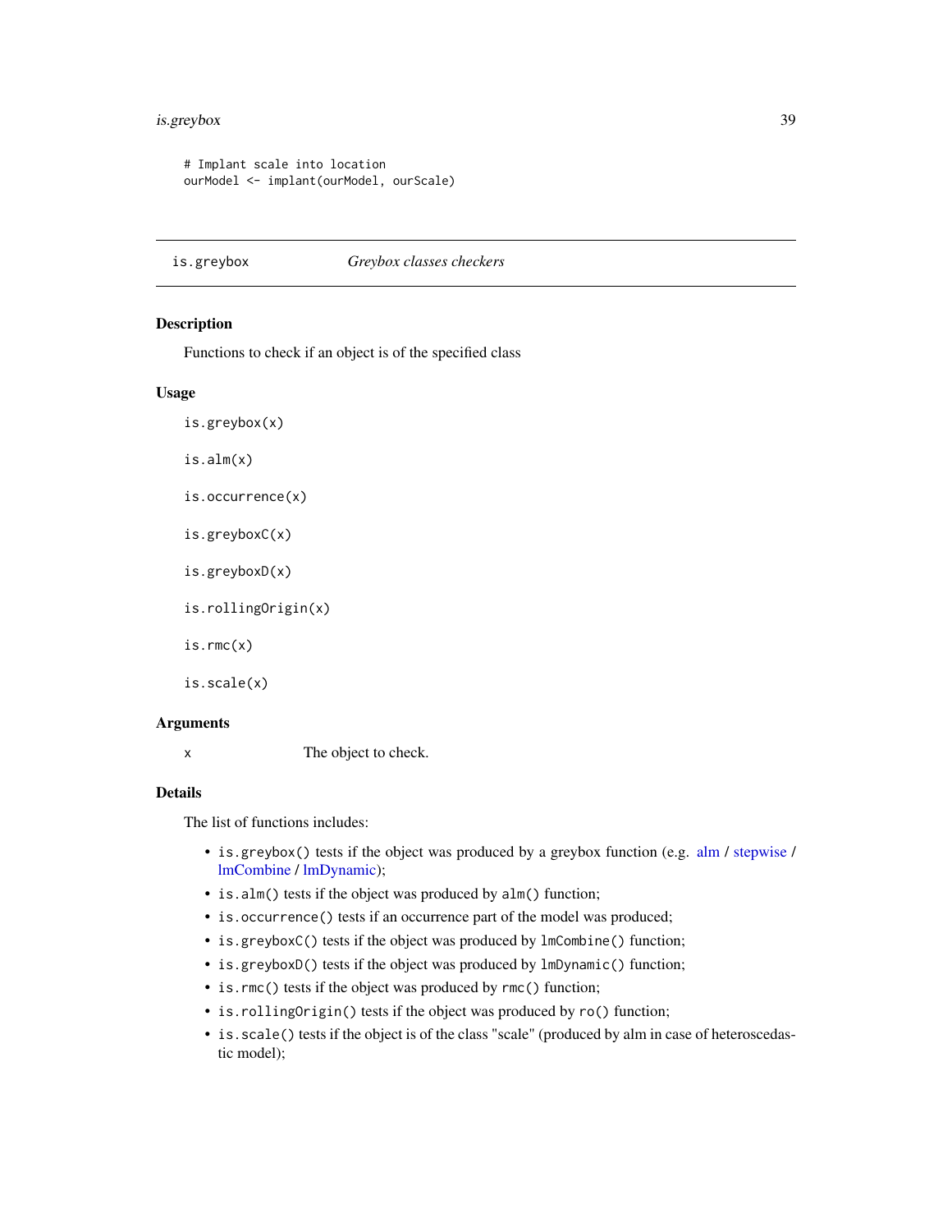```
# Implant scale into location
ourModel <- implant(ourModel, ourScale)
```

---

is.greybox *Greybox classes checkers*

---

## Description

Functions to check if an object is of the specified class

## Usage

```
is.greybox(x)

is.alm(x)

is.occurrence(x)

is.greyboxC(x)

is.greyboxD(x)

is.rollingOrigin(x)

is.rmc(x)

is.scale(x)
```

## Arguments

| | |
|---|---|
| x | The object to check. |

## Details

The list of functions includes:

- `is.greybox()` tests if the object was produced by a greybox function (e.g. alm / stepwise / lmCombine / lmDynamic);
- `is.alm()` tests if the object was produced by `alm()` function;
- `is.occurrence()` tests if an occurrence part of the model was produced;
- `is.greyboxC()` tests if the object was produced by `lmCombine()` function;
- `is.greyboxD()` tests if the object was produced by `lmDynamic()` function;
- `is.rmc()` tests if the object was produced by `rmc()` function;
- `is.rollingOrigin()` tests if the object was produced by `ro()` function;
- `is.scale()` tests if the object is of the class "scale" (produced by alm in case of heteroscedastic model);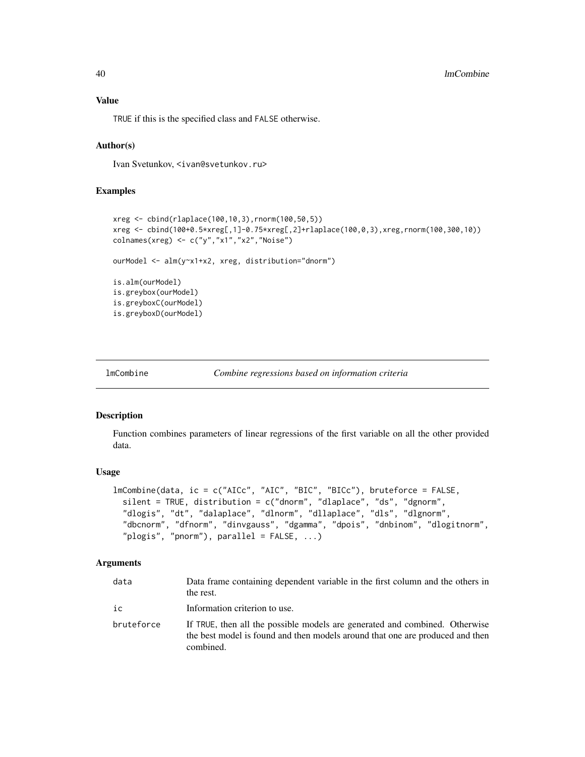### Value

TRUE if this is the specified class and FALSE otherwise.

### Author(s)

Ivan Svetunkov, <ivan@svetunkov.ru>

### Examples

```
xreg <- cbind(rlaplace(100,10,3),rnorm(100,50,5))
xreg <- cbind(100+0.5*xreg[,1]-0.75*xreg[,2]+rlaplace(100,0,3),xreg,rnorm(100,300,10))
colnames(xreg) <- c("y","x1","x2","Noise")

ourModel <- alm(y~x1+x2, xreg, distribution="dnorm")

is.alm(ourModel)
is.greybox(ourModel)
is.greyboxC(ourModel)
is.greyboxD(ourModel)
```

---

## lmCombine    *Combine regressions based on information criteria*

### Description

Function combines parameters of linear regressions of the first variable on all the other provided data.

### Usage

```
lmCombine(data, ic = c("AICc", "AIC", "BIC", "BICc"), bruteforce = FALSE,
  silent = TRUE, distribution = c("dnorm", "dlaplace", "ds", "dgnorm",
  "dlogis", "dt", "dalaplace", "dlnorm", "dllaplace", "dls", "dlgnorm",
  "dbcnorm", "dfnorm", "dinvgauss", "dgamma", "dpois", "dnbinom", "dlogitnorm",
  "plogis", "pnorm"), parallel = FALSE, ...)
```

### Arguments

| | |
|---|---|
| data | Data frame containing dependent variable in the first column and the others in the rest. |
| ic | Information criterion to use. |
| bruteforce | If TRUE, then all the possible models are generated and combined. Otherwise the best model is found and then models around that one are produced and then combined. |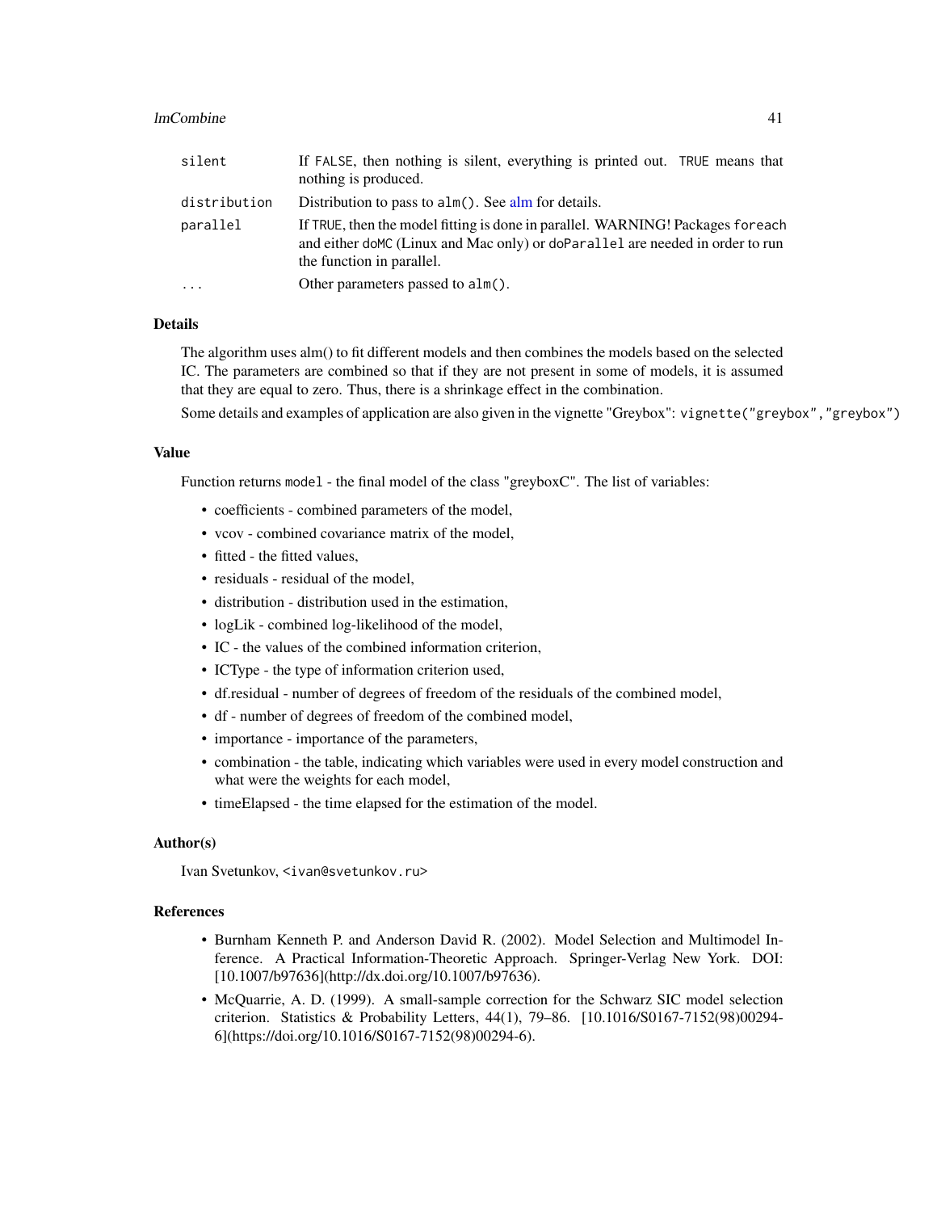| | |
|---|---|
| silent | If FALSE, then nothing is silent, everything is printed out. TRUE means that nothing is produced. |
| distribution | Distribution to pass to alm(). See alm for details. |
| parallel | If TRUE, then the model fitting is done in parallel. WARNING! Packages foreach and either doMC (Linux and Mac only) or doParallel are needed in order to run the function in parallel. |
| ... | Other parameters passed to alm(). |

## Details

The algorithm uses alm() to fit different models and then combines the models based on the selected IC. The parameters are combined so that if they are not present in some of models, it is assumed that they are equal to zero. Thus, there is a shrinkage effect in the combination.

Some details and examples of application are also given in the vignette "Greybox": `vignette("greybox","greybox")`

## Value

Function returns `model` - the final model of the class "greyboxC". The list of variables:

- coefficients - combined parameters of the model,
- vcov - combined covariance matrix of the model,
- fitted - the fitted values,
- residuals - residual of the model,
- distribution - distribution used in the estimation,
- logLik - combined log-likelihood of the model,
- IC - the values of the combined information criterion,
- ICType - the type of information criterion used,
- df.residual - number of degrees of freedom of the residuals of the combined model,
- df - number of degrees of freedom of the combined model,
- importance - importance of the parameters,
- combination - the table, indicating which variables were used in every model construction and what were the weights for each model,
- timeElapsed - the time elapsed for the estimation of the model.

## Author(s)

Ivan Svetunkov, <ivan@svetunkov.ru>

## References

- Burnham Kenneth P. and Anderson David R. (2002). Model Selection and Multimodel Inference. A Practical Information-Theoretic Approach. Springer-Verlag New York. DOI: [10.1007/b97636](http://dx.doi.org/10.1007/b97636).
- McQuarrie, A. D. (1999). A small-sample correction for the Schwarz SIC model selection criterion. Statistics & Probability Letters, 44(1), 79–86. [10.1016/S0167-7152(98)00294-6](https://doi.org/10.1016/S0167-7152(98)00294-6).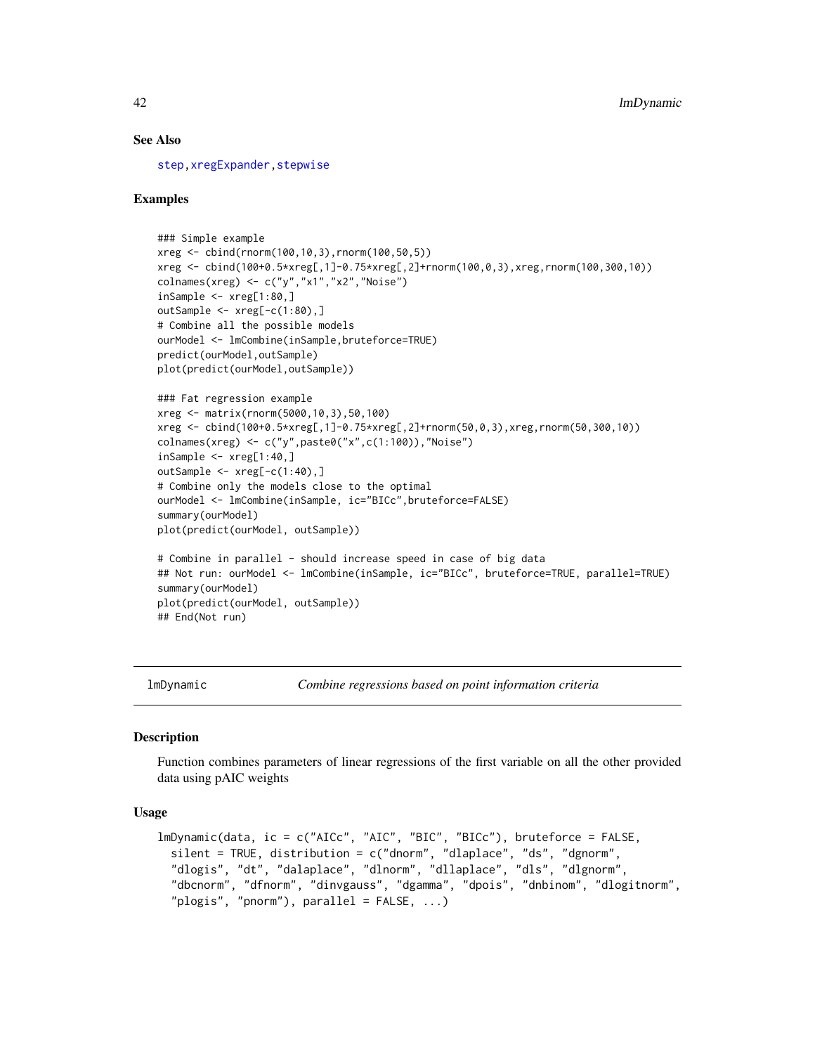## See Also

step, xregExpander, stepwise

## Examples

```
### Simple example
xreg <- cbind(rnorm(100,10,3),rnorm(100,50,5))
xreg <- cbind(100+0.5*xreg[,1]-0.75*xreg[,2]+rnorm(100,0,3),xreg,rnorm(100,300,10))
colnames(xreg) <- c("y","x1","x2","Noise")
inSample <- xreg[1:80,]
outSample <- xreg[-c(1:80),]
# Combine all the possible models
ourModel <- lmCombine(inSample,bruteforce=TRUE)
predict(ourModel,outSample)
plot(predict(ourModel,outSample))

### Fat regression example
xreg <- matrix(rnorm(5000,10,3),50,100)
xreg <- cbind(100+0.5*xreg[,1]-0.75*xreg[,2]+rnorm(50,0,3),xreg,rnorm(50,300,10))
colnames(xreg) <- c("y",paste0("x",c(1:100)),"Noise")
inSample <- xreg[1:40,]
outSample <- xreg[-c(1:40),]
# Combine only the models close to the optimal
ourModel <- lmCombine(inSample, ic="BICc",bruteforce=FALSE)
summary(ourModel)
plot(predict(ourModel, outSample))

# Combine in parallel - should increase speed in case of big data
## Not run: ourModel <- lmCombine(inSample, ic="BICc", bruteforce=TRUE, parallel=TRUE)
summary(ourModel)
plot(predict(ourModel, outSample))
## End(Not run)
```

---

# lmDynamic — *Combine regressions based on point information criteria*

## Description

Function combines parameters of linear regressions of the first variable on all the other provided data using pAIC weights

## Usage

```
lmDynamic(data, ic = c("AICc", "AIC", "BIC", "BICc"), bruteforce = FALSE,
  silent = TRUE, distribution = c("dnorm", "dlaplace", "ds", "dgnorm",
  "dlogis", "dt", "dalaplace", "dlnorm", "dllaplace", "dls", "dlgnorm",
  "dbcnorm", "dfnorm", "dinvgauss", "dgamma", "dpois", "dnbinom", "dlogitnorm",
  "plogis", "pnorm"), parallel = FALSE, ...)
```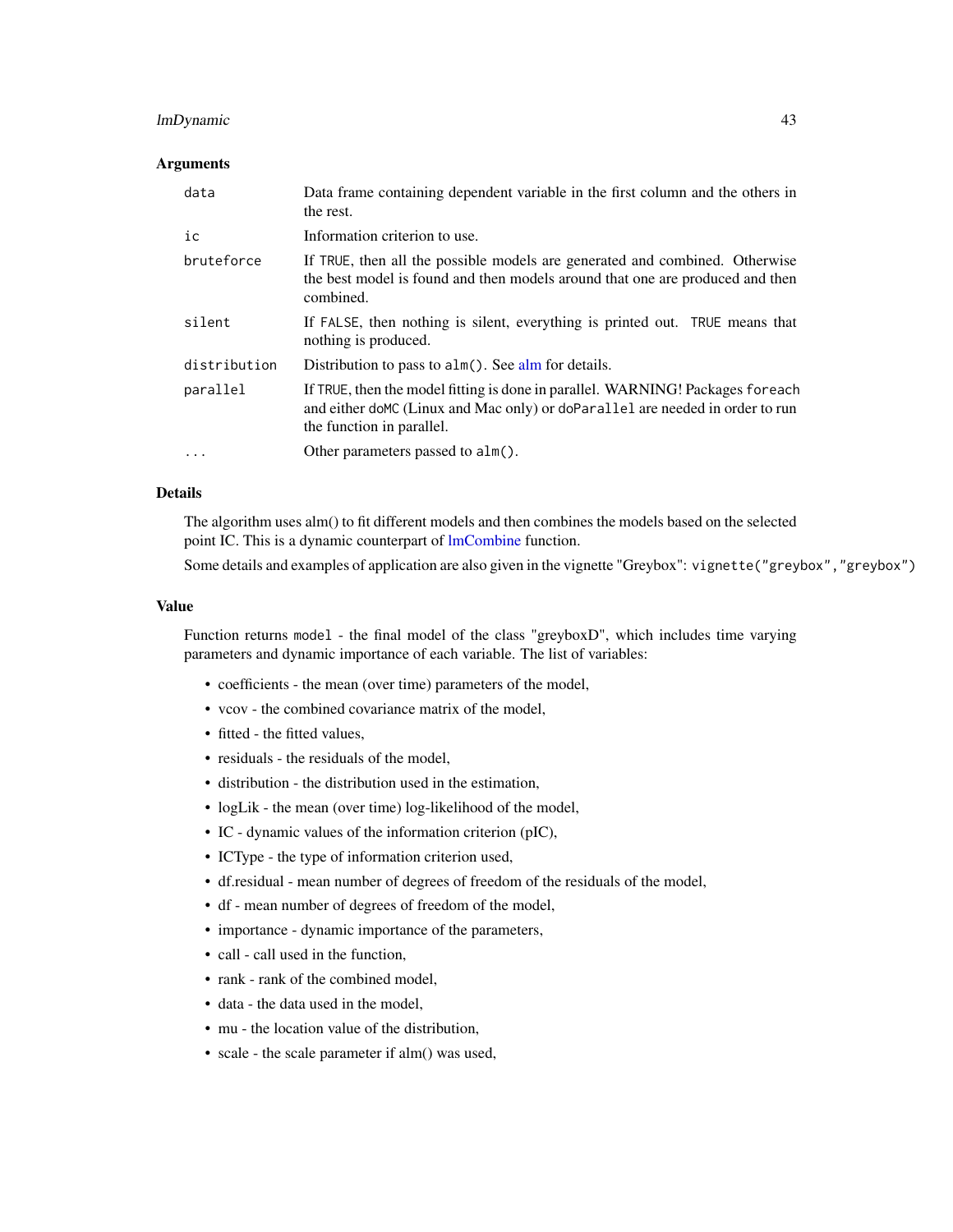### Arguments

| | |
|---|---|
| `data` | Data frame containing dependent variable in the first column and the others in the rest. |
| `ic` | Information criterion to use. |
| `bruteforce` | If `TRUE`, then all the possible models are generated and combined. Otherwise the best model is found and then models around that one are produced and then combined. |
| `silent` | If `FALSE`, then nothing is silent, everything is printed out. `TRUE` means that nothing is produced. |
| `distribution` | Distribution to pass to `alm()`. See alm for details. |
| `parallel` | If `TRUE`, then the model fitting is done in parallel. WARNING! Packages `foreach` and either `doMC` (Linux and Mac only) or `doParallel` are needed in order to run the function in parallel. |
| `...` | Other parameters passed to `alm()`. |

### Details

The algorithm uses alm() to fit different models and then combines the models based on the selected point IC. This is a dynamic counterpart of lmCombine function.

Some details and examples of application are also given in the vignette "Greybox": `vignette("greybox","greybox")`

### Value

Function returns `model` - the final model of the class "greyboxD", which includes time varying parameters and dynamic importance of each variable. The list of variables:

- coefficients - the mean (over time) parameters of the model,
- vcov - the combined covariance matrix of the model,
- fitted - the fitted values,
- residuals - the residuals of the model,
- distribution - the distribution used in the estimation,
- logLik - the mean (over time) log-likelihood of the model,
- IC - dynamic values of the information criterion (pIC),
- ICType - the type of information criterion used,
- df.residual - mean number of degrees of freedom of the residuals of the model,
- df - mean number of degrees of freedom of the model,
- importance - dynamic importance of the parameters,
- call - call used in the function,
- rank - rank of the combined model,
- data - the data used in the model,
- mu - the location value of the distribution,
- scale - the scale parameter if alm() was used,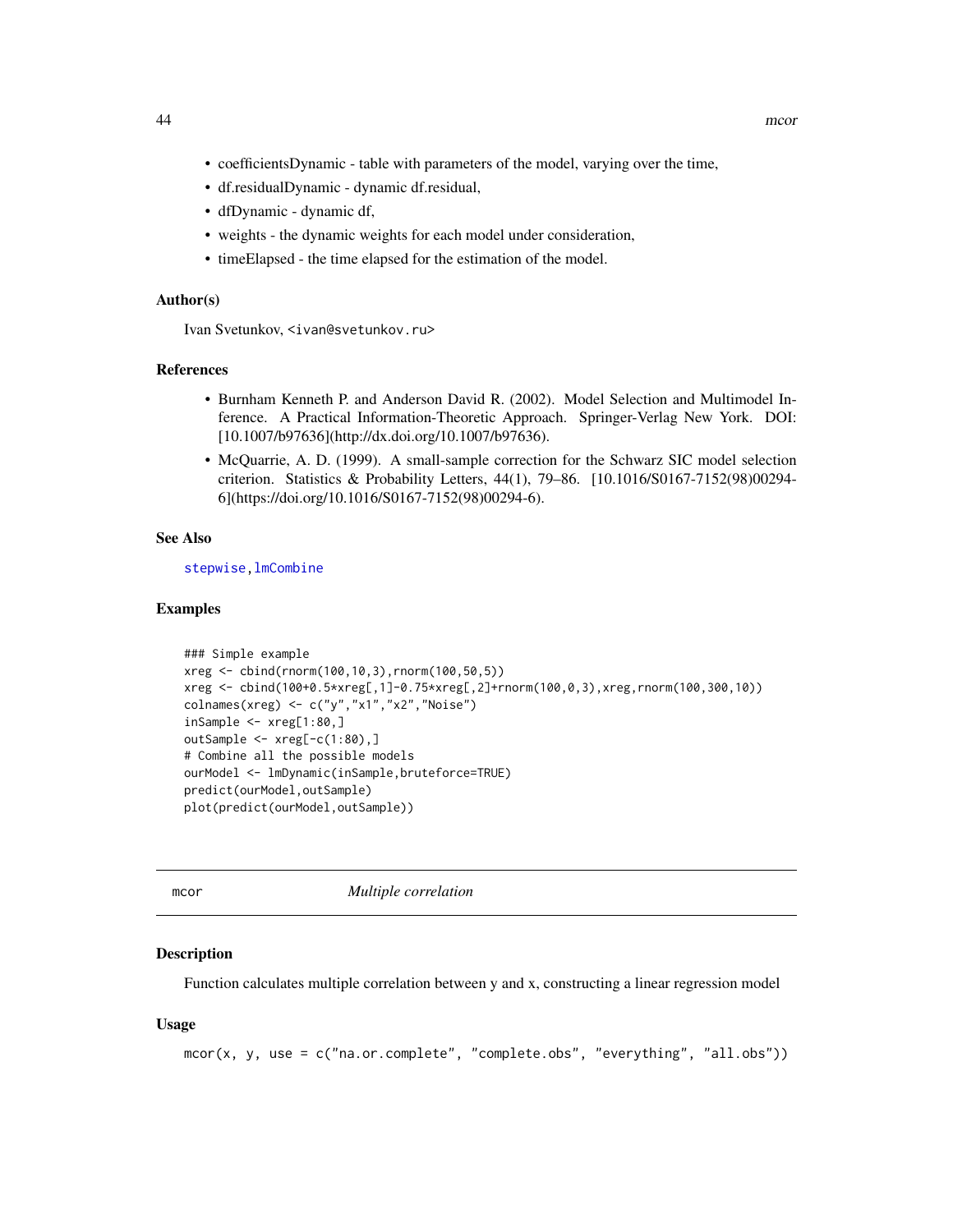- coefficientsDynamic - table with parameters of the model, varying over the time,
- df.residualDynamic - dynamic df.residual,
- dfDynamic - dynamic df,
- weights - the dynamic weights for each model under consideration,
- timeElapsed - the time elapsed for the estimation of the model.

### Author(s)

Ivan Svetunkov, <ivan@svetunkov.ru>

### References

- Burnham Kenneth P. and Anderson David R. (2002). Model Selection and Multimodel Inference. A Practical Information-Theoretic Approach. Springer-Verlag New York. DOI: [10.1007/b97636](http://dx.doi.org/10.1007/b97636).
- McQuarrie, A. D. (1999). A small-sample correction for the Schwarz SIC model selection criterion. Statistics & Probability Letters, 44(1), 79–86. [10.1016/S0167-7152(98)00294-6](https://doi.org/10.1016/S0167-7152(98)00294-6).

### See Also

stepwise, lmCombine

### Examples

```
### Simple example
xreg <- cbind(rnorm(100,10,3),rnorm(100,50,5))
xreg <- cbind(100+0.5*xreg[,1]-0.75*xreg[,2]+rnorm(100,0,3),xreg,rnorm(100,300,10))
colnames(xreg) <- c("y","x1","x2","Noise")
inSample <- xreg[1:80,]
outSample <- xreg[-c(1:80),]
# Combine all the possible models
ourModel <- lmDynamic(inSample,bruteforce=TRUE)
predict(ourModel,outSample)
plot(predict(ourModel,outSample))
```

---

## mcor — *Multiple correlation*

### Description

Function calculates multiple correlation between y and x, constructing a linear regression model

### Usage

```
mcor(x, y, use = c("na.or.complete", "complete.obs", "everything", "all.obs"))
```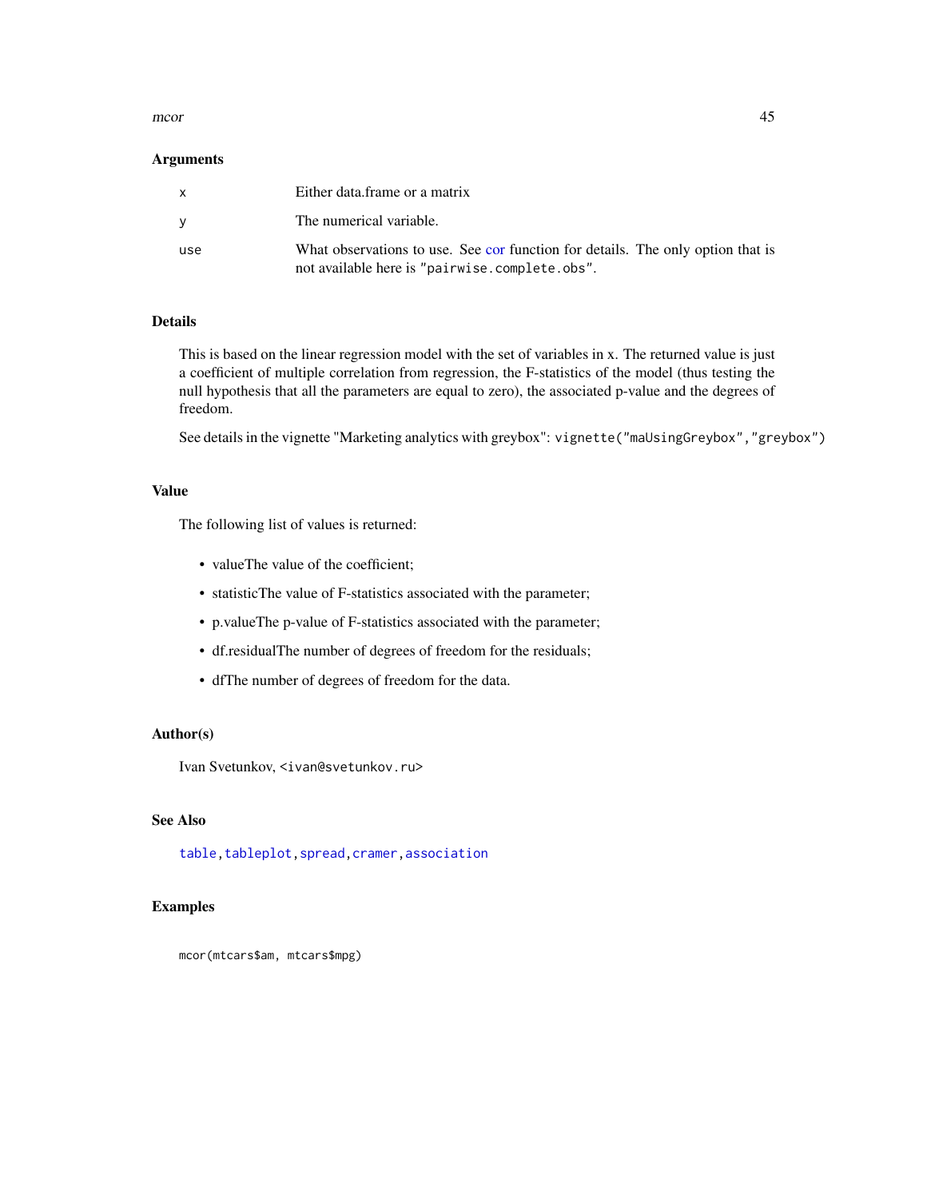## Arguments

| | |
|---|---|
| x | Either data.frame or a matrix |
| y | The numerical variable. |
| use | What observations to use. See cor function for details. The only option that is not available here is "pairwise.complete.obs". |

## Details

This is based on the linear regression model with the set of variables in x. The returned value is just a coefficient of multiple correlation from regression, the F-statistics of the model (thus testing the null hypothesis that all the parameters are equal to zero), the associated p-value and the degrees of freedom.

See details in the vignette "Marketing analytics with greybox": `vignette("maUsingGreybox","greybox")`

## Value

The following list of values is returned:

- valueThe value of the coefficient;
- statisticThe value of F-statistics associated with the parameter;
- p.valueThe p-value of F-statistics associated with the parameter;
- df.residualThe number of degrees of freedom for the residuals;
- dfThe number of degrees of freedom for the data.

## Author(s)

Ivan Svetunkov, <ivan@svetunkov.ru>

## See Also

`table`, `tableplot`, `spread`, `cramer`, `association`

## Examples

```
mcor(mtcars$am, mtcars$mpg)
```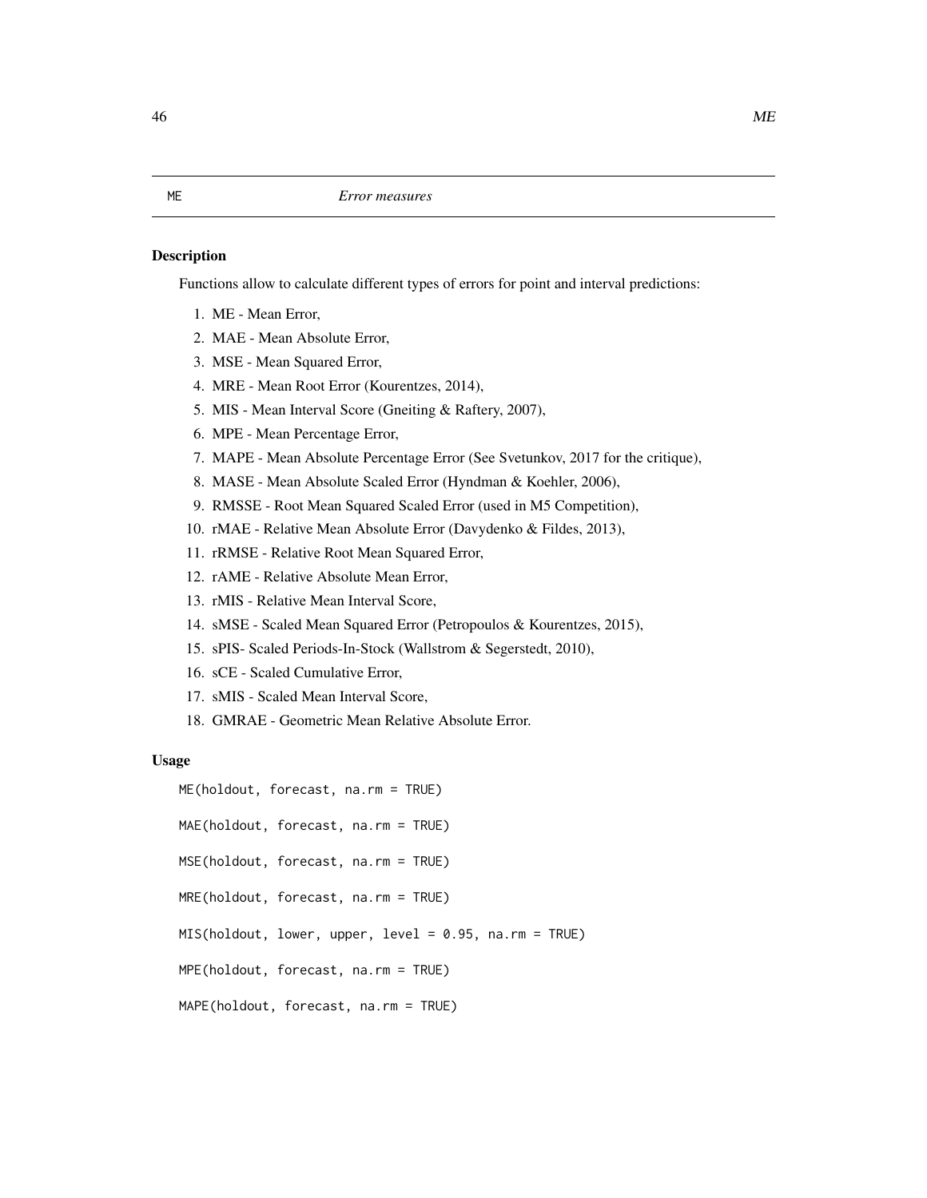## ME — *Error measures*

### Description

Functions allow to calculate different types of errors for point and interval predictions:

1. ME - Mean Error,
2. MAE - Mean Absolute Error,
3. MSE - Mean Squared Error,
4. MRE - Mean Root Error (Kourentzes, 2014),
5. MIS - Mean Interval Score (Gneiting & Raftery, 2007),
6. MPE - Mean Percentage Error,
7. MAPE - Mean Absolute Percentage Error (See Svetunkov, 2017 for the critique),
8. MASE - Mean Absolute Scaled Error (Hyndman & Koehler, 2006),
9. RMSSE - Root Mean Squared Scaled Error (used in M5 Competition),
10. rMAE - Relative Mean Absolute Error (Davydenko & Fildes, 2013),
11. rRMSE - Relative Root Mean Squared Error,
12. rAME - Relative Absolute Mean Error,
13. rMIS - Relative Mean Interval Score,
14. sMSE - Scaled Mean Squared Error (Petropoulos & Kourentzes, 2015),
15. sPIS- Scaled Periods-In-Stock (Wallstrom & Segerstedt, 2010),
16. sCE - Scaled Cumulative Error,
17. sMIS - Scaled Mean Interval Score,
18. GMRAE - Geometric Mean Relative Absolute Error.

### Usage

```
ME(holdout, forecast, na.rm = TRUE)

MAE(holdout, forecast, na.rm = TRUE)

MSE(holdout, forecast, na.rm = TRUE)

MRE(holdout, forecast, na.rm = TRUE)

MIS(holdout, lower, upper, level = 0.95, na.rm = TRUE)

MPE(holdout, forecast, na.rm = TRUE)

MAPE(holdout, forecast, na.rm = TRUE)
```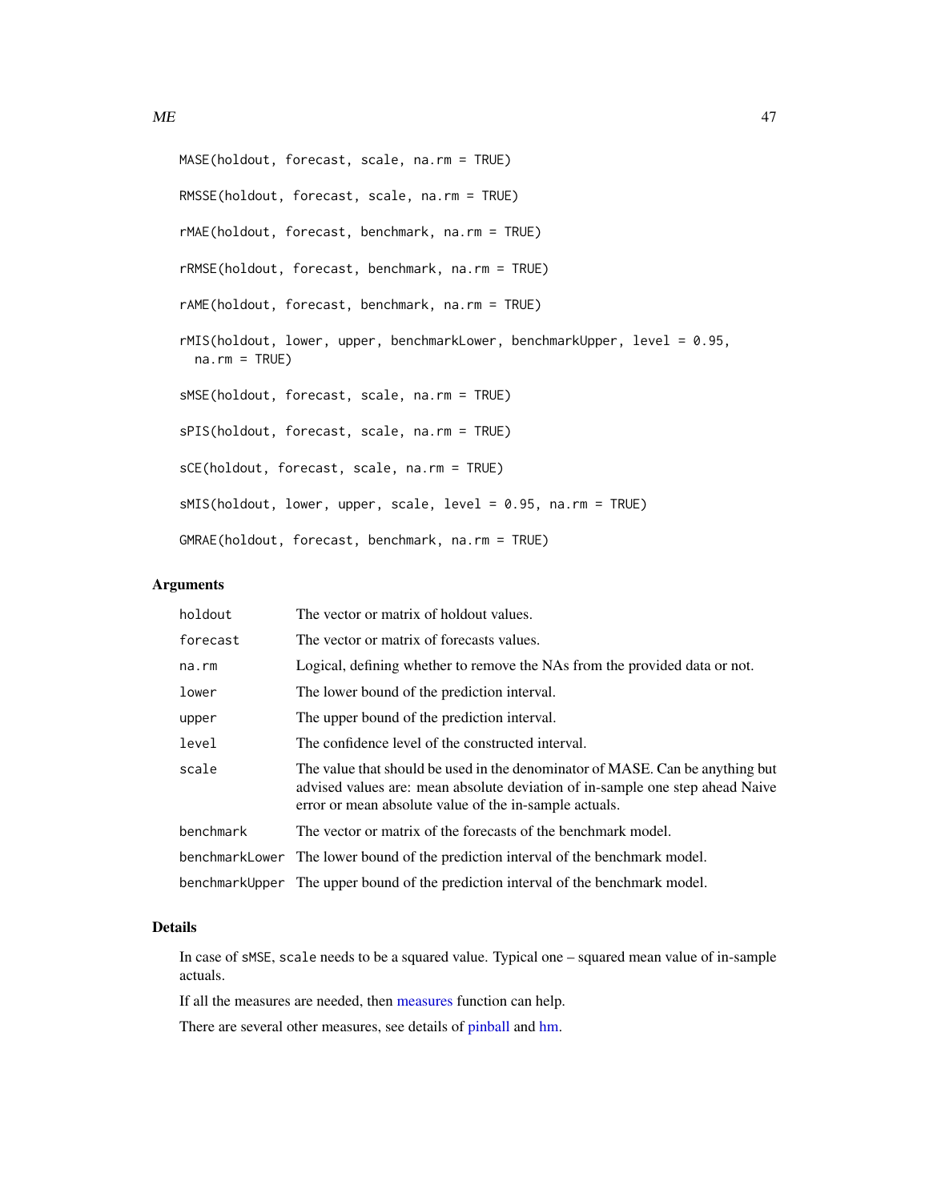```
MASE(holdout, forecast, scale, na.rm = TRUE)

RMSSE(holdout, forecast, scale, na.rm = TRUE)

rMAE(holdout, forecast, benchmark, na.rm = TRUE)

rRMSE(holdout, forecast, benchmark, na.rm = TRUE)

rAME(holdout, forecast, benchmark, na.rm = TRUE)

rMIS(holdout, lower, upper, benchmarkLower, benchmarkUpper, level = 0.95,
  na.rm = TRUE)

sMSE(holdout, forecast, scale, na.rm = TRUE)

sPIS(holdout, forecast, scale, na.rm = TRUE)

sCE(holdout, forecast, scale, na.rm = TRUE)

sMIS(holdout, lower, upper, scale, level = 0.95, na.rm = TRUE)

GMRAE(holdout, forecast, benchmark, na.rm = TRUE)
```

## Arguments

| | |
|---|---|
| `holdout` | The vector or matrix of holdout values. |
| `forecast` | The vector or matrix of forecasts values. |
| `na.rm` | Logical, defining whether to remove the NAs from the provided data or not. |
| `lower` | The lower bound of the prediction interval. |
| `upper` | The upper bound of the prediction interval. |
| `level` | The confidence level of the constructed interval. |
| `scale` | The value that should be used in the denominator of MASE. Can be anything but advised values are: mean absolute deviation of in-sample one step ahead Naive error or mean absolute value of the in-sample actuals. |
| `benchmark` | The vector or matrix of the forecasts of the benchmark model. |
| `benchmarkLower` | The lower bound of the prediction interval of the benchmark model. |
| `benchmarkUpper` | The upper bound of the prediction interval of the benchmark model. |

## Details

In case of `sMSE`, `scale` needs to be a squared value. Typical one – squared mean value of in-sample actuals.

If all the measures are needed, then measures function can help.

There are several other measures, see details of pinball and hm.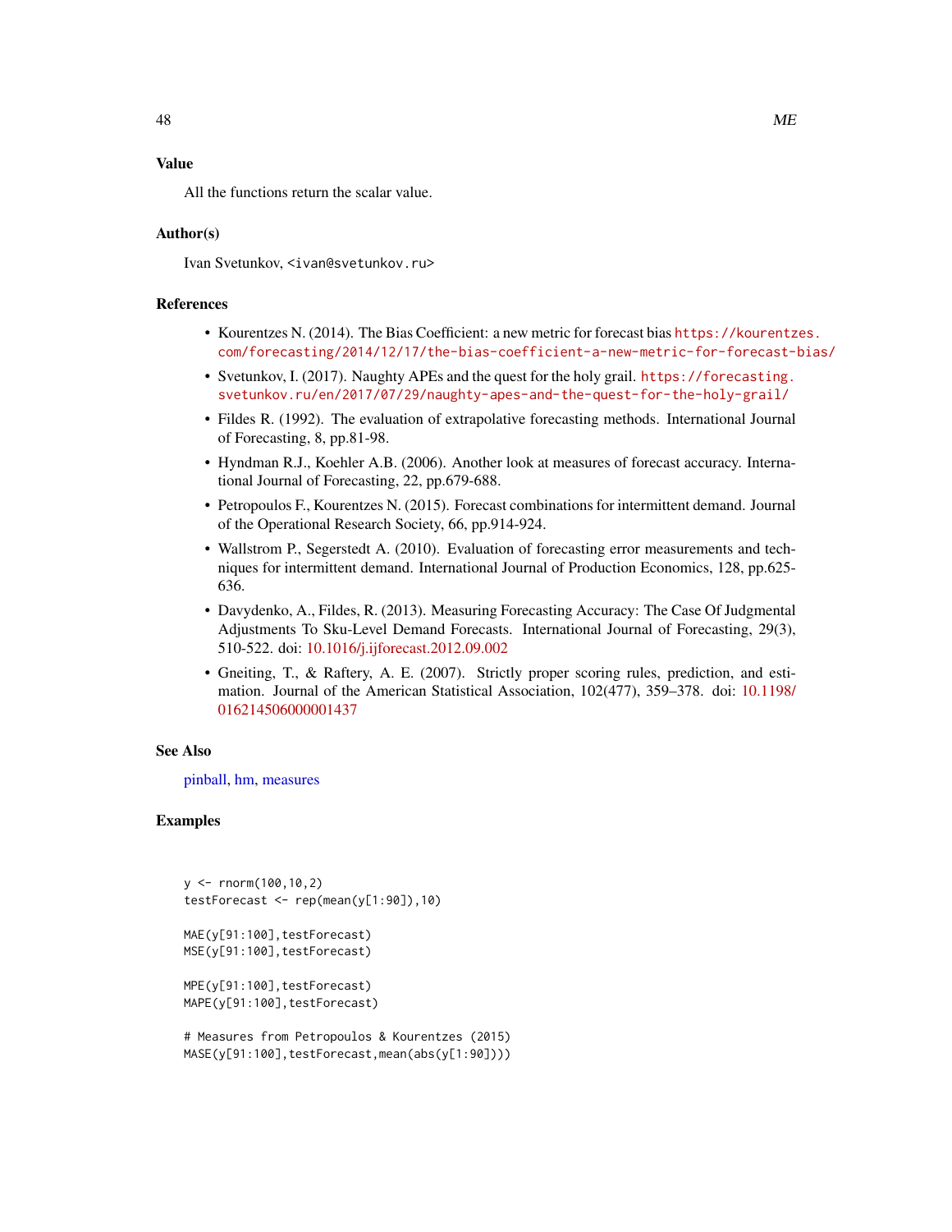## Value

All the functions return the scalar value.

## Author(s)

Ivan Svetunkov, <ivan@svetunkov.ru>

## References

- Kourentzes N. (2014). The Bias Coefficient: a new metric for forecast bias https://kourentzes.com/forecasting/2014/12/17/the-bias-coefficient-a-new-metric-for-forecast-bias/
- Svetunkov, I. (2017). Naughty APEs and the quest for the holy grail. https://forecasting.svetunkov.ru/en/2017/07/29/naughty-apes-and-the-quest-for-the-holy-grail/
- Fildes R. (1992). The evaluation of extrapolative forecasting methods. International Journal of Forecasting, 8, pp.81-98.
- Hyndman R.J., Koehler A.B. (2006). Another look at measures of forecast accuracy. International Journal of Forecasting, 22, pp.679-688.
- Petropoulos F., Kourentzes N. (2015). Forecast combinations for intermittent demand. Journal of the Operational Research Society, 66, pp.914-924.
- Wallstrom P., Segerstedt A. (2010). Evaluation of forecasting error measurements and techniques for intermittent demand. International Journal of Production Economics, 128, pp.625-636.
- Davydenko, A., Fildes, R. (2013). Measuring Forecasting Accuracy: The Case Of Judgmental Adjustments To Sku-Level Demand Forecasts. International Journal of Forecasting, 29(3), 510-522. doi: 10.1016/j.ijforecast.2012.09.002
- Gneiting, T., & Raftery, A. E. (2007). Strictly proper scoring rules, prediction, and estimation. Journal of the American Statistical Association, 102(477), 359–378. doi: 10.1198/016214506000001437

## See Also

pinball, hm, measures

## Examples

```
y <- rnorm(100,10,2)
testForecast <- rep(mean(y[1:90]),10)

MAE(y[91:100],testForecast)
MSE(y[91:100],testForecast)

MPE(y[91:100],testForecast)
MAPE(y[91:100],testForecast)

# Measures from Petropoulos & Kourentzes (2015)
MASE(y[91:100],testForecast,mean(abs(y[1:90])))
```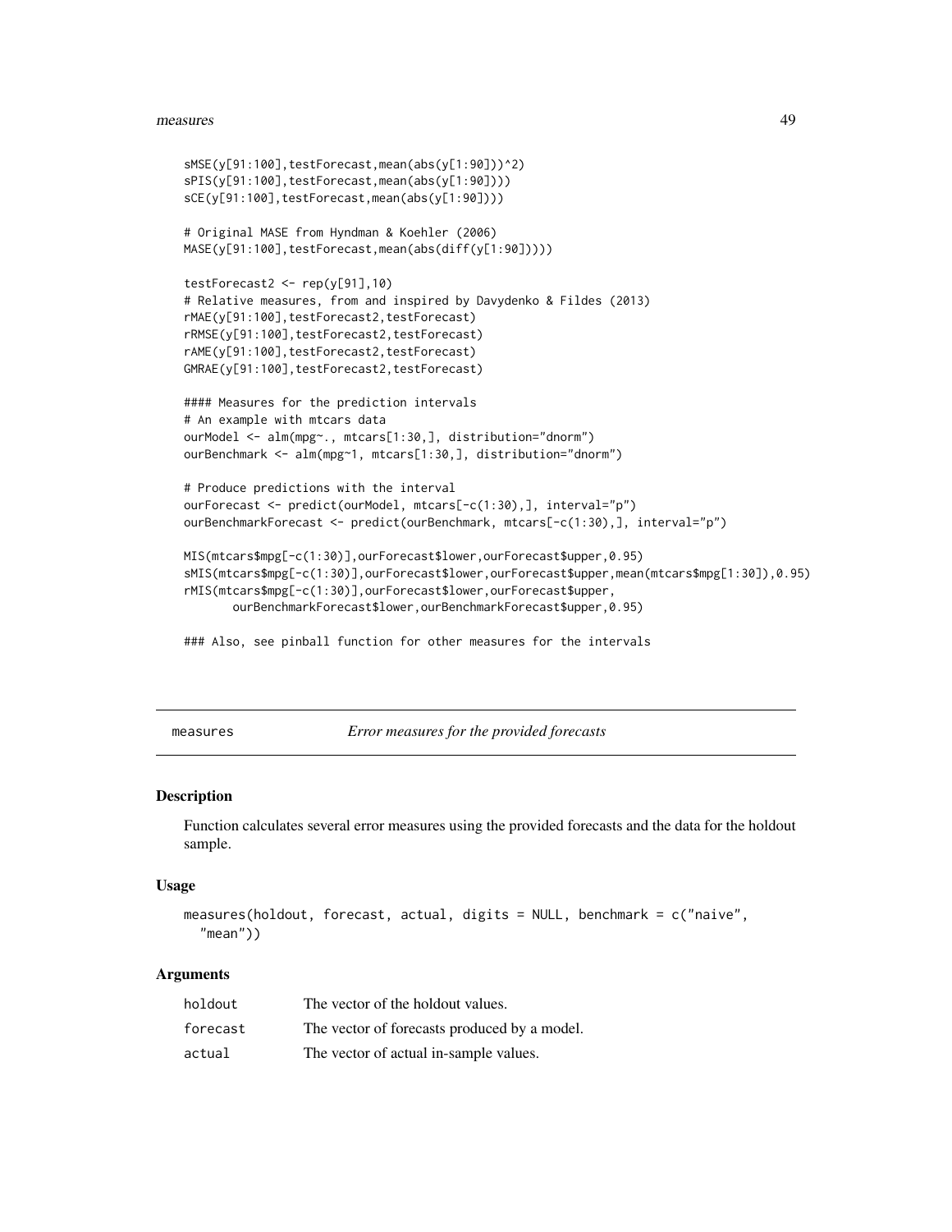```
sMSE(y[91:100],testForecast,mean(abs(y[1:90]))^2)
sPIS(y[91:100],testForecast,mean(abs(y[1:90])))
sCE(y[91:100],testForecast,mean(abs(y[1:90])))

# Original MASE from Hyndman & Koehler (2006)
MASE(y[91:100],testForecast,mean(abs(diff(y[1:90]))))

testForecast2 <- rep(y[91],10)
# Relative measures, from and inspired by Davydenko & Fildes (2013)
rMAE(y[91:100],testForecast2,testForecast)
rRMSE(y[91:100],testForecast2,testForecast)
rAME(y[91:100],testForecast2,testForecast)
GMRAE(y[91:100],testForecast2,testForecast)

#### Measures for the prediction intervals
# An example with mtcars data
ourModel <- alm(mpg~., mtcars[1:30,], distribution="dnorm")
ourBenchmark <- alm(mpg~1, mtcars[1:30,], distribution="dnorm")

# Produce predictions with the interval
ourForecast <- predict(ourModel, mtcars[-c(1:30),], interval="p")
ourBenchmarkForecast <- predict(ourBenchmark, mtcars[-c(1:30),], interval="p")

MIS(mtcars$mpg[-c(1:30)],ourForecast$lower,ourForecast$upper,0.95)
sMIS(mtcars$mpg[-c(1:30)],ourForecast$lower,ourForecast$upper,mean(mtcars$mpg[1:30]),0.95)
rMIS(mtcars$mpg[-c(1:30)],ourForecast$lower,ourForecast$upper,
       ourBenchmarkForecast$lower,ourBenchmarkForecast$upper,0.95)

### Also, see pinball function for other measures for the intervals
```

---

## measures — *Error measures for the provided forecasts*

### Description

Function calculates several error measures using the provided forecasts and the data for the holdout sample.

### Usage

```
measures(holdout, forecast, actual, digits = NULL, benchmark = c("naive",
  "mean"))
```

### Arguments

| | |
|---|---|
| holdout | The vector of the holdout values. |
| forecast | The vector of forecasts produced by a model. |
| actual | The vector of actual in-sample values. |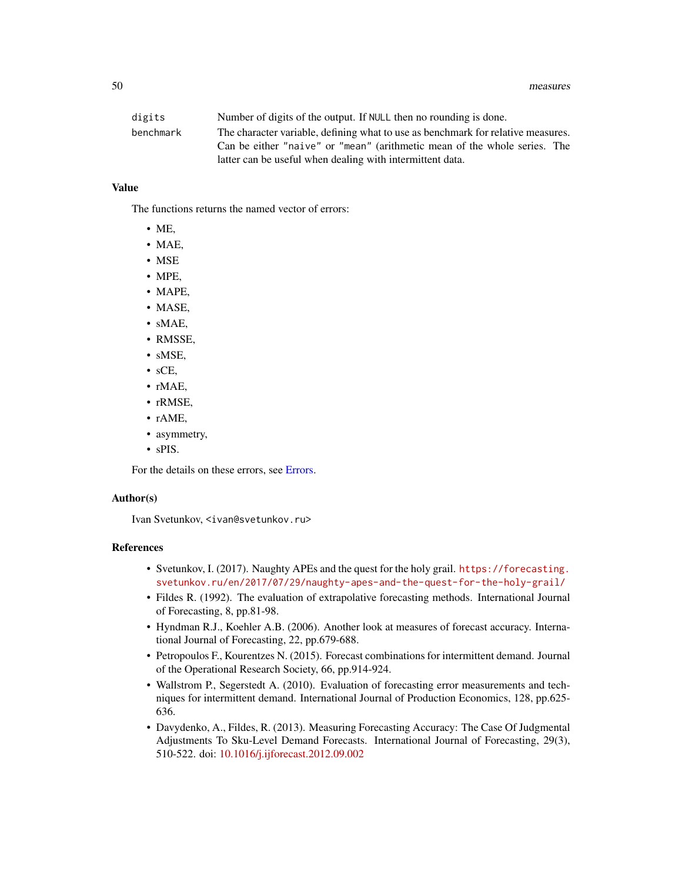| | |
|---|---|
| `digits` | Number of digits of the output. If `NULL` then no rounding is done. |
| `benchmark` | The character variable, defining what to use as benchmark for relative measures. Can be either `"naive"` or `"mean"` (arithmetic mean of the whole series. The latter can be useful when dealing with intermittent data. |

### Value

The functions returns the named vector of errors:

- ME,
- MAE,
- MSE
- MPE,
- MAPE,
- MASE,
- sMAE,
- RMSSE,
- sMSE,
- sCE,
- rMAE,
- rRMSE,
- rAME,
- asymmetry,
- sPIS.

For the details on these errors, see Errors.

### Author(s)

Ivan Svetunkov, <ivan@svetunkov.ru>

### References

- Svetunkov, I. (2017). Naughty APEs and the quest for the holy grail. https://forecasting.svetunkov.ru/en/2017/07/29/naughty-apes-and-the-quest-for-the-holy-grail/
- Fildes R. (1992). The evaluation of extrapolative forecasting methods. International Journal of Forecasting, 8, pp.81-98.
- Hyndman R.J., Koehler A.B. (2006). Another look at measures of forecast accuracy. International Journal of Forecasting, 22, pp.679-688.
- Petropoulos F., Kourentzes N. (2015). Forecast combinations for intermittent demand. Journal of the Operational Research Society, 66, pp.914-924.
- Wallstrom P., Segerstedt A. (2010). Evaluation of forecasting error measurements and techniques for intermittent demand. International Journal of Production Economics, 128, pp.625-636.
- Davydenko, A., Fildes, R. (2013). Measuring Forecasting Accuracy: The Case Of Judgmental Adjustments To Sku-Level Demand Forecasts. International Journal of Forecasting, 29(3), 510-522. doi: 10.1016/j.ijforecast.2012.09.002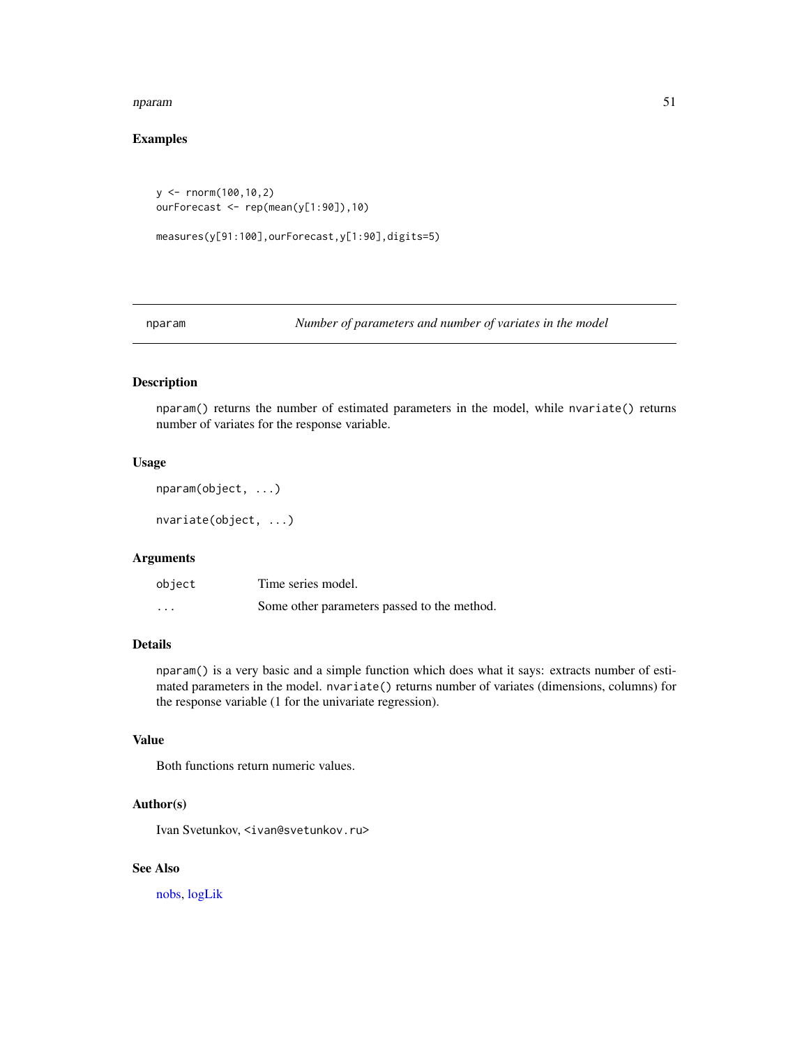## Examples

```
y <- rnorm(100,10,2)
ourForecast <- rep(mean(y[1:90]),10)

measures(y[91:100],ourForecast,y[1:90],digits=5)
```

---

## nparam — *Number of parameters and number of variates in the model*

### Description

`nparam()` returns the number of estimated parameters in the model, while `nvariate()` returns number of variates for the response variable.

### Usage

```
nparam(object, ...)

nvariate(object, ...)
```

### Arguments

| | |
|---|---|
| `object` | Time series model. |
| `...` | Some other parameters passed to the method. |

### Details

`nparam()` is a very basic and a simple function which does what it says: extracts number of estimated parameters in the model. `nvariate()` returns number of variates (dimensions, columns) for the response variable (1 for the univariate regression).

### Value

Both functions return numeric values.

### Author(s)

Ivan Svetunkov, <ivan@svetunkov.ru>

### See Also

nobs, logLik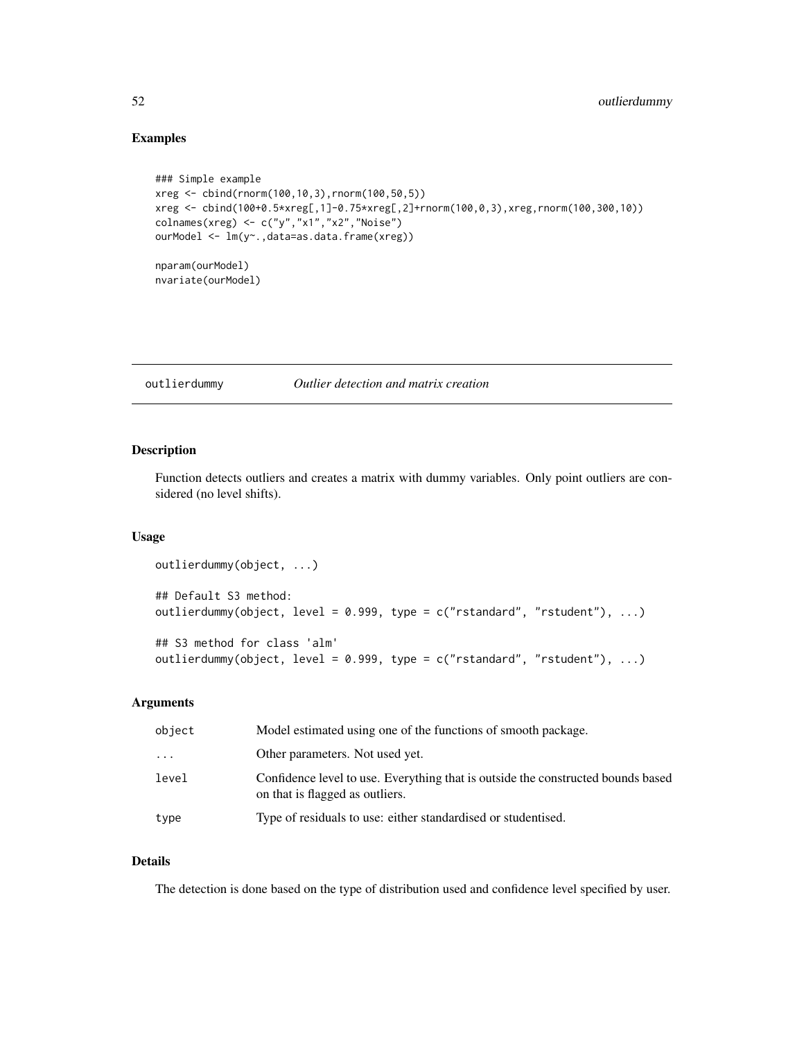## Examples

```
### Simple example
xreg <- cbind(rnorm(100,10,3),rnorm(100,50,5))
xreg <- cbind(100+0.5*xreg[,1]-0.75*xreg[,2]+rnorm(100,0,3),xreg,rnorm(100,300,10))
colnames(xreg) <- c("y","x1","x2","Noise")
ourModel <- lm(y~.,data=as.data.frame(xreg))

nparam(ourModel)
nvariate(ourModel)
```

---

# outlierdummy *Outlier detection and matrix creation*

---

## Description

Function detects outliers and creates a matrix with dummy variables. Only point outliers are considered (no level shifts).

## Usage

```
outlierdummy(object, ...)

## Default S3 method:
outlierdummy(object, level = 0.999, type = c("rstandard", "rstudent"), ...)

## S3 method for class 'alm'
outlierdummy(object, level = 0.999, type = c("rstandard", "rstudent"), ...)
```

## Arguments

| | |
|---|---|
| object | Model estimated using one of the functions of smooth package. |
| ... | Other parameters. Not used yet. |
| level | Confidence level to use. Everything that is outside the constructed bounds based on that is flagged as outliers. |
| type | Type of residuals to use: either standardised or studentised. |

## Details

The detection is done based on the type of distribution used and confidence level specified by user.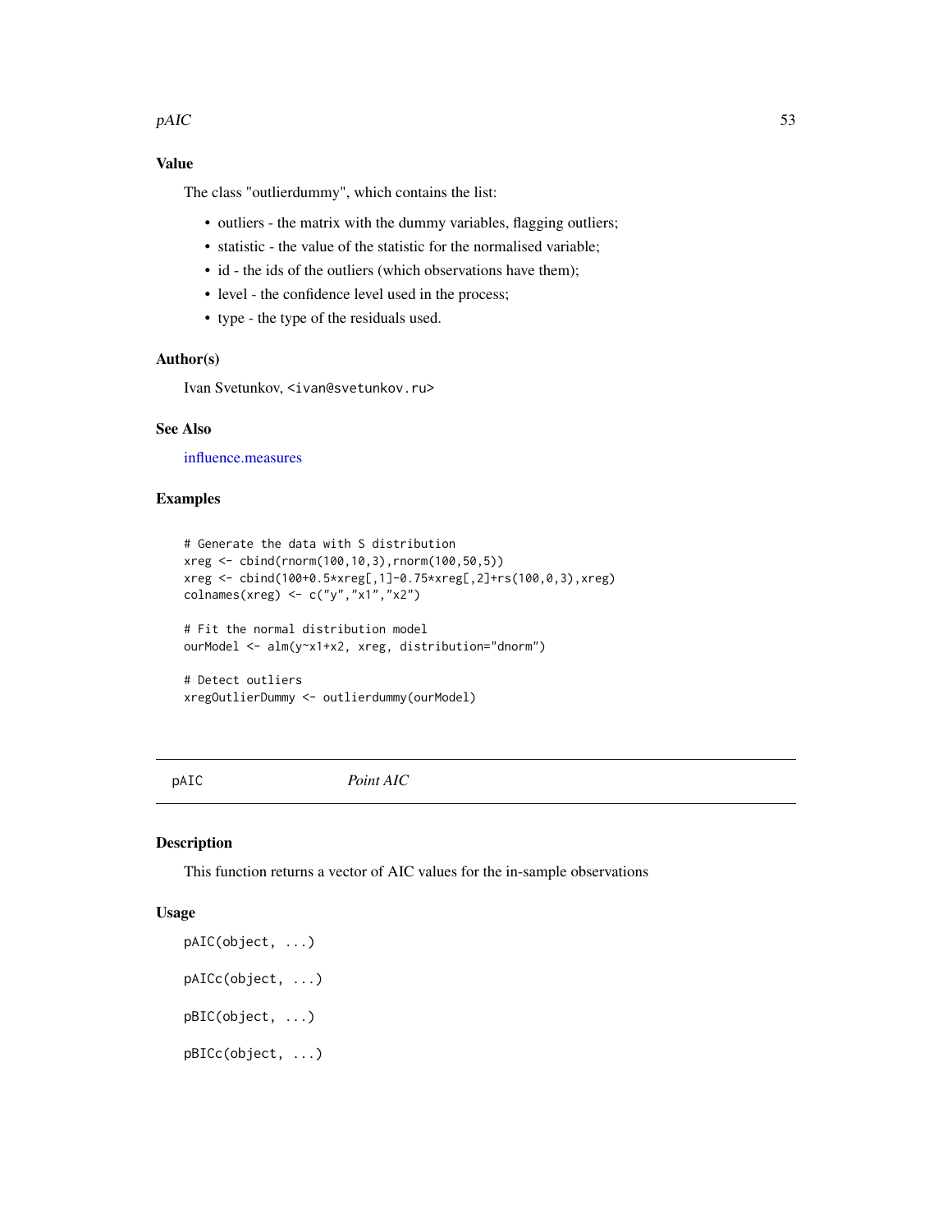## Value

The class "outlierdummy", which contains the list:

- outliers - the matrix with the dummy variables, flagging outliers;
- statistic - the value of the statistic for the normalised variable;
- id - the ids of the outliers (which observations have them);
- level - the confidence level used in the process;
- type - the type of the residuals used.

## Author(s)

Ivan Svetunkov, <ivan@svetunkov.ru>

## See Also

influence.measures

## Examples

```
# Generate the data with S distribution
xreg <- cbind(rnorm(100,10,3),rnorm(100,50,5))
xreg <- cbind(100+0.5*xreg[,1]-0.75*xreg[,2]+rs(100,0,3),xreg)
colnames(xreg) <- c("y","x1","x2")

# Fit the normal distribution model
ourModel <- alm(y~x1+x2, xreg, distribution="dnorm")

# Detect outliers
xregOutlierDummy <- outlierdummy(ourModel)
```

---

# pAIC *Point AIC*

## Description

This function returns a vector of AIC values for the in-sample observations

## Usage

```
pAIC(object, ...)

pAICc(object, ...)

pBIC(object, ...)

pBICc(object, ...)
```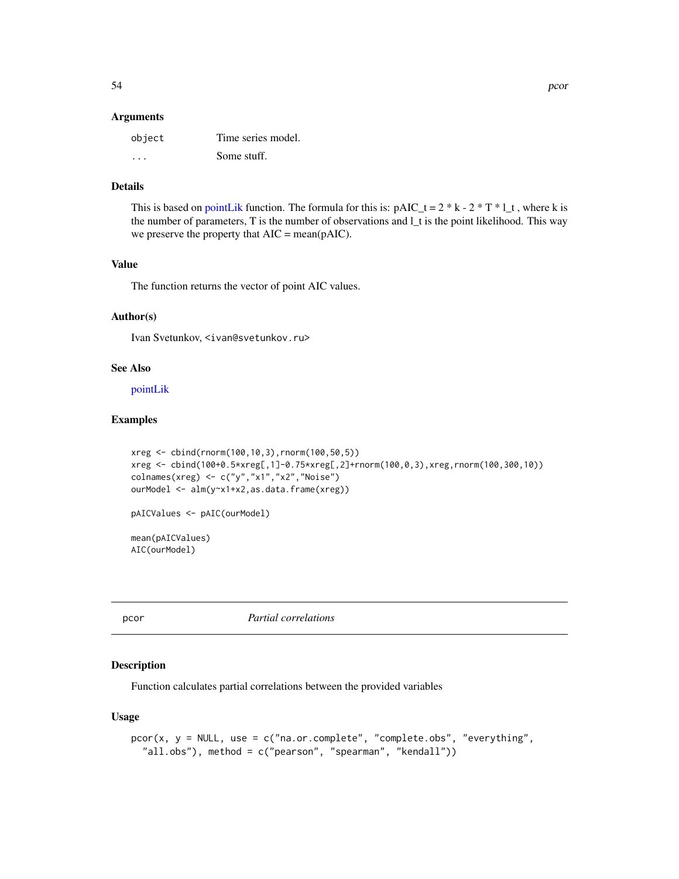### Arguments

| | |
|---|---|
| `object` | Time series model. |
| `...` | Some stuff. |

### Details

This is based on pointLik function. The formula for this is: pAIC_t = 2 * k - 2 * T * l_t , where k is the number of parameters, T is the number of observations and l_t is the point likelihood. This way we preserve the property that AIC = mean(pAIC).

### Value

The function returns the vector of point AIC values.

### Author(s)

Ivan Svetunkov, <ivan@svetunkov.ru>

### See Also

pointLik

### Examples

```
xreg <- cbind(rnorm(100,10,3),rnorm(100,50,5))
xreg <- cbind(100+0.5*xreg[,1]-0.75*xreg[,2]+rnorm(100,0,3),xreg,rnorm(100,300,10))
colnames(xreg) <- c("y","x1","x2","Noise")
ourModel <- alm(y~x1+x2,as.data.frame(xreg))

pAICValues <- pAIC(ourModel)

mean(pAICValues)
AIC(ourModel)
```

---

## pcor    *Partial correlations*

### Description

Function calculates partial correlations between the provided variables

### Usage

```
pcor(x, y = NULL, use = c("na.or.complete", "complete.obs", "everything",
  "all.obs"), method = c("pearson", "spearman", "kendall"))
```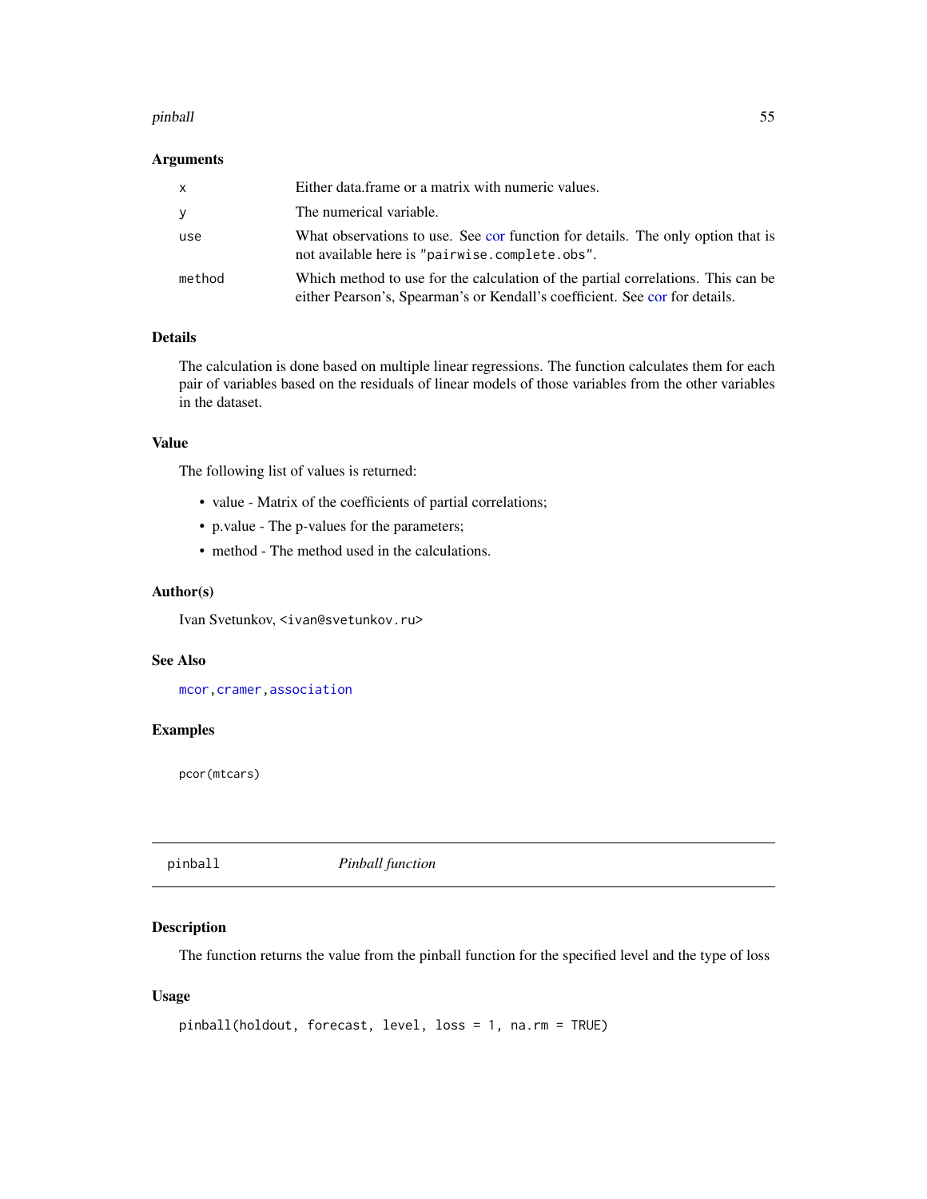### Arguments

| | |
|---|---|
| x | Either data.frame or a matrix with numeric values. |
| y | The numerical variable. |
| use | What observations to use. See cor function for details. The only option that is not available here is "pairwise.complete.obs". |
| method | Which method to use for the calculation of the partial correlations. This can be either Pearson's, Spearman's or Kendall's coefficient. See cor for details. |

### Details

The calculation is done based on multiple linear regressions. The function calculates them for each pair of variables based on the residuals of linear models of those variables from the other variables in the dataset.

### Value

The following list of values is returned:

- value - Matrix of the coefficients of partial correlations;
- p.value - The p-values for the parameters;
- method - The method used in the calculations.

### Author(s)

Ivan Svetunkov, <ivan@svetunkov.ru>

### See Also

mcor, cramer, association

### Examples

```
pcor(mtcars)
```

---

## pinball — *Pinball function*

### Description

The function returns the value from the pinball function for the specified level and the type of loss

### Usage

```
pinball(holdout, forecast, level, loss = 1, na.rm = TRUE)
```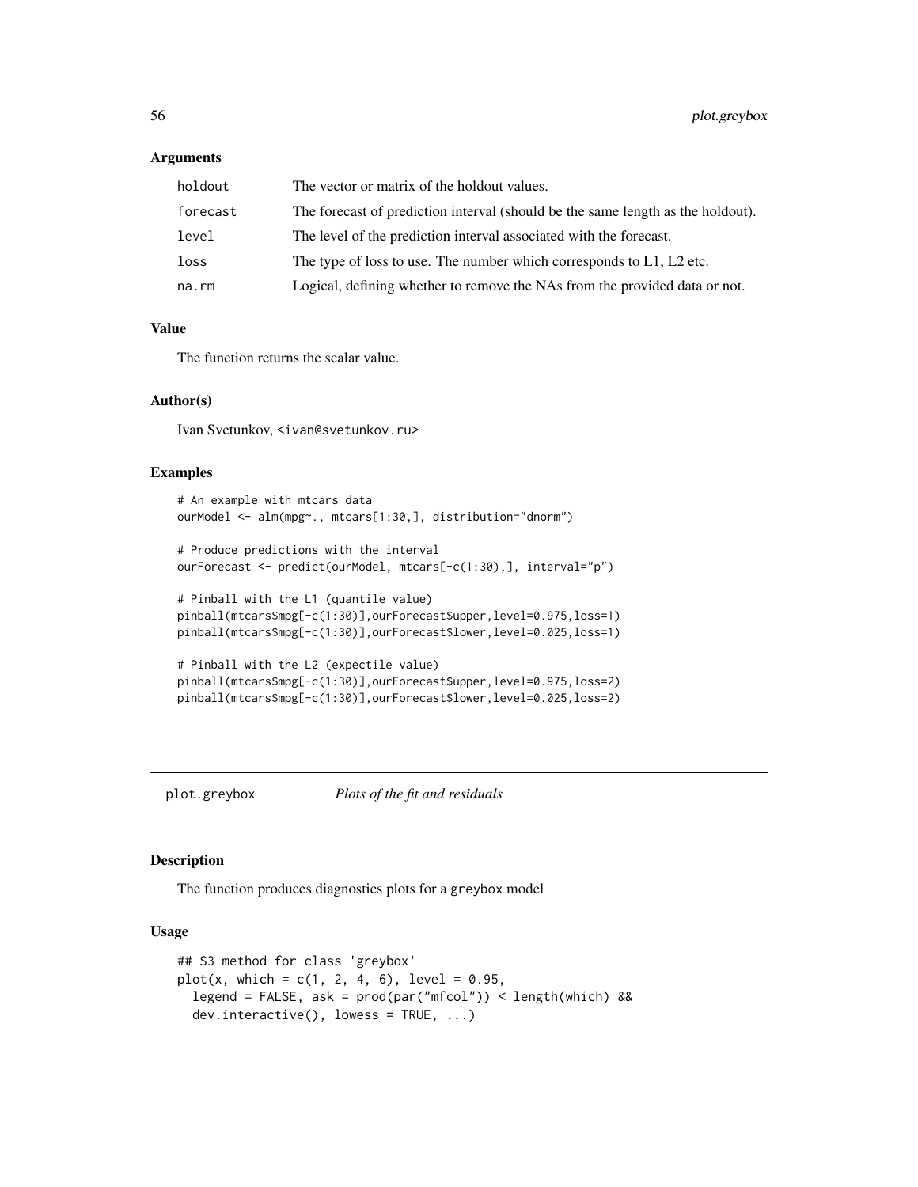### Arguments

| | |
|---|---|
| `holdout` | The vector or matrix of the holdout values. |
| `forecast` | The forecast of prediction interval (should be the same length as the holdout). |
| `level` | The level of the prediction interval associated with the forecast. |
| `loss` | The type of loss to use. The number which corresponds to L1, L2 etc. |
| `na.rm` | Logical, defining whether to remove the NAs from the provided data or not. |

### Value

The function returns the scalar value.

### Author(s)

Ivan Svetunkov, <ivan@svetunkov.ru>

### Examples

```
# An example with mtcars data
ourModel <- alm(mpg~., mtcars[1:30,], distribution="dnorm")

# Produce predictions with the interval
ourForecast <- predict(ourModel, mtcars[-c(1:30),], interval="p")

# Pinball with the L1 (quantile value)
pinball(mtcars$mpg[-c(1:30)],ourForecast$upper,level=0.975,loss=1)
pinball(mtcars$mpg[-c(1:30)],ourForecast$lower,level=0.025,loss=1)

# Pinball with the L2 (expectile value)
pinball(mtcars$mpg[-c(1:30)],ourForecast$upper,level=0.975,loss=2)
pinball(mtcars$mpg[-c(1:30)],ourForecast$lower,level=0.025,loss=2)
```

---

## `plot.greybox` *Plots of the fit and residuals*

### Description

The function produces diagnostics plots for a `greybox` model

### Usage

```
## S3 method for class 'greybox'
plot(x, which = c(1, 2, 4, 6), level = 0.95,
  legend = FALSE, ask = prod(par("mfcol")) < length(which) &&
  dev.interactive(), lowess = TRUE, ...)
```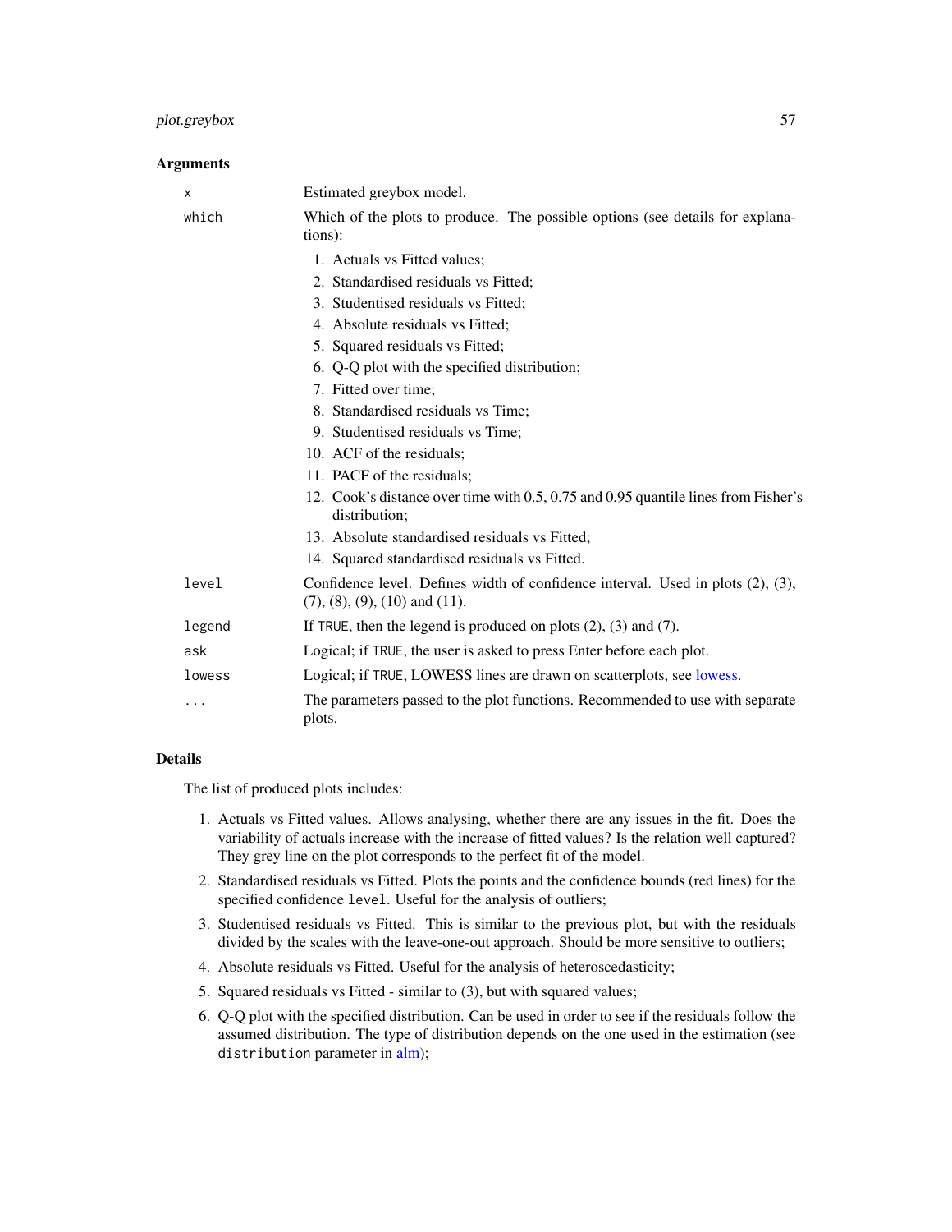### Arguments

| | |
|---|---|
| x | Estimated greybox model. |
| which | Which of the plots to produce. The possible options (see details for explanations): 1. Actuals vs Fitted values; 2. Standardised residuals vs Fitted; 3. Studentised residuals vs Fitted; 4. Absolute residuals vs Fitted; 5. Squared residuals vs Fitted; 6. Q-Q plot with the specified distribution; 7. Fitted over time; 8. Standardised residuals vs Time; 9. Studentised residuals vs Time; 10. ACF of the residuals; 11. PACF of the residuals; 12. Cook's distance over time with 0.5, 0.75 and 0.95 quantile lines from Fisher's distribution; 13. Absolute standardised residuals vs Fitted; 14. Squared standardised residuals vs Fitted. |
| level | Confidence level. Defines width of confidence interval. Used in plots (2), (3), (7), (8), (9), (10) and (11). |
| legend | If TRUE, then the legend is produced on plots (2), (3) and (7). |
| ask | Logical; if TRUE, the user is asked to press Enter before each plot. |
| lowess | Logical; if TRUE, LOWESS lines are drawn on scatterplots, see lowess. |
| ... | The parameters passed to the plot functions. Recommended to use with separate plots. |

### Details

The list of produced plots includes:

1. Actuals vs Fitted values. Allows analysing, whether there are any issues in the fit. Does the variability of actuals increase with the increase of fitted values? Is the relation well captured? They grey line on the plot corresponds to the perfect fit of the model.
2. Standardised residuals vs Fitted. Plots the points and the confidence bounds (red lines) for the specified confidence `level`. Useful for the analysis of outliers;
3. Studentised residuals vs Fitted. This is similar to the previous plot, but with the residuals divided by the scales with the leave-one-out approach. Should be more sensitive to outliers;
4. Absolute residuals vs Fitted. Useful for the analysis of heteroscedasticity;
5. Squared residuals vs Fitted - similar to (3), but with squared values;
6. Q-Q plot with the specified distribution. Can be used in order to see if the residuals follow the assumed distribution. The type of distribution depends on the one used in the estimation (see `distribution` parameter in alm);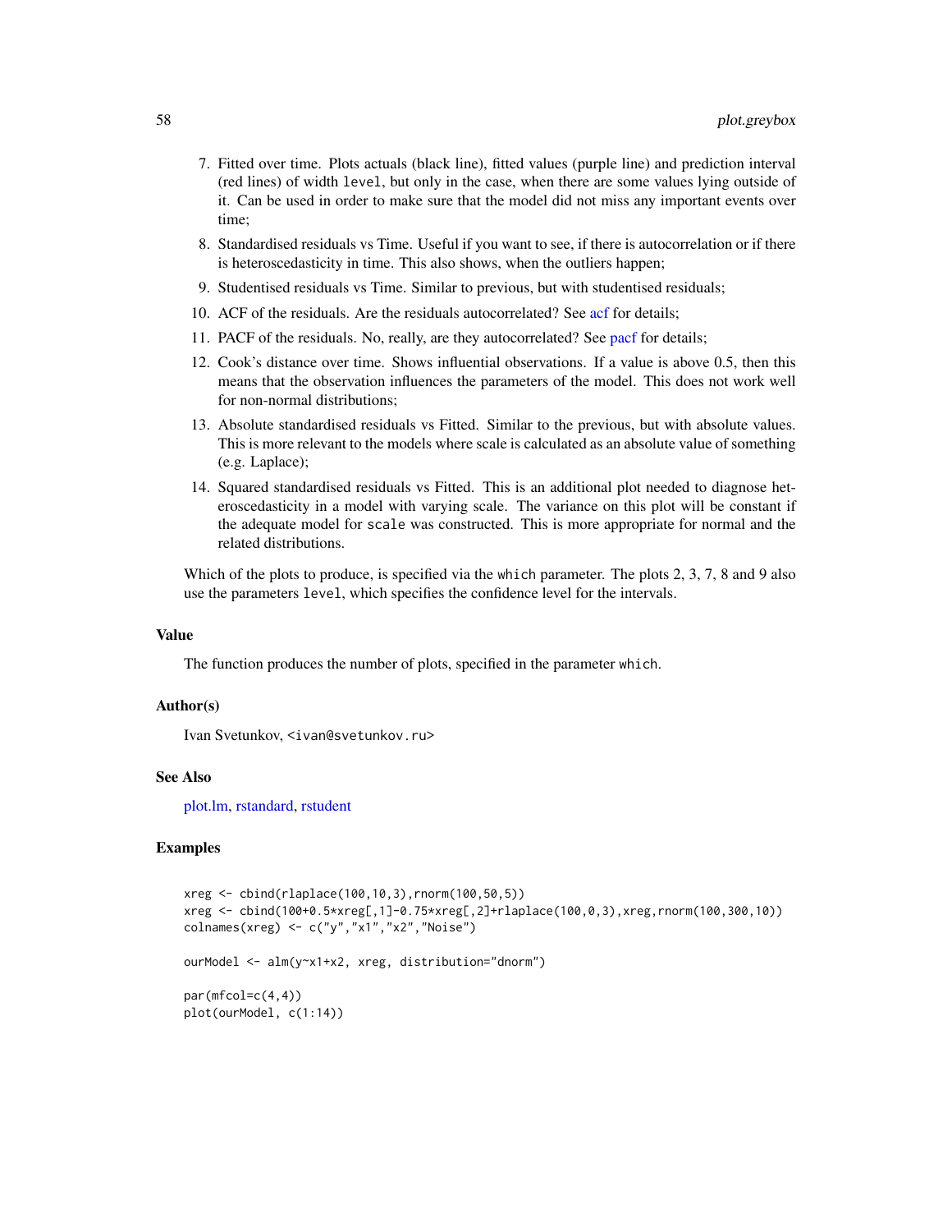7. Fitted over time. Plots actuals (black line), fitted values (purple line) and prediction interval (red lines) of width `level`, but only in the case, when there are some values lying outside of it. Can be used in order to make sure that the model did not miss any important events over time;
8. Standardised residuals vs Time. Useful if you want to see, if there is autocorrelation or if there is heteroscedasticity in time. This also shows, when the outliers happen;
9. Studentised residuals vs Time. Similar to previous, but with studentised residuals;
10. ACF of the residuals. Are the residuals autocorrelated? See acf for details;
11. PACF of the residuals. No, really, are they autocorrelated? See pacf for details;
12. Cook's distance over time. Shows influential observations. If a value is above 0.5, then this means that the observation influences the parameters of the model. This does not work well for non-normal distributions;
13. Absolute standardised residuals vs Fitted. Similar to the previous, but with absolute values. This is more relevant to the models where scale is calculated as an absolute value of something (e.g. Laplace);
14. Squared standardised residuals vs Fitted. This is an additional plot needed to diagnose heteroscedasticity in a model with varying scale. The variance on this plot will be constant if the adequate model for `scale` was constructed. This is more appropriate for normal and the related distributions.

Which of the plots to produce, is specified via the `which` parameter. The plots 2, 3, 7, 8 and 9 also use the parameters `level`, which specifies the confidence level for the intervals.

### Value

The function produces the number of plots, specified in the parameter `which`.

### Author(s)

Ivan Svetunkov, <ivan@svetunkov.ru>

### See Also

plot.lm, rstandard, rstudent

### Examples

```
xreg <- cbind(rlaplace(100,10,3),rnorm(100,50,5))
xreg <- cbind(100+0.5*xreg[,1]-0.75*xreg[,2]+rlaplace(100,0,3),xreg,rnorm(100,300,10))
colnames(xreg) <- c("y","x1","x2","Noise")

ourModel <- alm(y~x1+x2, xreg, distribution="dnorm")

par(mfcol=c(4,4))
plot(ourModel, c(1:14))
```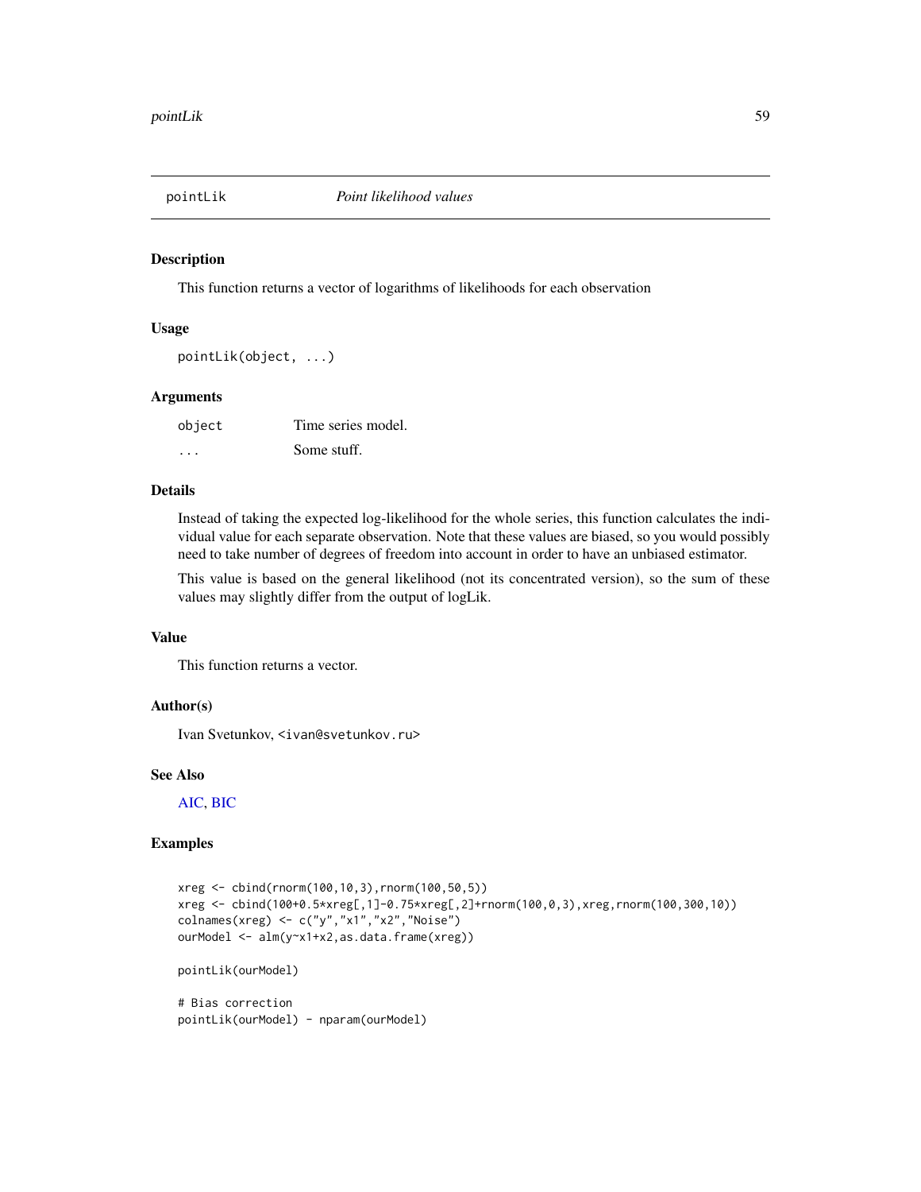## pointLik — *Point likelihood values*

### Description

This function returns a vector of logarithms of likelihoods for each observation

### Usage

```
pointLik(object, ...)
```

### Arguments

| | |
|---|---|
| `object` | Time series model. |
| `...` | Some stuff. |

### Details

Instead of taking the expected log-likelihood for the whole series, this function calculates the individual value for each separate observation. Note that these values are biased, so you would possibly need to take number of degrees of freedom into account in order to have an unbiased estimator.

This value is based on the general likelihood (not its concentrated version), so the sum of these values may slightly differ from the output of logLik.

### Value

This function returns a vector.

### Author(s)

Ivan Svetunkov, <ivan@svetunkov.ru>

### See Also

AIC, BIC

### Examples

```
xreg <- cbind(rnorm(100,10,3),rnorm(100,50,5))
xreg <- cbind(100+0.5*xreg[,1]-0.75*xreg[,2]+rnorm(100,0,3),xreg,rnorm(100,300,10))
colnames(xreg) <- c("y","x1","x2","Noise")
ourModel <- alm(y~x1+x2,as.data.frame(xreg))

pointLik(ourModel)

# Bias correction
pointLik(ourModel) - nparam(ourModel)
```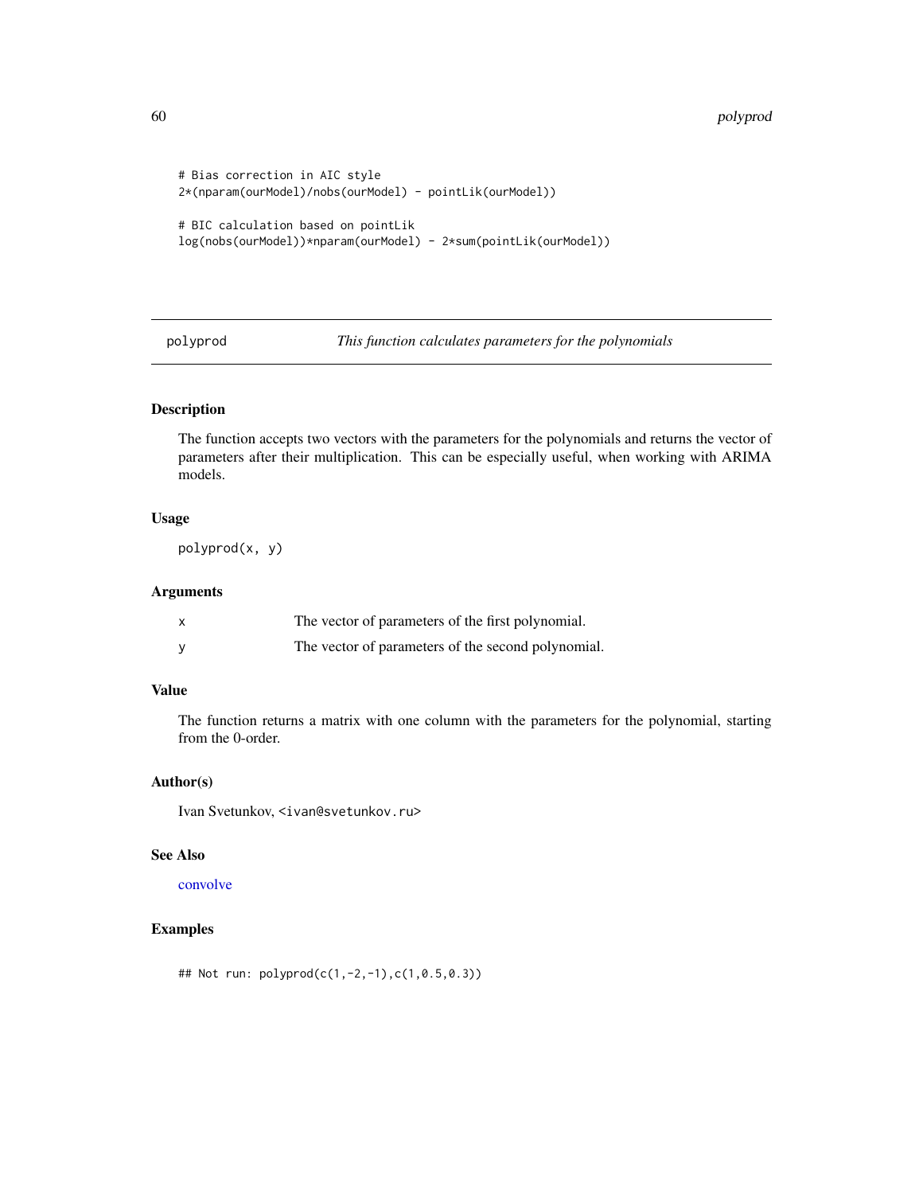```
# Bias correction in AIC style
2*(nparam(ourModel)/nobs(ourModel) - pointLik(ourModel))

# BIC calculation based on pointLik
log(nobs(ourModel))*nparam(ourModel) - 2*sum(pointLik(ourModel))
```

## polyprod — *This function calculates parameters for the polynomials*

### Description

The function accepts two vectors with the parameters for the polynomials and returns the vector of parameters after their multiplication. This can be especially useful, when working with ARIMA models.

### Usage

```
polyprod(x, y)
```

### Arguments

| | |
|---|---|
| x | The vector of parameters of the first polynomial. |
| y | The vector of parameters of the second polynomial. |

### Value

The function returns a matrix with one column with the parameters for the polynomial, starting from the 0-order.

### Author(s)

Ivan Svetunkov, <ivan@svetunkov.ru>

### See Also

convolve

### Examples

```
## Not run: polyprod(c(1,-2,-1),c(1,0.5,0.3))
```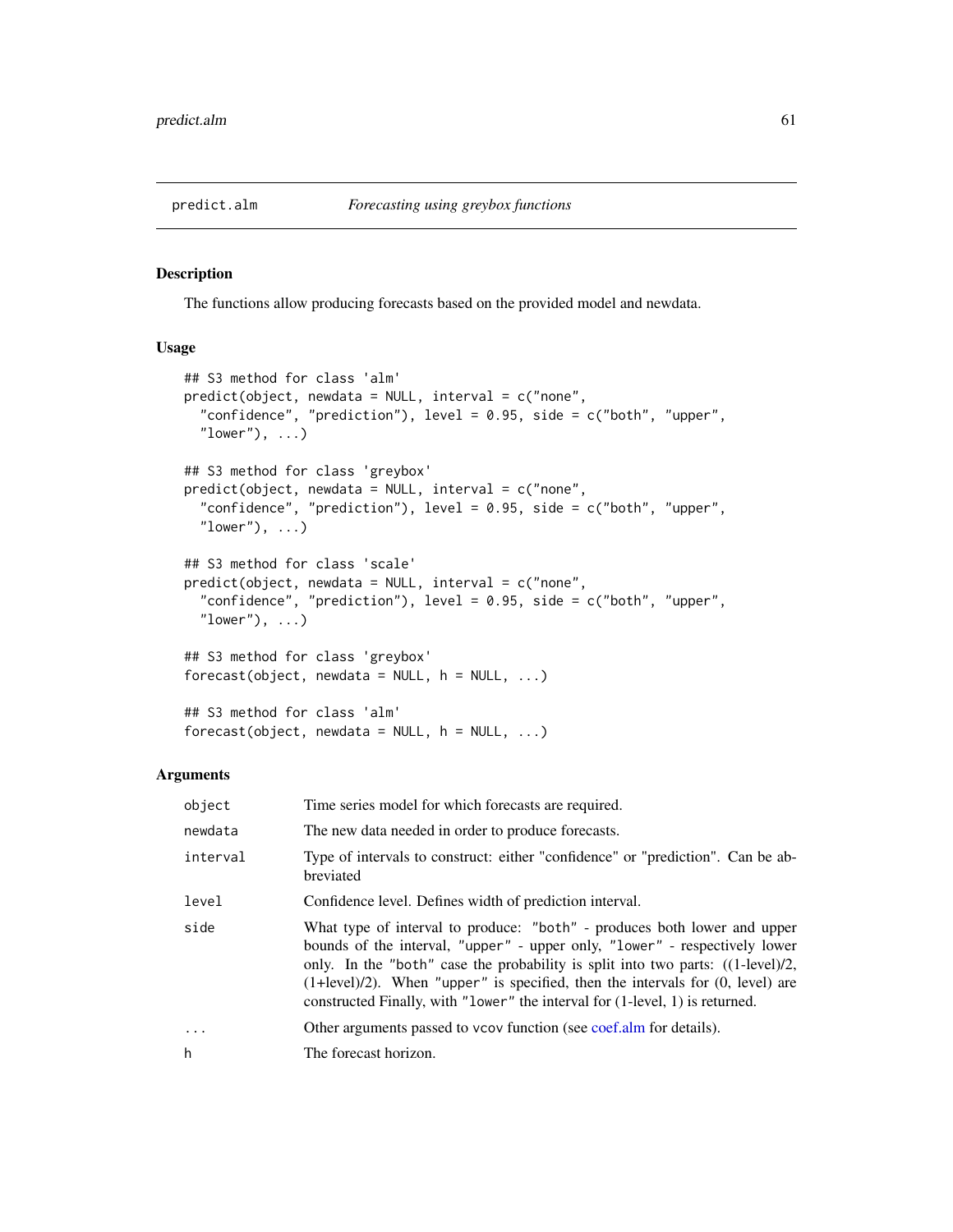# predict.alm *Forecasting using greybox functions*

## Description

The functions allow producing forecasts based on the provided model and newdata.

## Usage

```
## S3 method for class 'alm'
predict(object, newdata = NULL, interval = c("none",
  "confidence", "prediction"), level = 0.95, side = c("both", "upper",
  "lower"), ...)

## S3 method for class 'greybox'
predict(object, newdata = NULL, interval = c("none",
  "confidence", "prediction"), level = 0.95, side = c("both", "upper",
  "lower"), ...)

## S3 method for class 'scale'
predict(object, newdata = NULL, interval = c("none",
  "confidence", "prediction"), level = 0.95, side = c("both", "upper",
  "lower"), ...)

## S3 method for class 'greybox'
forecast(object, newdata = NULL, h = NULL, ...)

## S3 method for class 'alm'
forecast(object, newdata = NULL, h = NULL, ...)
```

## Arguments

| | |
|---|---|
| `object` | Time series model for which forecasts are required. |
| `newdata` | The new data needed in order to produce forecasts. |
| `interval` | Type of intervals to construct: either "confidence" or "prediction". Can be abbreviated |
| `level` | Confidence level. Defines width of prediction interval. |
| `side` | What type of interval to produce: `"both"` - produces both lower and upper bounds of the interval, `"upper"` - upper only, `"lower"` - respectively lower only. In the `"both"` case the probability is split into two parts: ((1-level)/2, (1+level)/2). When `"upper"` is specified, then the intervals for (0, level) are constructed Finally, with `"lower"` the interval for (1-level, 1) is returned. |
| `...` | Other arguments passed to `vcov` function (see coef.alm for details). |
| `h` | The forecast horizon. |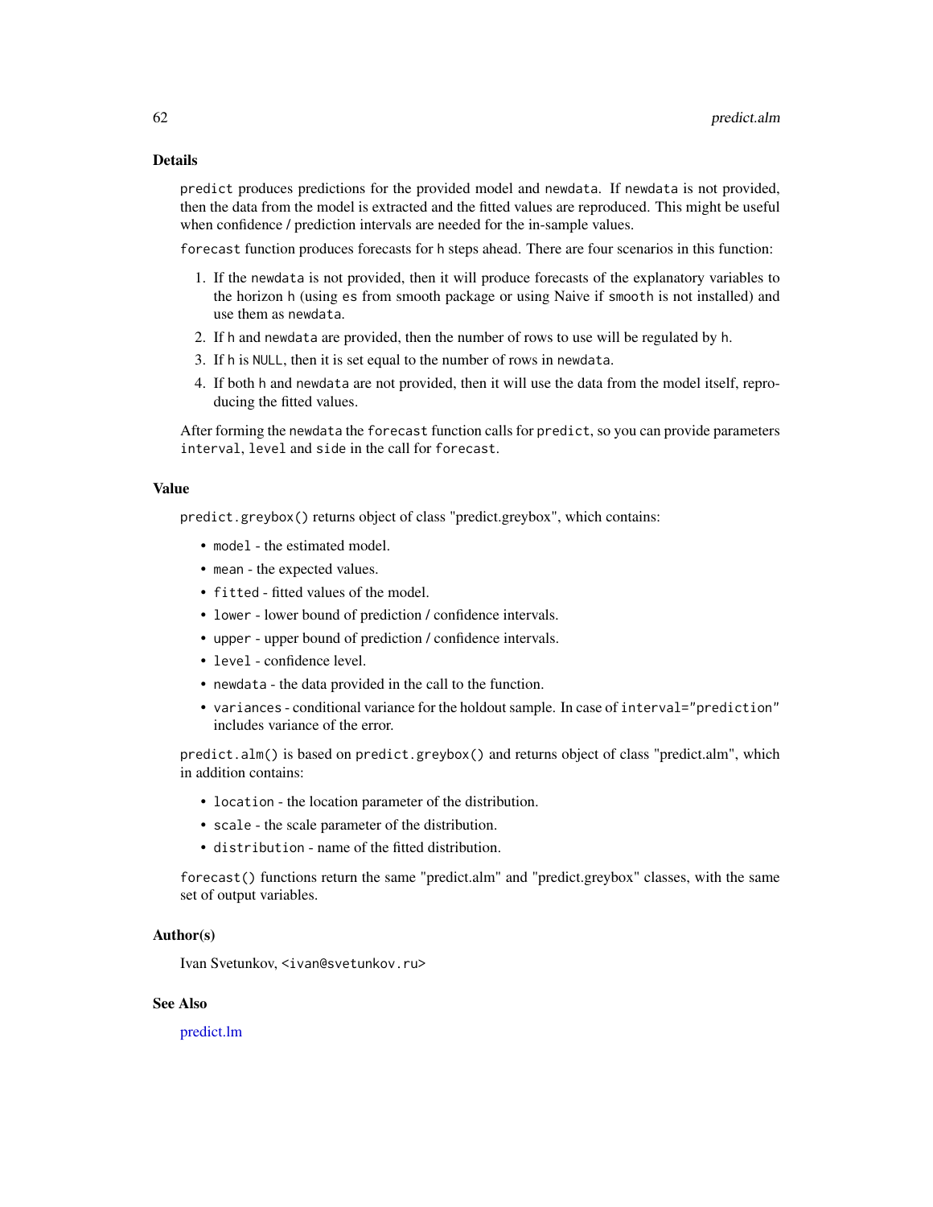## Details

`predict` produces predictions for the provided model and `newdata`. If `newdata` is not provided, then the data from the model is extracted and the fitted values are reproduced. This might be useful when confidence / prediction intervals are needed for the in-sample values.

`forecast` function produces forecasts for `h` steps ahead. There are four scenarios in this function:

1. If the `newdata` is not provided, then it will produce forecasts of the explanatory variables to the horizon `h` (using `es` from smooth package or using Naive if `smooth` is not installed) and use them as `newdata`.
2. If `h` and `newdata` are provided, then the number of rows to use will be regulated by `h`.
3. If `h` is `NULL`, then it is set equal to the number of rows in `newdata`.
4. If both `h` and `newdata` are not provided, then it will use the data from the model itself, reproducing the fitted values.

After forming the `newdata` the `forecast` function calls for `predict`, so you can provide parameters `interval`, `level` and `side` in the call for `forecast`.

## Value

`predict.greybox()` returns object of class "predict.greybox", which contains:

- `model` - the estimated model.
- `mean` - the expected values.
- `fitted` - fitted values of the model.
- `lower` - lower bound of prediction / confidence intervals.
- `upper` - upper bound of prediction / confidence intervals.
- `level` - confidence level.
- `newdata` - the data provided in the call to the function.
- `variances` - conditional variance for the holdout sample. In case of `interval="prediction"` includes variance of the error.

`predict.alm()` is based on `predict.greybox()` and returns object of class "predict.alm", which in addition contains:

- `location` - the location parameter of the distribution.
- `scale` - the scale parameter of the distribution.
- `distribution` - name of the fitted distribution.

`forecast()` functions return the same "predict.alm" and "predict.greybox" classes, with the same set of output variables.

## Author(s)

Ivan Svetunkov, <ivan@svetunkov.ru>

## See Also

predict.lm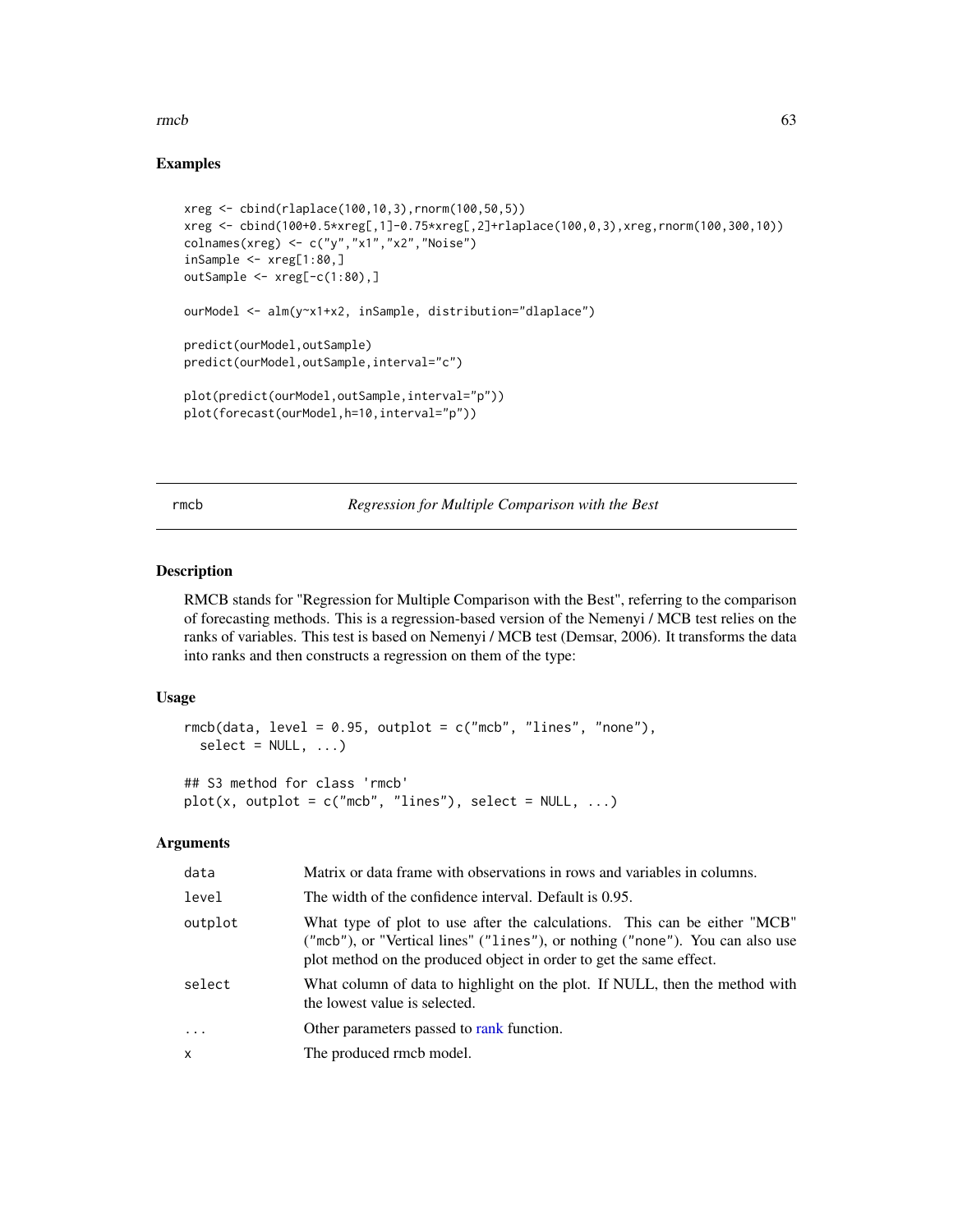### Examples

```
xreg <- cbind(rlaplace(100,10,3),rnorm(100,50,5))
xreg <- cbind(100+0.5*xreg[,1]-0.75*xreg[,2]+rlaplace(100,0,3),xreg,rnorm(100,300,10))
colnames(xreg) <- c("y","x1","x2","Noise")
inSample <- xreg[1:80,]
outSample <- xreg[-c(1:80),]

ourModel <- alm(y~x1+x2, inSample, distribution="dlaplace")

predict(ourModel,outSample)
predict(ourModel,outSample,interval="c")

plot(predict(ourModel,outSample,interval="p"))
plot(forecast(ourModel,h=10,interval="p"))
```

---

## rmcb *Regression for Multiple Comparison with the Best*

### Description

RMCB stands for "Regression for Multiple Comparison with the Best", referring to the comparison of forecasting methods. This is a regression-based version of the Nemenyi / MCB test relies on the ranks of variables. This test is based on Nemenyi / MCB test (Demsar, 2006). It transforms the data into ranks and then constructs a regression on them of the type:

### Usage

```
rmcb(data, level = 0.95, outplot = c("mcb", "lines", "none"),
  select = NULL, ...)

## S3 method for class 'rmcb'
plot(x, outplot = c("mcb", "lines"), select = NULL, ...)
```

### Arguments

| | |
|---|---|
| data | Matrix or data frame with observations in rows and variables in columns. |
| level | The width of the confidence interval. Default is 0.95. |
| outplot | What type of plot to use after the calculations. This can be either "MCB" ("mcb"), or "Vertical lines" ("lines"), or nothing ("none"). You can also use plot method on the produced object in order to get the same effect. |
| select | What column of data to highlight on the plot. If NULL, then the method with the lowest value is selected. |
| ... | Other parameters passed to rank function. |
| x | The produced rmcb model. |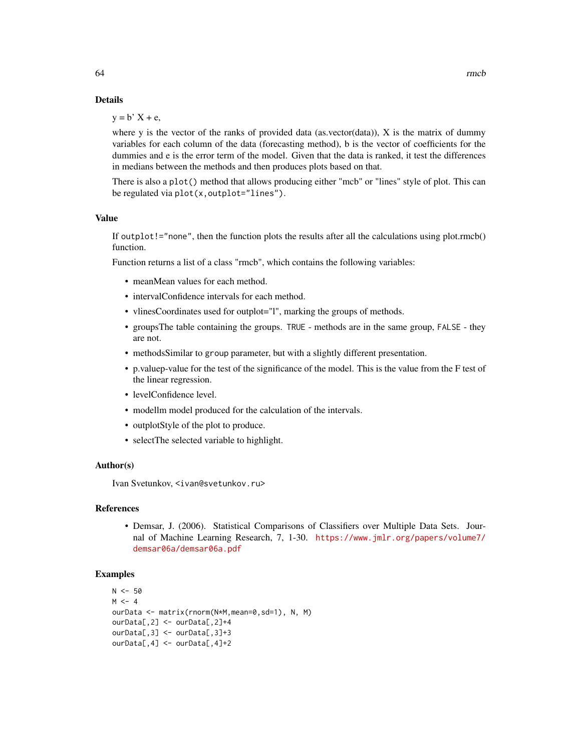## Details

y = b' X + e,

where y is the vector of the ranks of provided data (as.vector(data)), X is the matrix of dummy variables for each column of the data (forecasting method), b is the vector of coefficients for the dummies and e is the error term of the model. Given that the data is ranked, it test the differences in medians between the methods and then produces plots based on that.

There is also a `plot()` method that allows producing either "mcb" or "lines" style of plot. This can be regulated via `plot(x,outplot="lines")`.

## Value

If `outplot!="none"`, then the function plots the results after all the calculations using plot.rmcb() function.

Function returns a list of a class "rmcb", which contains the following variables:

- meanMean values for each method.
- intervalConfidence intervals for each method.
- vlinesCoordinates used for outplot="l", marking the groups of methods.
- groupsThe table containing the groups. `TRUE` - methods are in the same group, `FALSE` - they are not.
- methodsSimilar to `group` parameter, but with a slightly different presentation.
- p.valuep-value for the test of the significance of the model. This is the value from the F test of the linear regression.
- levelConfidence level.
- modellm model produced for the calculation of the intervals.
- outplotStyle of the plot to produce.
- selectThe selected variable to highlight.

## Author(s)

Ivan Svetunkov, <ivan@svetunkov.ru>

## References

- Demsar, J. (2006). Statistical Comparisons of Classifiers over Multiple Data Sets. Journal of Machine Learning Research, 7, 1-30. https://www.jmlr.org/papers/volume7/demsar06a/demsar06a.pdf

## Examples

```
N <- 50
M <- 4
ourData <- matrix(rnorm(N*M,mean=0,sd=1), N, M)
ourData[,2] <- ourData[,2]+4
ourData[,3] <- ourData[,3]+3
ourData[,4] <- ourData[,4]+2
```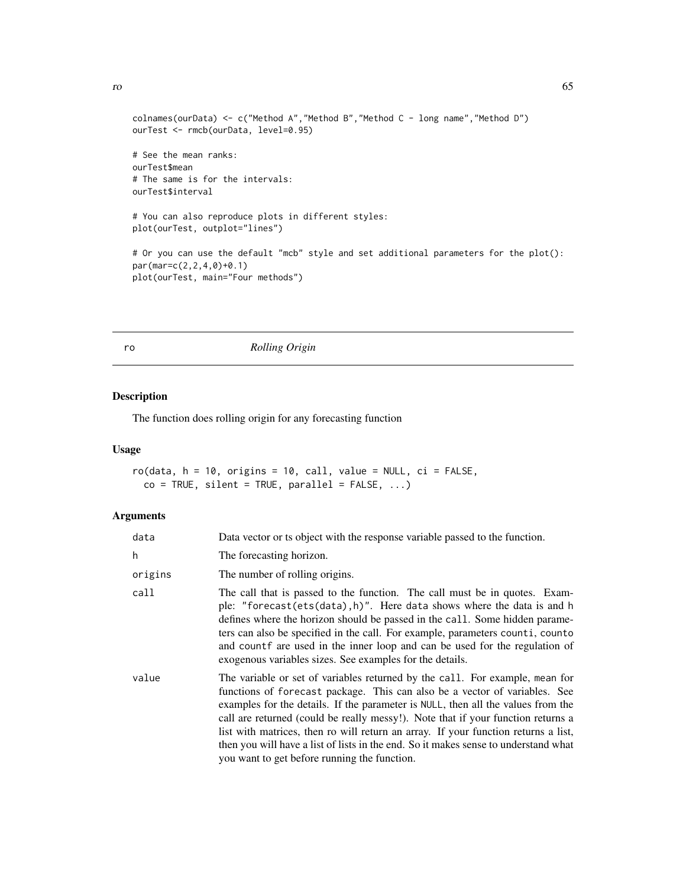```
colnames(ourData) <- c("Method A","Method B","Method C - long name","Method D")
ourTest <- rmcb(ourData, level=0.95)

# See the mean ranks:
ourTest$mean
# The same is for the intervals:
ourTest$interval

# You can also reproduce plots in different styles:
plot(ourTest, outplot="lines")

# Or you can use the default "mcb" style and set additional parameters for the plot():
par(mar=c(2,2,4,0)+0.1)
plot(ourTest, main="Four methods")
```

## ro — *Rolling Origin*

### Description

The function does rolling origin for any forecasting function

### Usage

```
ro(data, h = 10, origins = 10, call, value = NULL, ci = FALSE,
  co = TRUE, silent = TRUE, parallel = FALSE, ...)
```

### Arguments

| | |
|---|---|
| data | Data vector or ts object with the response variable passed to the function. |
| h | The forecasting horizon. |
| origins | The number of rolling origins. |
| call | The call that is passed to the function. The call must be in quotes. Example: "forecast(ets(data),h)". Here data shows where the data is and h defines where the horizon should be passed in the call. Some hidden parameters can also be specified in the call. For example, parameters counti, counto and countf are used in the inner loop and can be used for the regulation of exogenous variables sizes. See examples for the details. |
| value | The variable or set of variables returned by the call. For example, mean for functions of forecast package. This can also be a vector of variables. See examples for the details. If the parameter is NULL, then all the values from the call are returned (could be really messy!). Note that if your function returns a list with matrices, then ro will return an array. If your function returns a list, then you will have a list of lists in the end. So it makes sense to understand what you want to get before running the function. |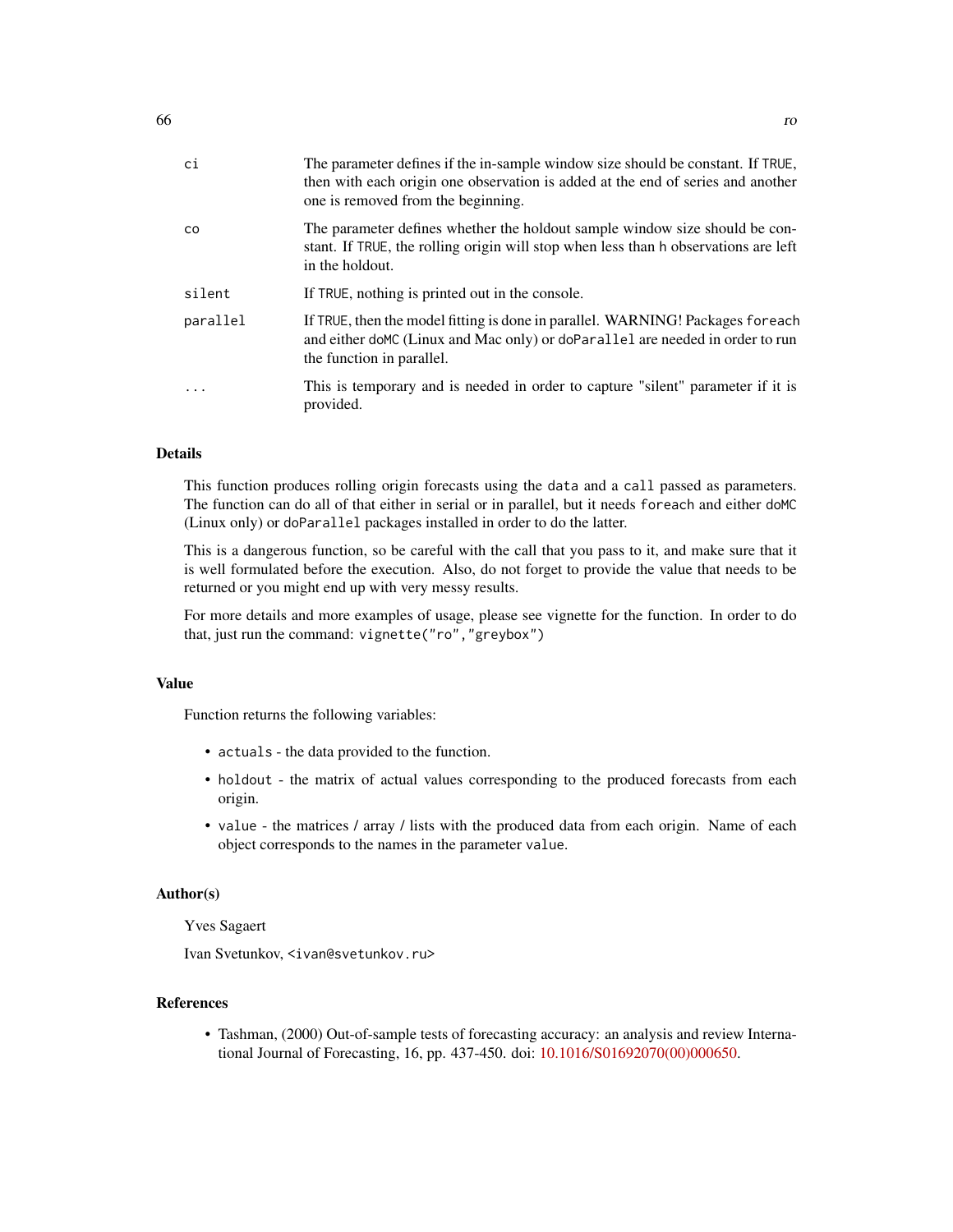| | |
|---|---|
| ci | The parameter defines if the in-sample window size should be constant. If TRUE, then with each origin one observation is added at the end of series and another one is removed from the beginning. |
| co | The parameter defines whether the holdout sample window size should be constant. If TRUE, the rolling origin will stop when less than h observations are left in the holdout. |
| silent | If TRUE, nothing is printed out in the console. |
| parallel | If TRUE, then the model fitting is done in parallel. WARNING! Packages foreach and either doMC (Linux and Mac only) or doParallel are needed in order to run the function in parallel. |
| ... | This is temporary and is needed in order to capture "silent" parameter if it is provided. |

### Details

This function produces rolling origin forecasts using the `data` and a `call` passed as parameters. The function can do all of that either in serial or in parallel, but it needs `foreach` and either `doMC` (Linux only) or `doParallel` packages installed in order to do the latter.

This is a dangerous function, so be careful with the call that you pass to it, and make sure that it is well formulated before the execution. Also, do not forget to provide the value that needs to be returned or you might end up with very messy results.

For more details and more examples of usage, please see vignette for the function. In order to do that, just run the command: `vignette("ro","greybox")`

### Value

Function returns the following variables:

- `actuals` - the data provided to the function.
- `holdout` - the matrix of actual values corresponding to the produced forecasts from each origin.
- `value` - the matrices / array / lists with the produced data from each origin. Name of each object corresponds to the names in the parameter `value`.

### Author(s)

Yves Sagaert

Ivan Svetunkov, <ivan@svetunkov.ru>

### References

- Tashman, (2000) Out-of-sample tests of forecasting accuracy: an analysis and review International Journal of Forecasting, 16, pp. 437-450. doi: 10.1016/S01692070(00)000650.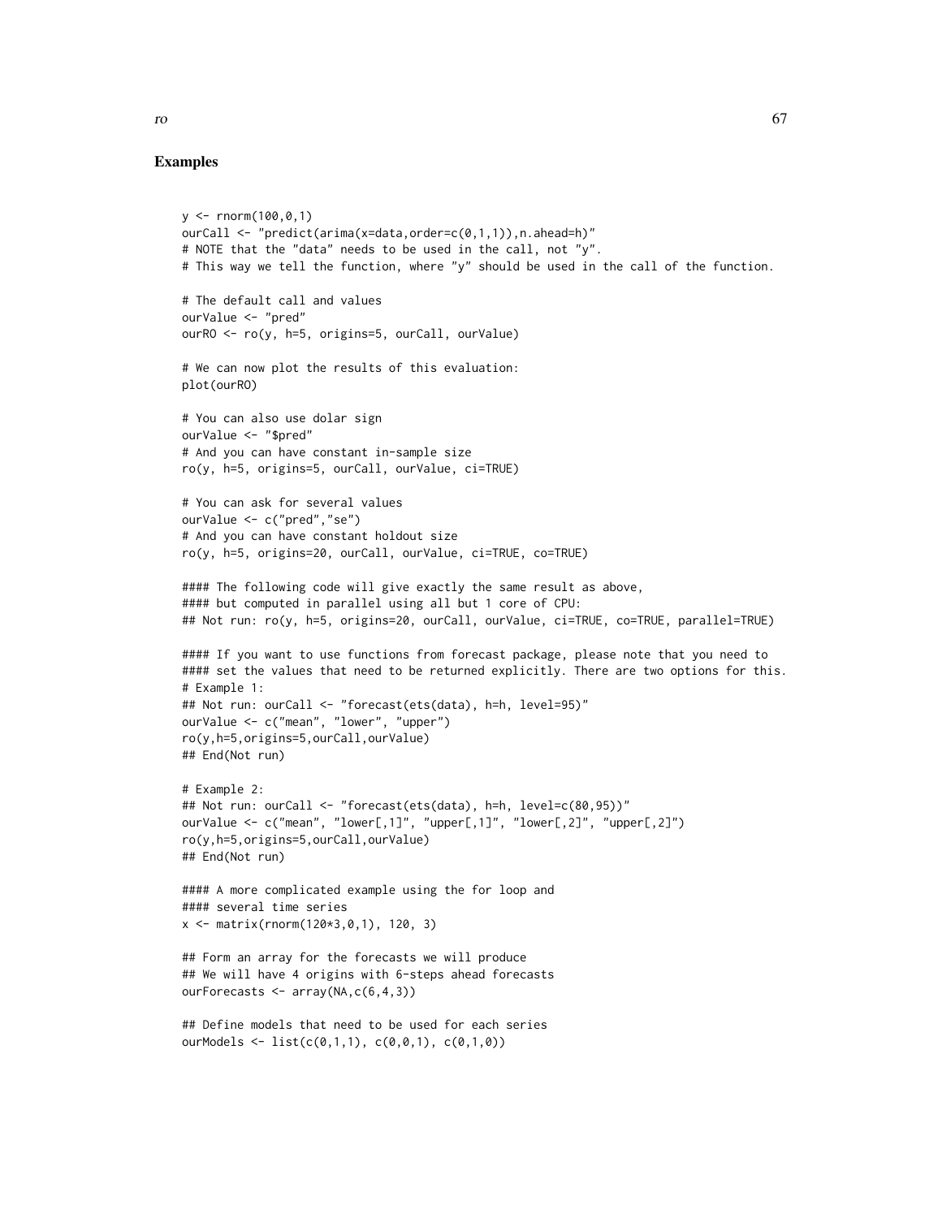### Examples

```
y <- rnorm(100,0,1)
ourCall <- "predict(arima(x=data,order=c(0,1,1)),n.ahead=h)"
# NOTE that the "data" needs to be used in the call, not "y".
# This way we tell the function, where "y" should be used in the call of the function.

# The default call and values
ourValue <- "pred"
ourRO <- ro(y, h=5, origins=5, ourCall, ourValue)

# We can now plot the results of this evaluation:
plot(ourRO)

# You can also use dolar sign
ourValue <- "$pred"
# And you can have constant in-sample size
ro(y, h=5, origins=5, ourCall, ourValue, ci=TRUE)

# You can ask for several values
ourValue <- c("pred","se")
# And you can have constant holdout size
ro(y, h=5, origins=20, ourCall, ourValue, ci=TRUE, co=TRUE)

#### The following code will give exactly the same result as above,
#### but computed in parallel using all but 1 core of CPU:
## Not run: ro(y, h=5, origins=20, ourCall, ourValue, ci=TRUE, co=TRUE, parallel=TRUE)

#### If you want to use functions from forecast package, please note that you need to
#### set the values that need to be returned explicitly. There are two options for this.
# Example 1:
## Not run: ourCall <- "forecast(ets(data), h=h, level=95)"
ourValue <- c("mean", "lower", "upper")
ro(y,h=5,origins=5,ourCall,ourValue)
## End(Not run)

# Example 2:
## Not run: ourCall <- "forecast(ets(data), h=h, level=c(80,95))"
ourValue <- c("mean", "lower[,1]", "upper[,1]", "lower[,2]", "upper[,2]")
ro(y,h=5,origins=5,ourCall,ourValue)
## End(Not run)

#### A more complicated example using the for loop and
#### several time series
x <- matrix(rnorm(120*3,0,1), 120, 3)

## Form an array for the forecasts we will produce
## We will have 4 origins with 6-steps ahead forecasts
ourForecasts <- array(NA,c(6,4,3))

## Define models that need to be used for each series
ourModels <- list(c(0,1,1), c(0,0,1), c(0,1,0))
```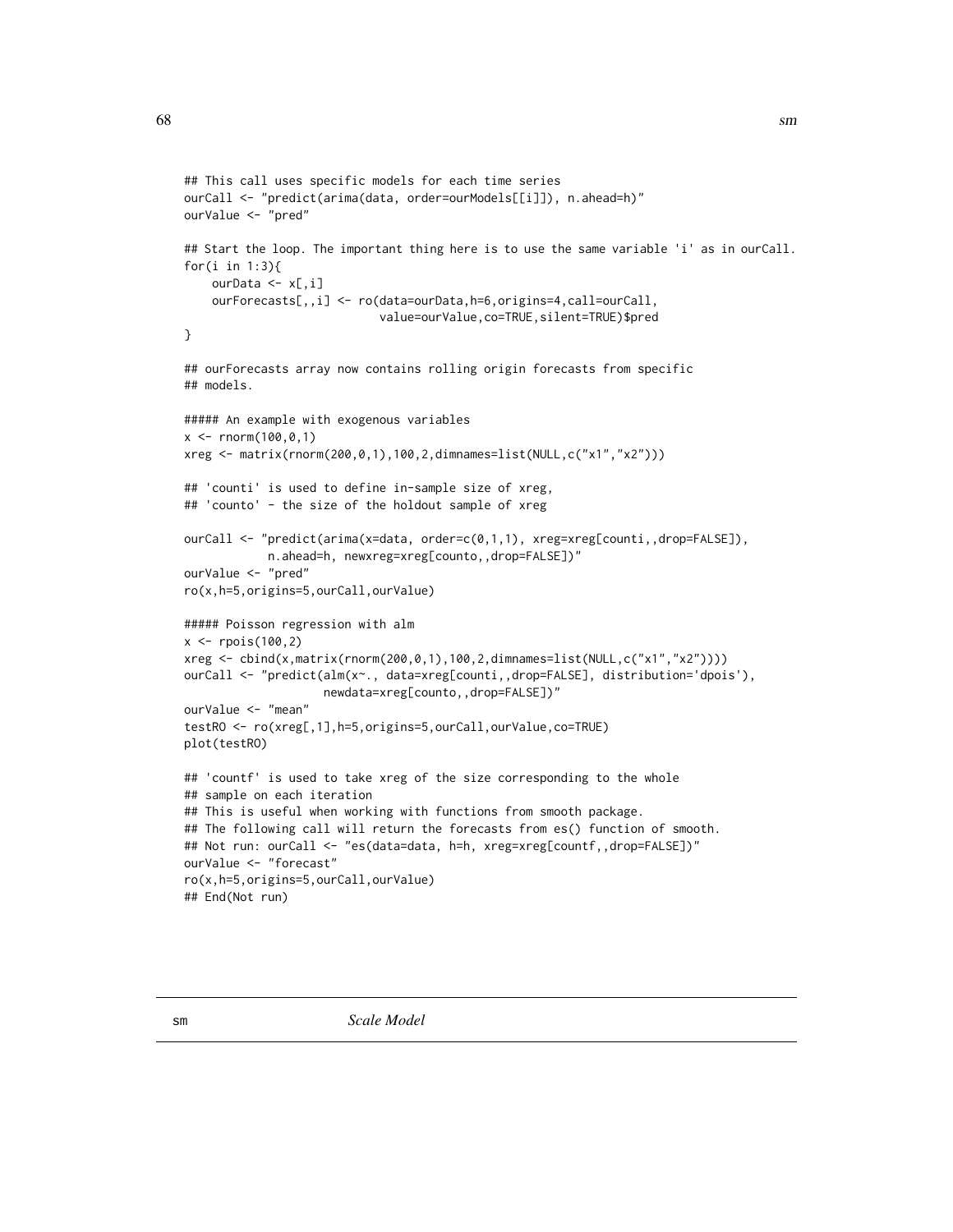```
## This call uses specific models for each time series
ourCall <- "predict(arima(data, order=ourModels[[i]]), n.ahead=h)"
ourValue <- "pred"

## Start the loop. The important thing here is to use the same variable 'i' as in ourCall.
for(i in 1:3){
    ourData <- x[,i]
    ourForecasts[,,i] <- ro(data=ourData,h=6,origins=4,call=ourCall,
                            value=ourValue,co=TRUE,silent=TRUE)$pred
}

## ourForecasts array now contains rolling origin forecasts from specific
## models.

##### An example with exogenous variables
x <- rnorm(100,0,1)
xreg <- matrix(rnorm(200,0,1),100,2,dimnames=list(NULL,c("x1","x2")))

## 'counti' is used to define in-sample size of xreg,
## 'counto' - the size of the holdout sample of xreg

ourCall <- "predict(arima(x=data, order=c(0,1,1), xreg=xreg[counti,,drop=FALSE]),
           n.ahead=h, newxreg=xreg[counto,,drop=FALSE])"
ourValue <- "pred"
ro(x,h=5,origins=5,ourCall,ourValue)

##### Poisson regression with alm
x <- rpois(100,2)
xreg <- cbind(x,matrix(rnorm(200,0,1),100,2,dimnames=list(NULL,c("x1","x2"))))
ourCall <- "predict(alm(x~., data=xreg[counti,,drop=FALSE], distribution='dpois'),
                    newdata=xreg[counto,,drop=FALSE])"
ourValue <- "mean"
testRO <- ro(xreg[,1],h=5,origins=5,ourCall,ourValue,co=TRUE)
plot(testRO)

## 'countf' is used to take xreg of the size corresponding to the whole
## sample on each iteration
## This is useful when working with functions from smooth package.
## The following call will return the forecasts from es() function of smooth.
## Not run: ourCall <- "es(data=data, h=h, xreg=xreg[countf,,drop=FALSE])"
ourValue <- "forecast"
ro(x,h=5,origins=5,ourCall,ourValue)
## End(Not run)
```

---

sm *Scale Model*

---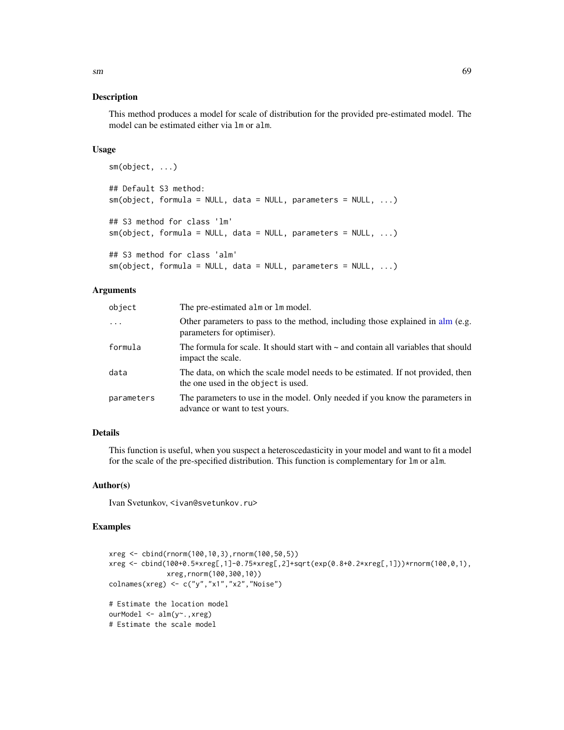## Description

This method produces a model for scale of distribution for the provided pre-estimated model. The model can be estimated either via `lm` or `alm`.

## Usage

```
sm(object, ...)

## Default S3 method:
sm(object, formula = NULL, data = NULL, parameters = NULL, ...)

## S3 method for class 'lm'
sm(object, formula = NULL, data = NULL, parameters = NULL, ...)

## S3 method for class 'alm'
sm(object, formula = NULL, data = NULL, parameters = NULL, ...)
```

## Arguments

| | |
|---|---|
| `object` | The pre-estimated `alm` or `lm` model. |
| `...` | Other parameters to pass to the method, including those explained in alm (e.g. parameters for optimiser). |
| `formula` | The formula for scale. It should start with ~ and contain all variables that should impact the scale. |
| `data` | The data, on which the scale model needs to be estimated. If not provided, then the one used in the `object` is used. |
| `parameters` | The parameters to use in the model. Only needed if you know the parameters in advance or want to test yours. |

## Details

This function is useful, when you suspect a heteroscedasticity in your model and want to fit a model for the scale of the pre-specified distribution. This function is complementary for `lm` or `alm`.

## Author(s)

Ivan Svetunkov, <ivan@svetunkov.ru>

## Examples

```
xreg <- cbind(rnorm(100,10,3),rnorm(100,50,5))
xreg <- cbind(100+0.5*xreg[,1]-0.75*xreg[,2]+sqrt(exp(0.8+0.2*xreg[,1]))*rnorm(100,0,1),
              xreg,rnorm(100,300,10))
colnames(xreg) <- c("y","x1","x2","Noise")

# Estimate the location model
ourModel <- alm(y~.,xreg)
# Estimate the scale model
```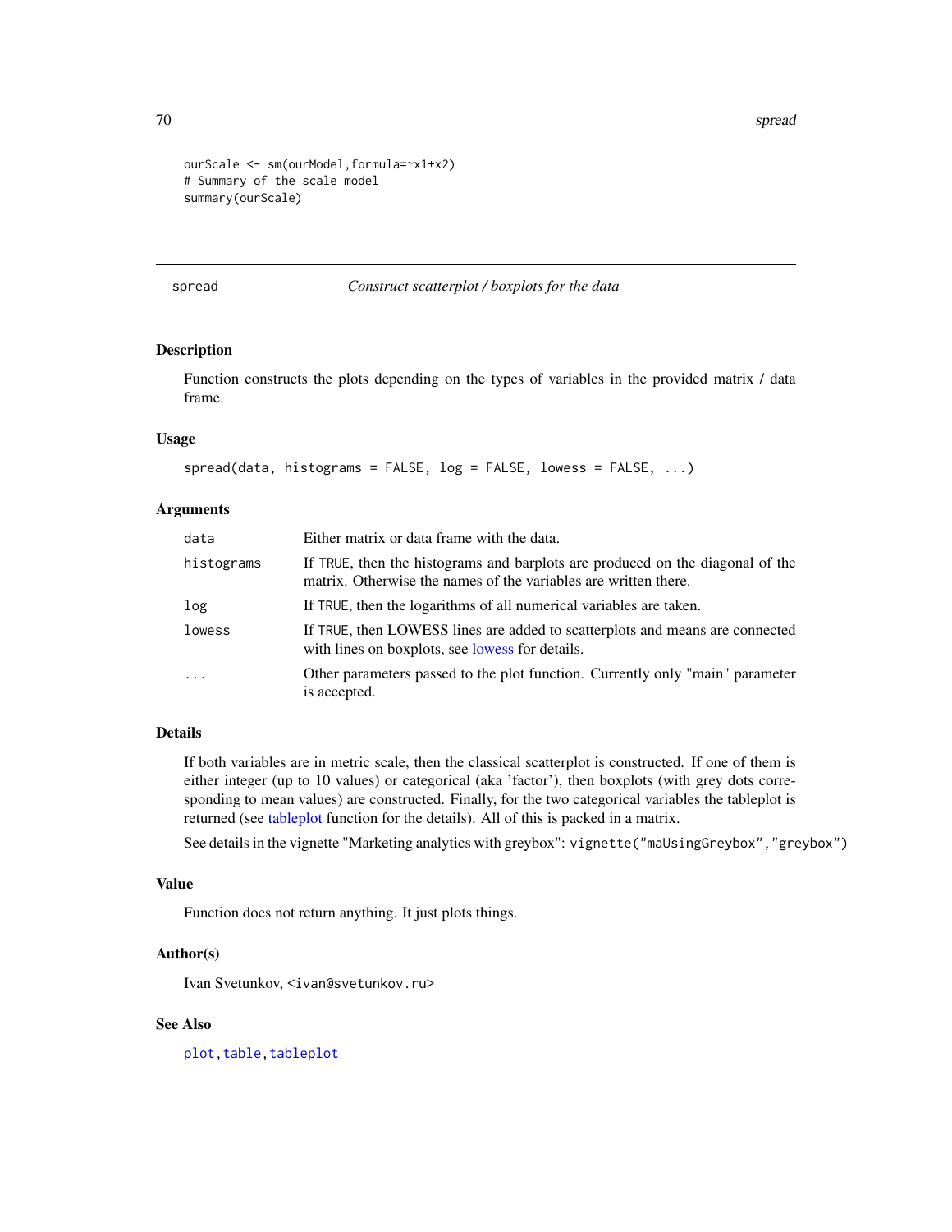```
ourScale <- sm(ourModel,formula=~x1+x2)
# Summary of the scale model
summary(ourScale)
```

## spread — *Construct scatterplot / boxplots for the data*

### Description

Function constructs the plots depending on the types of variables in the provided matrix / data frame.

### Usage

```
spread(data, histograms = FALSE, log = FALSE, lowess = FALSE, ...)
```

### Arguments

| Argument | Description |
|---|---|
| data | Either matrix or data frame with the data. |
| histograms | If TRUE, then the histograms and barplots are produced on the diagonal of the matrix. Otherwise the names of the variables are written there. |
| log | If TRUE, then the logarithms of all numerical variables are taken. |
| lowess | If TRUE, then LOWESS lines are added to scatterplots and means are connected with lines on boxplots, see lowess for details. |
| ... | Other parameters passed to the plot function. Currently only "main" parameter is accepted. |

### Details

If both variables are in metric scale, then the classical scatterplot is constructed. If one of them is either integer (up to 10 values) or categorical (aka 'factor'), then boxplots (with grey dots corresponding to mean values) are constructed. Finally, for the two categorical variables the tableplot is returned (see tableplot function for the details). All of this is packed in a matrix.

See details in the vignette "Marketing analytics with greybox": `vignette("maUsingGreybox","greybox")`

### Value

Function does not return anything. It just plots things.

### Author(s)

Ivan Svetunkov, <ivan@svetunkov.ru>

### See Also

`plot`, `table`, `tableplot`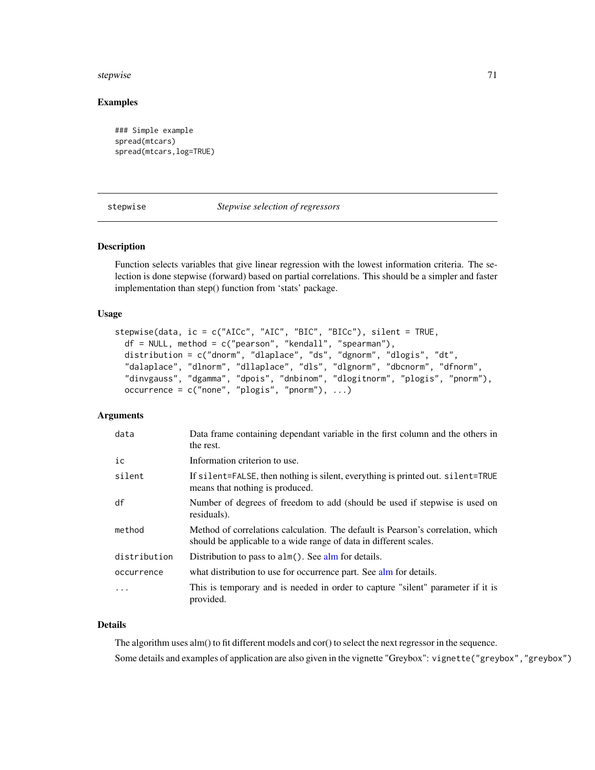## Examples

```
### Simple example
spread(mtcars)
spread(mtcars,log=TRUE)
```

---

# stepwise — *Stepwise selection of regressors*

---

## Description

Function selects variables that give linear regression with the lowest information criteria. The selection is done stepwise (forward) based on partial correlations. This should be a simpler and faster implementation than step() function from 'stats' package.

## Usage

```
stepwise(data, ic = c("AICc", "AIC", "BIC", "BICc"), silent = TRUE,
  df = NULL, method = c("pearson", "kendall", "spearman"),
  distribution = c("dnorm", "dlaplace", "ds", "dgnorm", "dlogis", "dt",
  "dalaplace", "dlnorm", "dllaplace", "dls", "dlgnorm", "dbcnorm", "dfnorm",
  "dinvgauss", "dgamma", "dpois", "dnbinom", "dlogitnorm", "plogis", "pnorm"),
  occurrence = c("none", "plogis", "pnorm"), ...)
```

## Arguments

| | |
|---|---|
| `data` | Data frame containing dependant variable in the first column and the others in the rest. |
| `ic` | Information criterion to use. |
| `silent` | If `silent=FALSE`, then nothing is silent, everything is printed out. `silent=TRUE` means that nothing is produced. |
| `df` | Number of degrees of freedom to add (should be used if stepwise is used on residuals). |
| `method` | Method of correlations calculation. The default is Pearson's correlation, which should be applicable to a wide range of data in different scales. |
| `distribution` | Distribution to pass to `alm()`. See alm for details. |
| `occurrence` | what distribution to use for occurrence part. See alm for details. |
| `...` | This is temporary and is needed in order to capture "silent" parameter if it is provided. |

## Details

The algorithm uses alm() to fit different models and cor() to select the next regressor in the sequence.

Some details and examples of application are also given in the vignette "Greybox": `vignette("greybox","greybox")`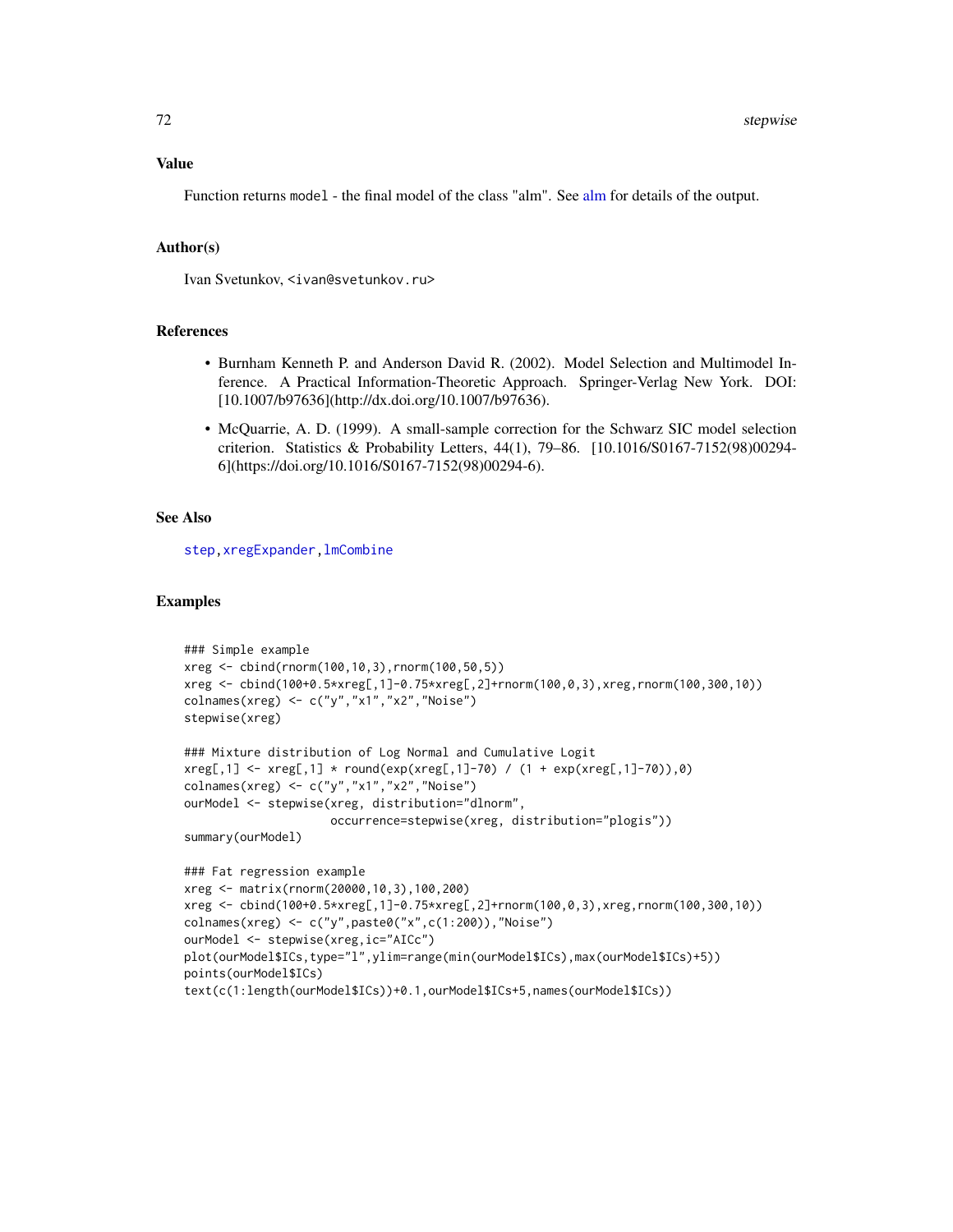## Value

Function returns `model` - the final model of the class "alm". See alm for details of the output.

## Author(s)

Ivan Svetunkov, <ivan@svetunkov.ru>

## References

- Burnham Kenneth P. and Anderson David R. (2002). Model Selection and Multimodel Inference. A Practical Information-Theoretic Approach. Springer-Verlag New York. DOI: [10.1007/b97636](http://dx.doi.org/10.1007/b97636).
- McQuarrie, A. D. (1999). A small-sample correction for the Schwarz SIC model selection criterion. Statistics & Probability Letters, 44(1), 79–86. [10.1016/S0167-7152(98)00294-6](https://doi.org/10.1016/S0167-7152(98)00294-6).

## See Also

`step`, `xregExpander`, `lmCombine`

## Examples

```
### Simple example
xreg <- cbind(rnorm(100,10,3),rnorm(100,50,5))
xreg <- cbind(100+0.5*xreg[,1]-0.75*xreg[,2]+rnorm(100,0,3),xreg,rnorm(100,300,10))
colnames(xreg) <- c("y","x1","x2","Noise")
stepwise(xreg)

### Mixture distribution of Log Normal and Cumulative Logit
xreg[,1] <- xreg[,1] * round(exp(xreg[,1]-70) / (1 + exp(xreg[,1]-70)),0)
colnames(xreg) <- c("y","x1","x2","Noise")
ourModel <- stepwise(xreg, distribution="dlnorm",
                     occurrence=stepwise(xreg, distribution="plogis"))
summary(ourModel)

### Fat regression example
xreg <- matrix(rnorm(20000,10,3),100,200)
xreg <- cbind(100+0.5*xreg[,1]-0.75*xreg[,2]+rnorm(100,0,3),xreg,rnorm(100,300,10))
colnames(xreg) <- c("y",paste0("x",c(1:200)),"Noise")
ourModel <- stepwise(xreg,ic="AICc")
plot(ourModel$ICs,type="l",ylim=range(min(ourModel$ICs),max(ourModel$ICs)+5))
points(ourModel$ICs)
text(c(1:length(ourModel$ICs))+0.1,ourModel$ICs+5,names(ourModel$ICs))
```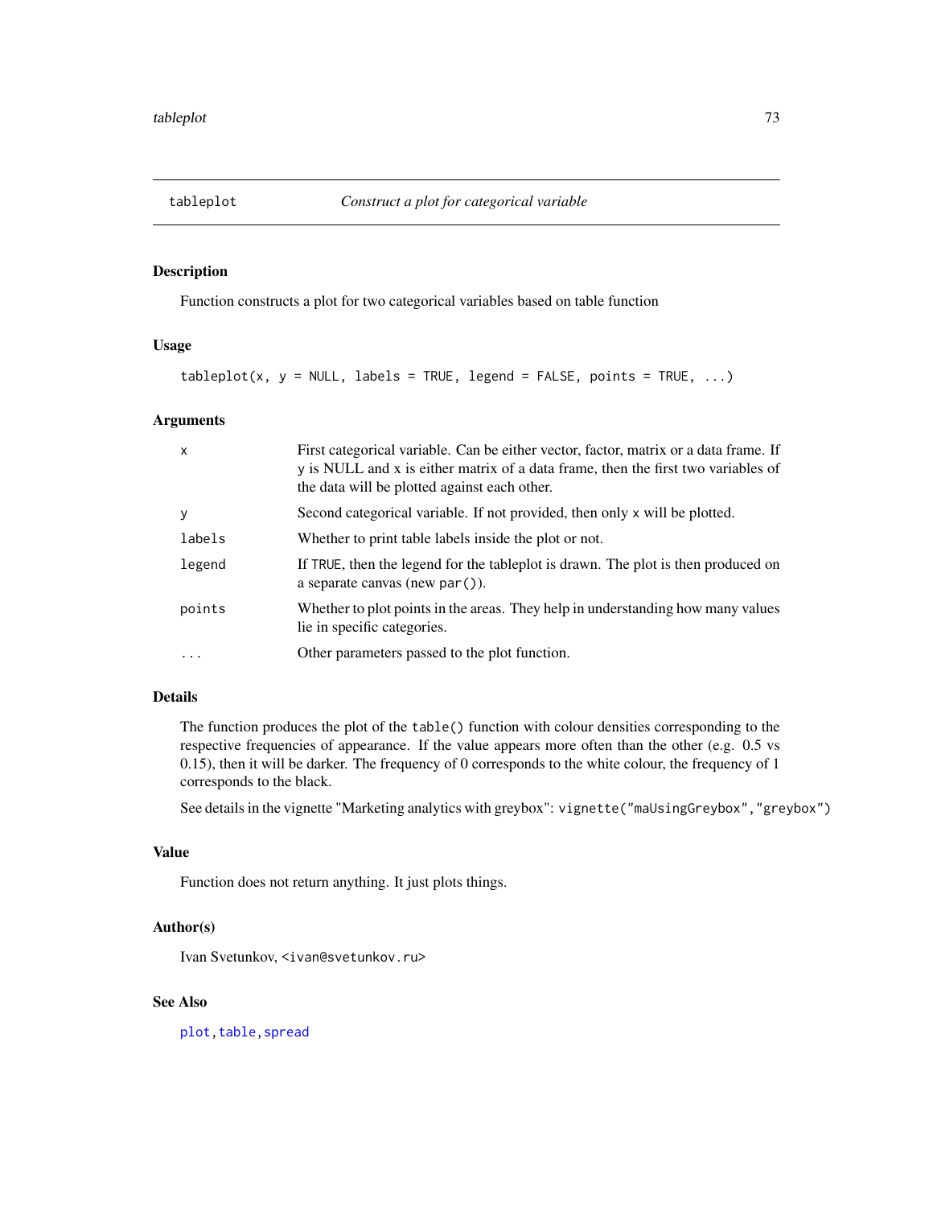## tableplot — *Construct a plot for categorical variable*

### Description

Function constructs a plot for two categorical variables based on table function

### Usage

```
tableplot(x, y = NULL, labels = TRUE, legend = FALSE, points = TRUE, ...)
```

### Arguments

| | |
|---|---|
| `x` | First categorical variable. Can be either vector, factor, matrix or a data frame. If `y` is NULL and `x` is either matrix of a data frame, then the first two variables of the data will be plotted against each other. |
| `y` | Second categorical variable. If not provided, then only `x` will be plotted. |
| `labels` | Whether to print table labels inside the plot or not. |
| `legend` | If `TRUE`, then the legend for the tableplot is drawn. The plot is then produced on a separate canvas (new `par()`). |
| `points` | Whether to plot points in the areas. They help in understanding how many values lie in specific categories. |
| `...` | Other parameters passed to the plot function. |

### Details

The function produces the plot of the `table()` function with colour densities corresponding to the respective frequencies of appearance. If the value appears more often than the other (e.g. 0.5 vs 0.15), then it will be darker. The frequency of 0 corresponds to the white colour, the frequency of 1 corresponds to the black.

See details in the vignette "Marketing analytics with greybox": `vignette("maUsingGreybox","greybox")`

### Value

Function does not return anything. It just plots things.

### Author(s)

Ivan Svetunkov, <ivan@svetunkov.ru>

### See Also

`plot`, `table`, `spread`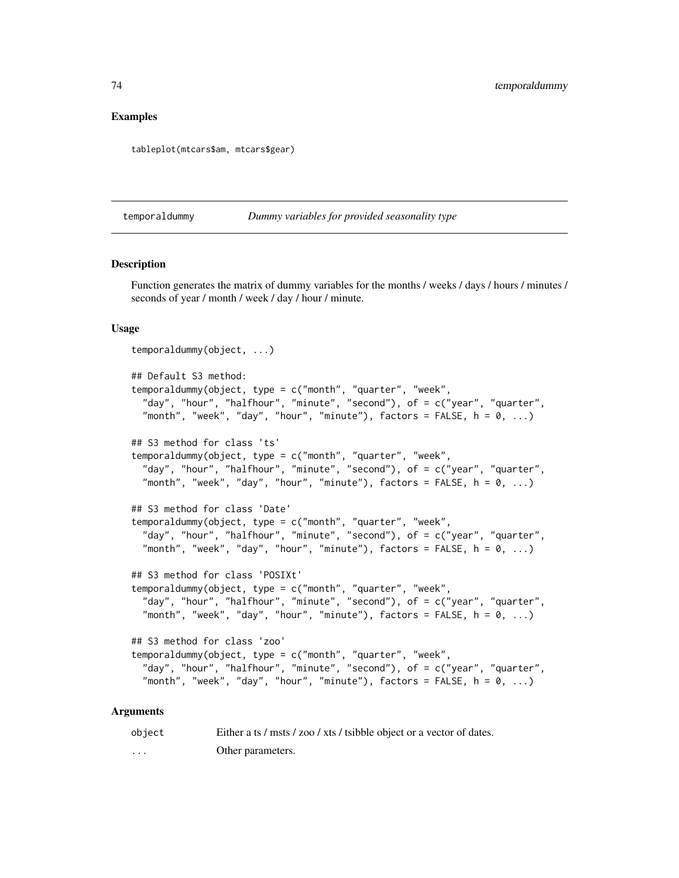## Examples

```
tableplot(mtcars$am, mtcars$gear)
```

---

## temporaldummy    *Dummy variables for provided seasonality type*

### Description

Function generates the matrix of dummy variables for the months / weeks / days / hours / minutes / seconds of year / month / week / day / hour / minute.

### Usage

```
temporaldummy(object, ...)

## Default S3 method:
temporaldummy(object, type = c("month", "quarter", "week",
  "day", "hour", "halfhour", "minute", "second"), of = c("year", "quarter",
  "month", "week", "day", "hour", "minute"), factors = FALSE, h = 0, ...)

## S3 method for class 'ts'
temporaldummy(object, type = c("month", "quarter", "week",
  "day", "hour", "halfhour", "minute", "second"), of = c("year", "quarter",
  "month", "week", "day", "hour", "minute"), factors = FALSE, h = 0, ...)

## S3 method for class 'Date'
temporaldummy(object, type = c("month", "quarter", "week",
  "day", "hour", "halfhour", "minute", "second"), of = c("year", "quarter",
  "month", "week", "day", "hour", "minute"), factors = FALSE, h = 0, ...)

## S3 method for class 'POSIXt'
temporaldummy(object, type = c("month", "quarter", "week",
  "day", "hour", "halfhour", "minute", "second"), of = c("year", "quarter",
  "month", "week", "day", "hour", "minute"), factors = FALSE, h = 0, ...)

## S3 method for class 'zoo'
temporaldummy(object, type = c("month", "quarter", "week",
  "day", "hour", "halfhour", "minute", "second"), of = c("year", "quarter",
  "month", "week", "day", "hour", "minute"), factors = FALSE, h = 0, ...)
```

### Arguments

| | |
|---|---|
| `object` | Either a ts / msts / zoo / xts / tsibble object or a vector of dates. |
| `...` | Other parameters. |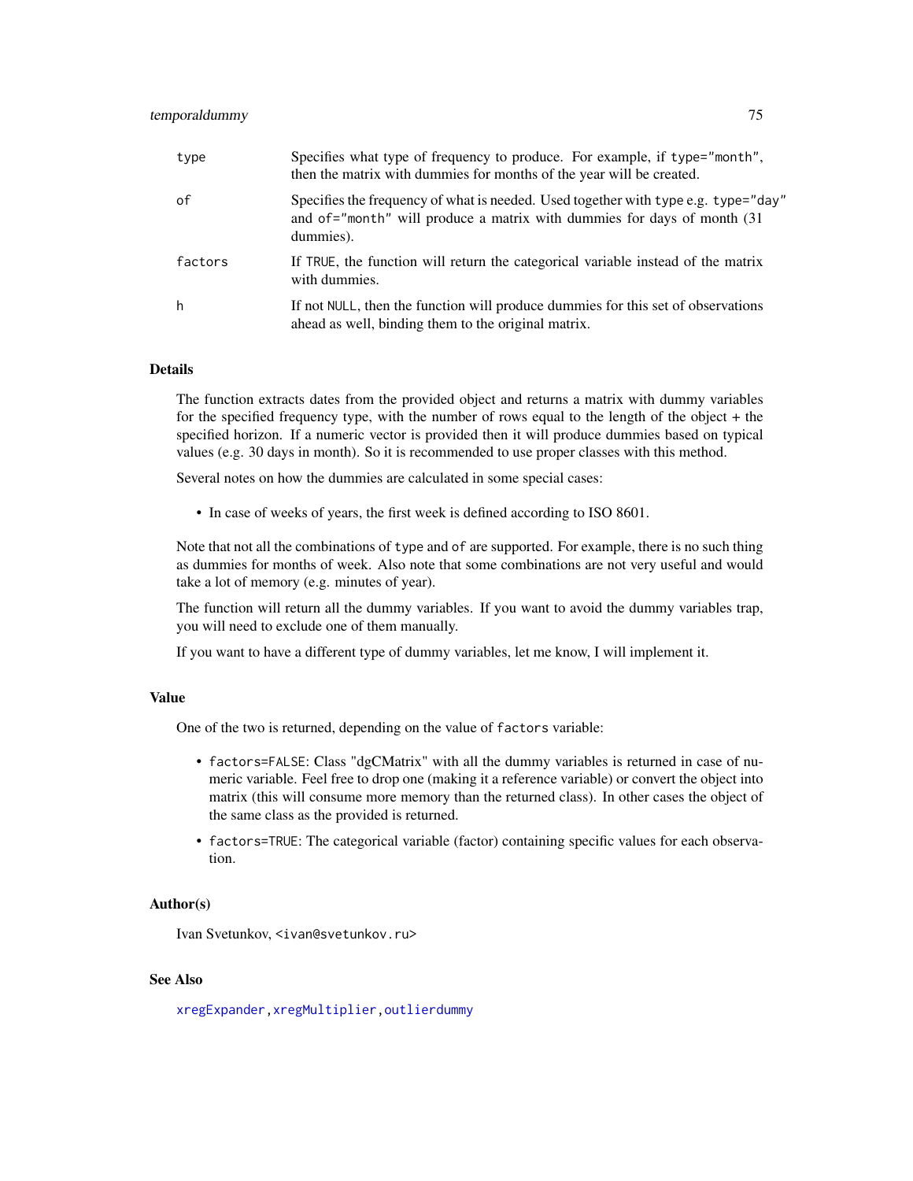| | |
|---|---|
| type | Specifies what type of frequency to produce. For example, if type="month", then the matrix with dummies for months of the year will be created. |
| of | Specifies the frequency of what is needed. Used together with type e.g. type="day" and of="month" will produce a matrix with dummies for days of month (31 dummies). |
| factors | If TRUE, the function will return the categorical variable instead of the matrix with dummies. |
| h | If not NULL, then the function will produce dummies for this set of observations ahead as well, binding them to the original matrix. |

## Details

The function extracts dates from the provided object and returns a matrix with dummy variables for the specified frequency type, with the number of rows equal to the length of the object + the specified horizon. If a numeric vector is provided then it will produce dummies based on typical values (e.g. 30 days in month). So it is recommended to use proper classes with this method.

Several notes on how the dummies are calculated in some special cases:

- In case of weeks of years, the first week is defined according to ISO 8601.

Note that not all the combinations of type and of are supported. For example, there is no such thing as dummies for months of week. Also note that some combinations are not very useful and would take a lot of memory (e.g. minutes of year).

The function will return all the dummy variables. If you want to avoid the dummy variables trap, you will need to exclude one of them manually.

If you want to have a different type of dummy variables, let me know, I will implement it.

## Value

One of the two is returned, depending on the value of factors variable:

- factors=FALSE: Class "dgCMatrix" with all the dummy variables is returned in case of numeric variable. Feel free to drop one (making it a reference variable) or convert the object into matrix (this will consume more memory than the returned class). In other cases the object of the same class as the provided is returned.
- factors=TRUE: The categorical variable (factor) containing specific values for each observation.

## Author(s)

Ivan Svetunkov, <ivan@svetunkov.ru>

## See Also

xregExpander, xregMultiplier, outlierdummy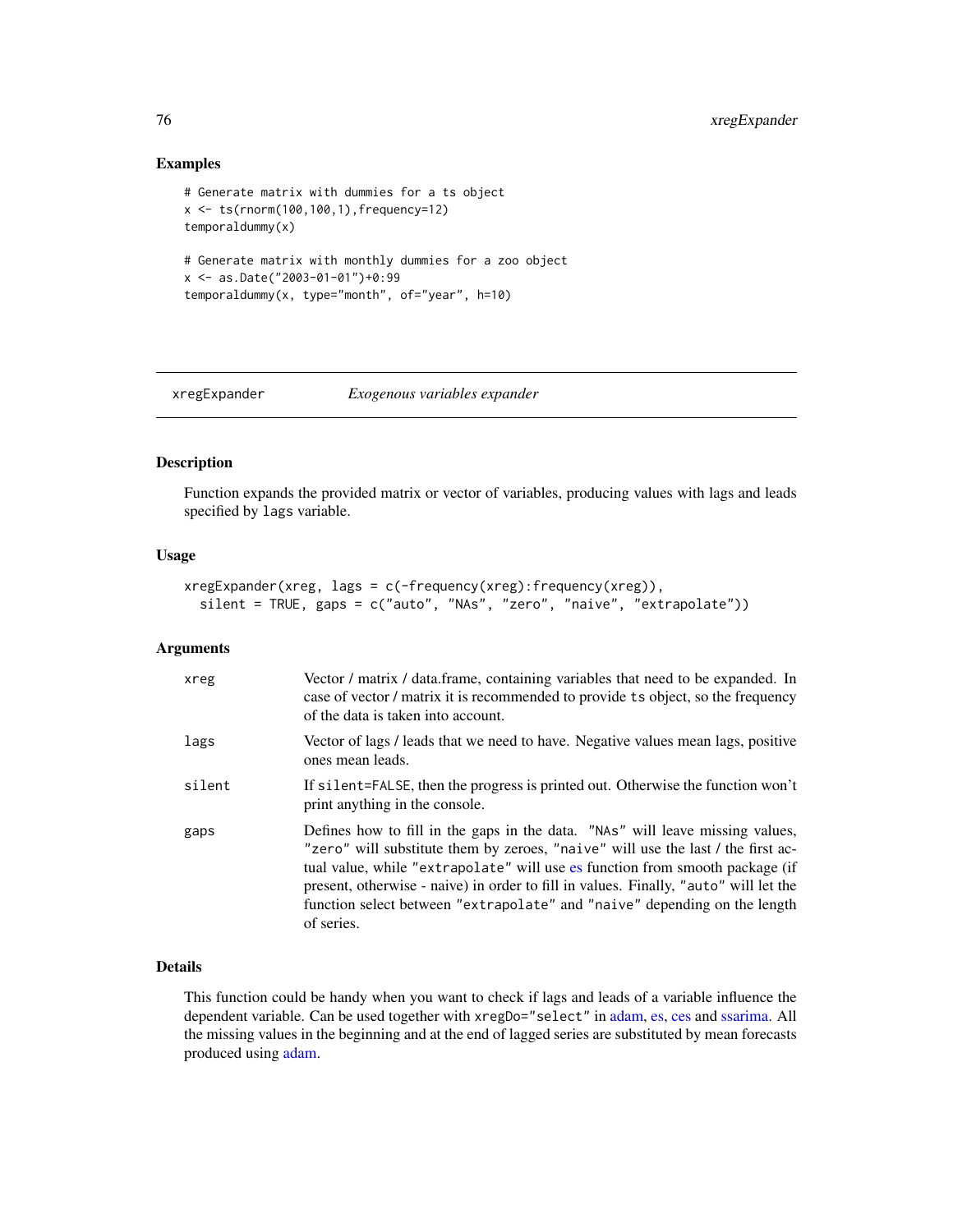## Examples

```
# Generate matrix with dummies for a ts object
x <- ts(rnorm(100,100,1),frequency=12)
temporaldummy(x)

# Generate matrix with monthly dummies for a zoo object
x <- as.Date("2003-01-01")+0:99
temporaldummy(x, type="month", of="year", h=10)
```

---

# xregExpander — *Exogenous variables expander*

---

## Description

Function expands the provided matrix or vector of variables, producing values with lags and leads specified by `lags` variable.

## Usage

```
xregExpander(xreg, lags = c(-frequency(xreg):frequency(xreg)),
  silent = TRUE, gaps = c("auto", "NAs", "zero", "naive", "extrapolate"))
```

## Arguments

| | |
|---|---|
| `xreg` | Vector / matrix / data.frame, containing variables that need to be expanded. In case of vector / matrix it is recommended to provide `ts` object, so the frequency of the data is taken into account. |
| `lags` | Vector of lags / leads that we need to have. Negative values mean lags, positive ones mean leads. |
| `silent` | If `silent=FALSE`, then the progress is printed out. Otherwise the function won't print anything in the console. |
| `gaps` | Defines how to fill in the gaps in the data. `"NAs"` will leave missing values, `"zero"` will substitute them by zeroes, `"naive"` will use the last / the first actual value, while `"extrapolate"` will use es function from smooth package (if present, otherwise - naive) in order to fill in values. Finally, `"auto"` will let the function select between `"extrapolate"` and `"naive"` depending on the length of series. |

## Details

This function could be handy when you want to check if lags and leads of a variable influence the dependent variable. Can be used together with `xregDo="select"` in adam, es, ces and ssarima. All the missing values in the beginning and at the end of lagged series are substituted by mean forecasts produced using adam.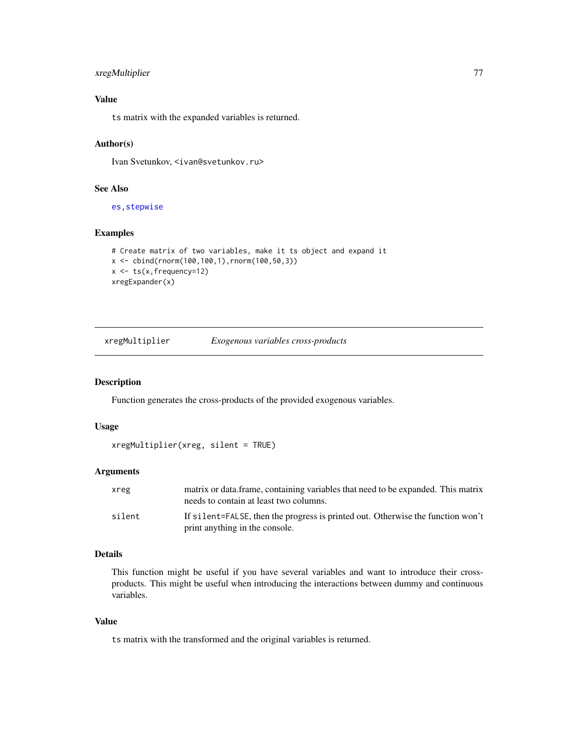### Value

ts matrix with the expanded variables is returned.

### Author(s)

Ivan Svetunkov, <ivan@svetunkov.ru>

### See Also

es, stepwise

### Examples

```
# Create matrix of two variables, make it ts object and expand it
x <- cbind(rnorm(100,100,1),rnorm(100,50,3))
x <- ts(x,frequency=12)
xregExpander(x)
```

---

## xregMultiplier *Exogenous variables cross-products*

### Description

Function generates the cross-products of the provided exogenous variables.

### Usage

```
xregMultiplier(xreg, silent = TRUE)
```

### Arguments

| | |
|---|---|
| xreg | matrix or data.frame, containing variables that need to be expanded. This matrix needs to contain at least two columns. |
| silent | If silent=FALSE, then the progress is printed out. Otherwise the function won't print anything in the console. |

### Details

This function might be useful if you have several variables and want to introduce their cross-products. This might be useful when introducing the interactions between dummy and continuous variables.

### Value

ts matrix with the transformed and the original variables is returned.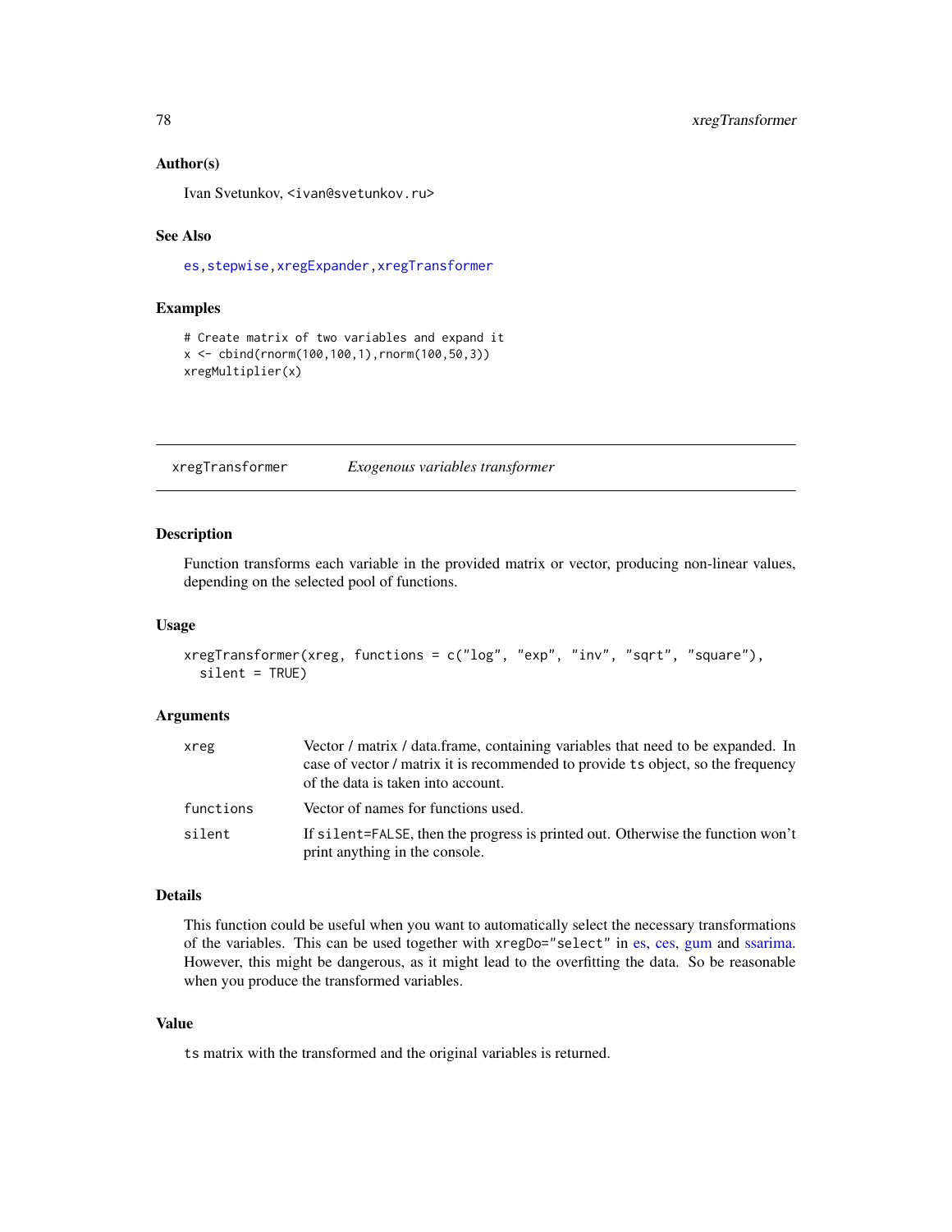### Author(s)

Ivan Svetunkov, <ivan@svetunkov.ru>

### See Also

es, stepwise, xregExpander, xregTransformer

### Examples

```
# Create matrix of two variables and expand it
x <- cbind(rnorm(100,100,1),rnorm(100,50,3))
xregMultiplier(x)
```

---

## xregTransformer — *Exogenous variables transformer*

### Description

Function transforms each variable in the provided matrix or vector, producing non-linear values, depending on the selected pool of functions.

### Usage

```
xregTransformer(xreg, functions = c("log", "exp", "inv", "sqrt", "square"),
  silent = TRUE)
```

### Arguments

| | |
|---|---|
| xreg | Vector / matrix / data.frame, containing variables that need to be expanded. In case of vector / matrix it is recommended to provide ts object, so the frequency of the data is taken into account. |
| functions | Vector of names for functions used. |
| silent | If silent=FALSE, then the progress is printed out. Otherwise the function won't print anything in the console. |

### Details

This function could be useful when you want to automatically select the necessary transformations of the variables. This can be used together with xregDo="select" in es, ces, gum and ssarima. However, this might be dangerous, as it might lead to the overfitting the data. So be reasonable when you produce the transformed variables.

### Value

ts matrix with the transformed and the original variables is returned.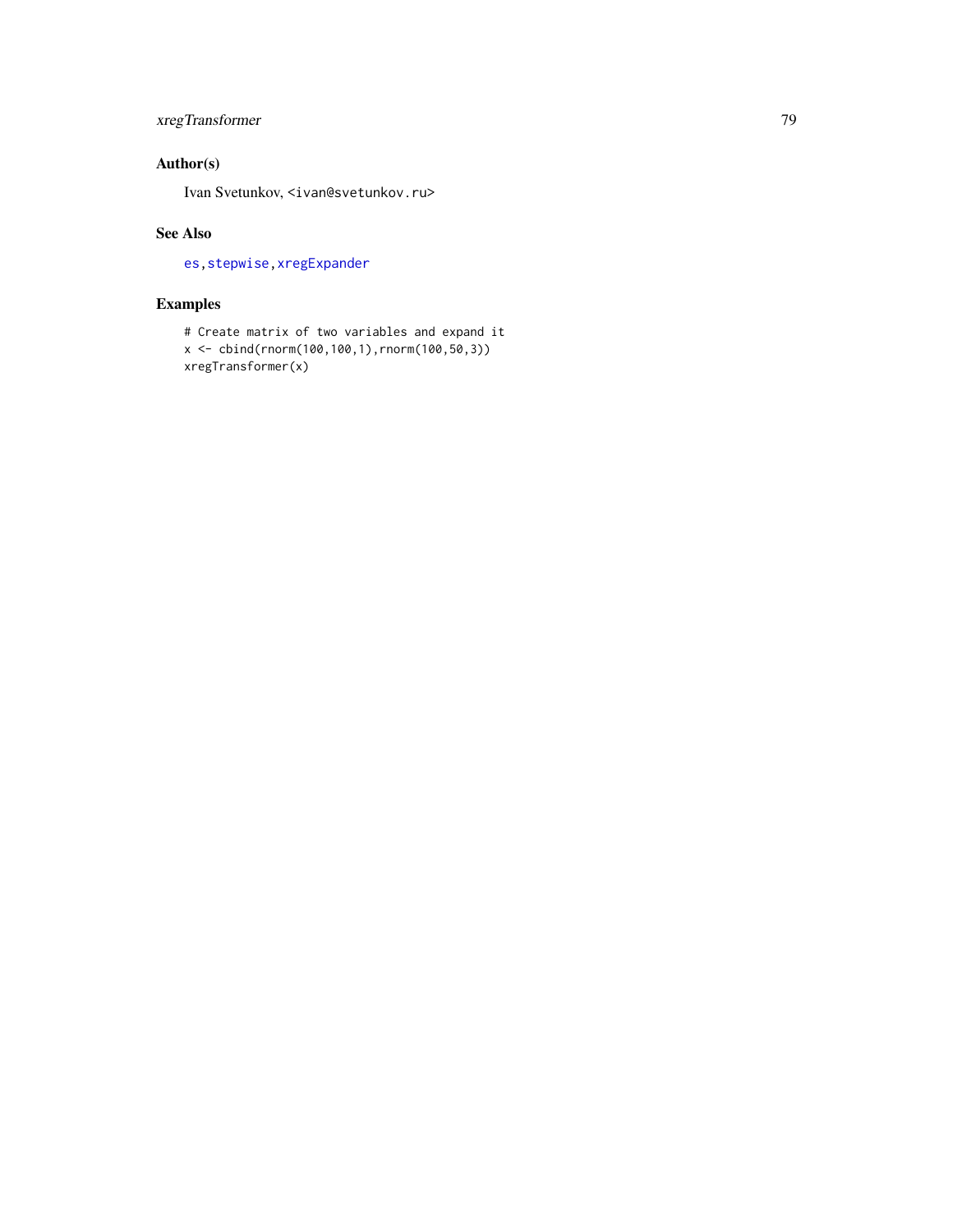## Author(s)

Ivan Svetunkov, <ivan@svetunkov.ru>

## See Also

es, stepwise, xregExpander

## Examples

```
# Create matrix of two variables and expand it
x <- cbind(rnorm(100,100,1),rnorm(100,50,3))
xregTransformer(x)
```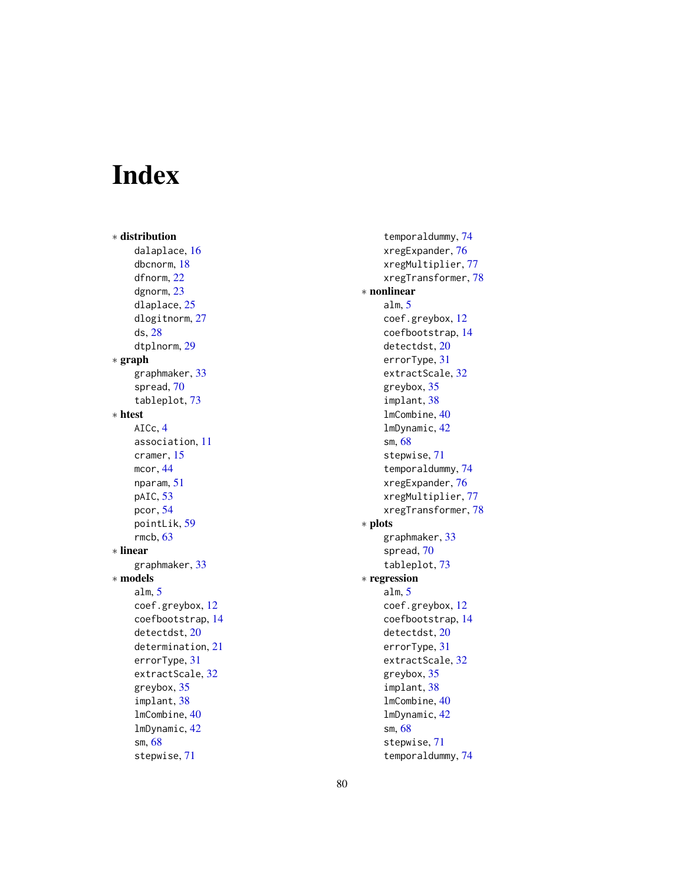# Index

∗ **distribution**
- dalaplace, 16
- dbcnorm, 18
- dfnorm, 22
- dgnorm, 23
- dlaplace, 25
- dlogitnorm, 27
- ds, 28
- dtplnorm, 29

∗ **graph**
- graphmaker, 33
- spread, 70
- tableplot, 73

∗ **htest**
- AICc, 4
- association, 11
- cramer, 15
- mcor, 44
- nparam, 51
- pAIC, 53
- pcor, 54
- pointLik, 59
- rmcb, 63

∗ **linear**
- graphmaker, 33

∗ **models**
- alm, 5
- coef.greybox, 12
- coefbootstrap, 14
- detectdst, 20
- determination, 21
- errorType, 31
- extractScale, 32
- greybox, 35
- implant, 38
- lmCombine, 40
- lmDynamic, 42
- sm, 68
- stepwise, 71
- temporaldummy, 74
- xregExpander, 76
- xregMultiplier, 77
- xregTransformer, 78

∗ **nonlinear**
- alm, 5
- coef.greybox, 12
- coefbootstrap, 14
- detectdst, 20
- errorType, 31
- extractScale, 32
- greybox, 35
- implant, 38
- lmCombine, 40
- lmDynamic, 42
- sm, 68
- stepwise, 71
- temporaldummy, 74
- xregExpander, 76
- xregMultiplier, 77
- xregTransformer, 78

∗ **plots**
- graphmaker, 33
- spread, 70
- tableplot, 73

∗ **regression**
- alm, 5
- coef.greybox, 12
- coefbootstrap, 14
- detectdst, 20
- errorType, 31
- extractScale, 32
- greybox, 35
- implant, 38
- lmCombine, 40
- lmDynamic, 42
- sm, 68
- stepwise, 71
- temporaldummy, 74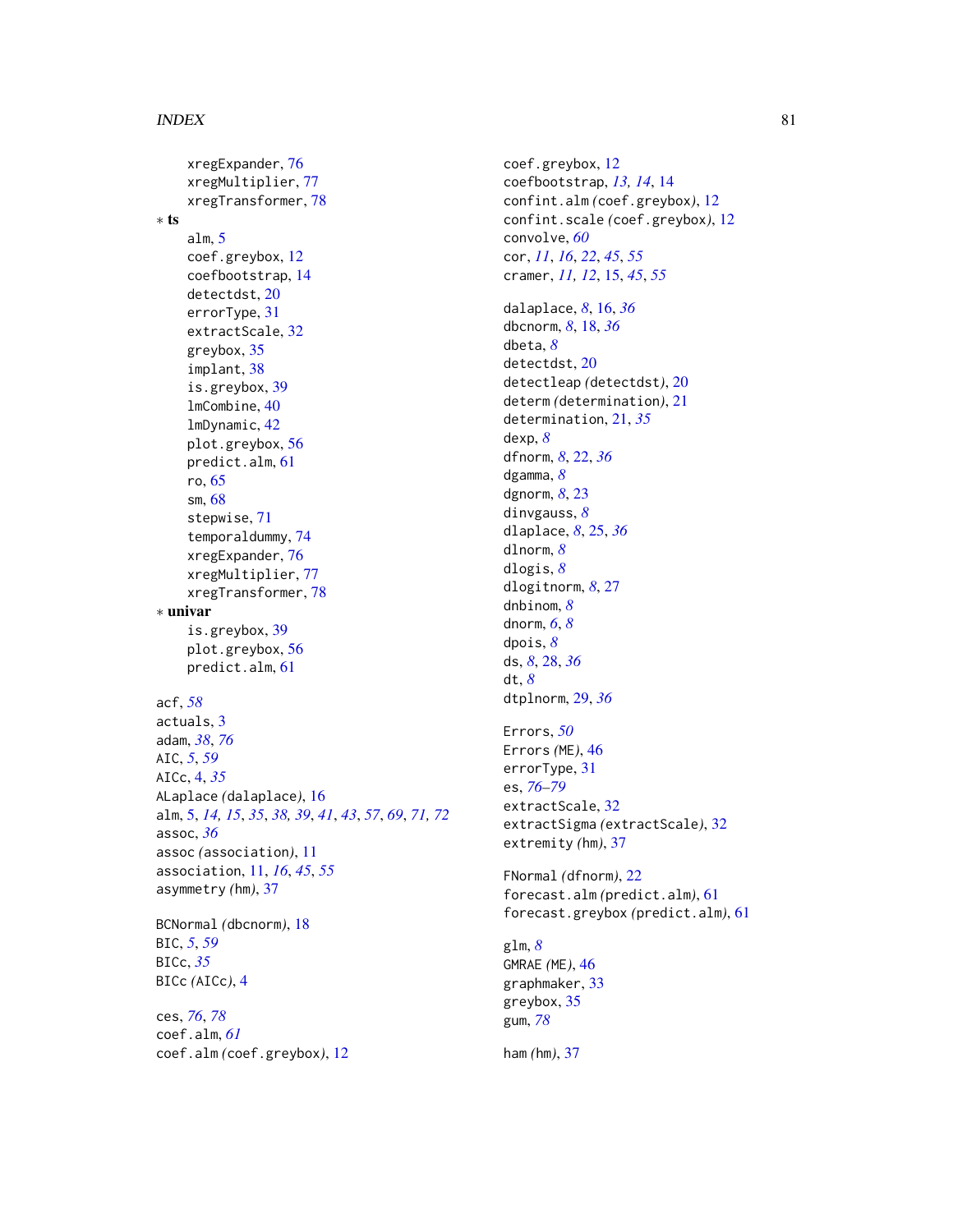xregExpander, 76
xregMultiplier, 77
xregTransformer, 78

* **ts**
  alm, 5
  coef.greybox, 12
  coefbootstrap, 14
  detectdst, 20
  errorType, 31
  extractScale, 32
  greybox, 35
  implant, 38
  is.greybox, 39
  lmCombine, 40
  lmDynamic, 42
  plot.greybox, 56
  predict.alm, 61
  ro, 65
  sm, 68
  stepwise, 71
  temporaldummy, 74
  xregExpander, 76
  xregMultiplier, 77
  xregTransformer, 78
* **univar**
  is.greybox, 39
  plot.greybox, 56
  predict.alm, 61

acf, *58*
actuals, 3
adam, *38*, *76*
AIC, *5*, *59*
AICc, 4, *35*
ALaplace (dalaplace), 16
alm, 5, *14, 15*, *35*, *38, 39*, *41*, *43*, *57*, *69*, *71, 72*
assoc, *36*
assoc (association), 11
association, 11, *16*, *45*, *55*
asymmetry (hm), 37

BCNormal (dbcnorm), 18
BIC, *5*, *59*
BICc, *35*
BICc (AICc), 4

ces, *76*, *78*
coef.alm, *61*
coef.alm (coef.greybox), 12
coef.greybox, 12
coefbootstrap, *13, 14*, 14
confint.alm (coef.greybox), 12
confint.scale (coef.greybox), 12
convolve, *60*
cor, *11*, *16*, *22*, *45*, *55*
cramer, *11, 12*, 15, *45*, *55*

dalaplace, *8*, 16, *36*
dbcnorm, *8*, 18, *36*
dbeta, *8*
detectdst, 20
detectleap (detectdst), 20
determ (determination), 21
determination, 21, *35*
dexp, *8*
dfnorm, *8*, 22, *36*
dgamma, *8*
dgnorm, *8*, 23
dinvgauss, *8*
dlaplace, *8*, 25, *36*
dlnorm, *8*
dlogis, *8*
dlogitnorm, *8*, 27
dnbinom, *8*
dnorm, *6*, *8*
dpois, *8*
ds, *8*, 28, *36*
dt, *8*
dtplnorm, 29, *36*

Errors, *50*
Errors (ME), 46
errorType, 31
es, *76–79*
extractScale, 32
extractSigma (extractScale), 32
extremity (hm), 37

FNormal (dfnorm), 22
forecast.alm (predict.alm), 61
forecast.greybox (predict.alm), 61

glm, *8*
GMRAE (ME), 46
graphmaker, 33
greybox, 35
gum, *78*

ham (hm), 37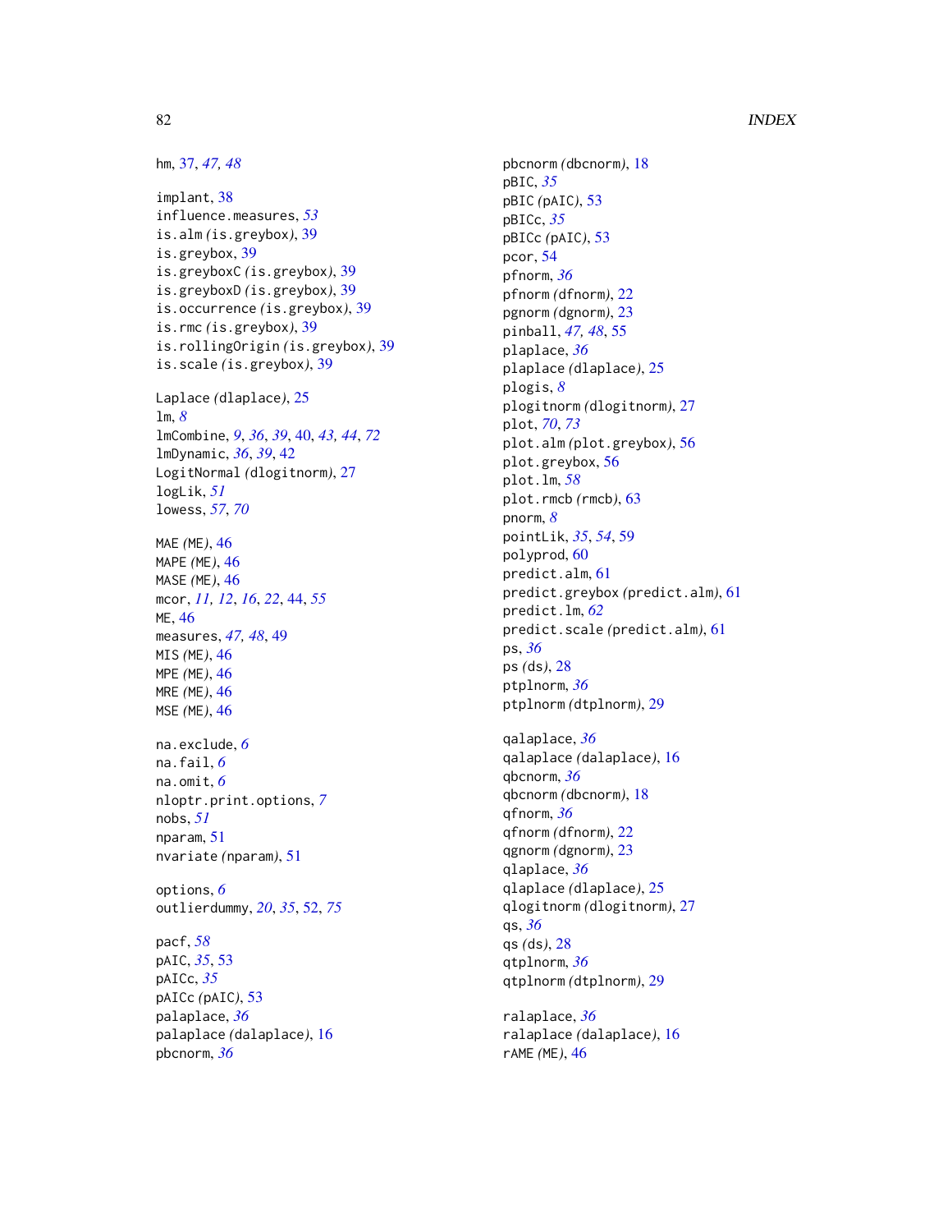hm, 37, *47, 48*

implant, 38
influence.measures, *53*
is.alm *(is.greybox)*, 39
is.greybox, 39
is.greyboxC *(is.greybox)*, 39
is.greyboxD *(is.greybox)*, 39
is.occurrence *(is.greybox)*, 39
is.rmc *(is.greybox)*, 39
is.rollingOrigin *(is.greybox)*, 39
is.scale *(is.greybox)*, 39

Laplace *(dlaplace)*, 25
lm, *8*
lmCombine, *9*, *36*, *39*, 40, *43, 44*, *72*
lmDynamic, *36*, *39*, 42
LogitNormal *(dlogitnorm)*, 27
logLik, *51*
lowess, *57*, *70*

MAE *(ME)*, 46
MAPE *(ME)*, 46
MASE *(ME)*, 46
mcor, *11, 12*, *16*, *22*, 44, *55*
ME, 46
measures, *47, 48*, 49
MIS *(ME)*, 46
MPE *(ME)*, 46
MRE *(ME)*, 46
MSE *(ME)*, 46

na.exclude, *6*
na.fail, *6*
na.omit, *6*
nloptr.print.options, *7*
nobs, *51*
nparam, 51
nvariate *(nparam)*, 51

options, *6*
outlierdummy, *20*, *35*, 52, *75*

pacf, *58*
pAIC, *35*, 53
pAICc, *35*
pAICc *(pAIC)*, 53
palaplace, *36*
palaplace *(dalaplace)*, 16
pbcnorm, *36*
pbcnorm *(dbcnorm)*, 18
pBIC, *35*
pBIC *(pAIC)*, 53
pBICc, *35*
pBICc *(pAIC)*, 53
pcor, 54
pfnorm, *36*
pfnorm *(dfnorm)*, 22
pgnorm *(dgnorm)*, 23
pinball, *47, 48*, 55
plaplace, *36*
plaplace *(dlaplace)*, 25
plogis, *8*
plogitnorm *(dlogitnorm)*, 27
plot, *70*, *73*
plot.alm *(plot.greybox)*, 56
plot.greybox, 56
plot.lm, *58*
plot.rmcb *(rmcb)*, 63
pnorm, *8*
pointLik, *35*, *54*, 59
polyprod, 60
predict.alm, 61
predict.greybox *(predict.alm)*, 61
predict.lm, *62*
predict.scale *(predict.alm)*, 61
ps, *36*
ps *(ds)*, 28
ptplnorm, *36*
ptplnorm *(dtplnorm)*, 29

qalaplace, *36*
qalaplace *(dalaplace)*, 16
qbcnorm, *36*
qbcnorm *(dbcnorm)*, 18
qfnorm, *36*
qfnorm *(dfnorm)*, 22
qgnorm *(dgnorm)*, 23
qlaplace, *36*
qlaplace *(dlaplace)*, 25
qlogitnorm *(dlogitnorm)*, 27
qs, *36*
qs *(ds)*, 28
qtplnorm, *36*
qtplnorm *(dtplnorm)*, 29

ralaplace, *36*
ralaplace *(dalaplace)*, 16
rAME *(ME)*, 46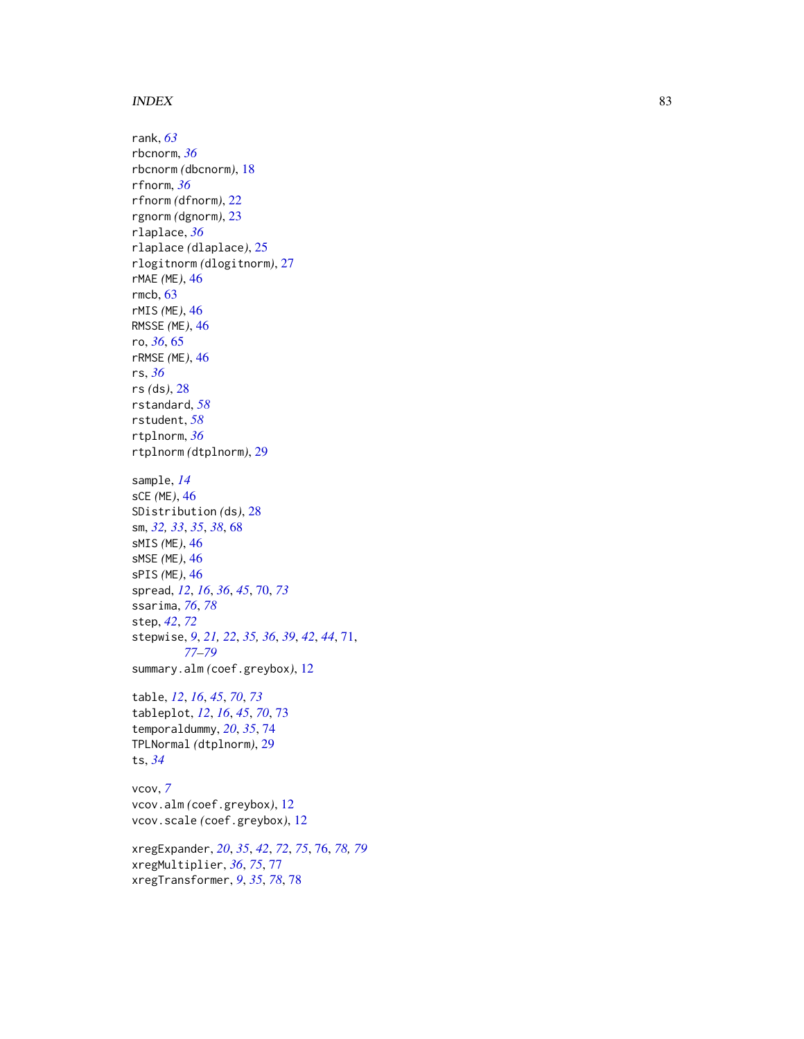rank, *63*
rbcnorm, *36*
rbcnorm *(*dbcnorm*)*, 18
rfnorm, *36*
rfnorm *(*dfnorm*)*, 22
rgnorm *(*dgnorm*)*, 23
rlaplace, *36*
rlaplace *(*dlaplace*)*, 25
rlogitnorm *(*dlogitnorm*)*, 27
rMAE *(*ME*)*, 46
rmcb, 63
rMIS *(*ME*)*, 46
RMSSE *(*ME*)*, 46
ro, *36*, 65
rRMSE *(*ME*)*, 46
rs, *36*
rs *(*ds*)*, 28
rstandard, *58*
rstudent, *58*
rtplnorm, *36*
rtplnorm *(*dtplnorm*)*, 29

sample, *14*
sCE *(*ME*)*, 46
SDistribution *(*ds*)*, 28
sm, *32, 33*, *35*, *38*, 68
sMIS *(*ME*)*, 46
sMSE *(*ME*)*, 46
sPIS *(*ME*)*, 46
spread, *12*, *16*, *36*, *45*, 70, *73*
ssarima, *76*, *78*
step, *42*, *72*
stepwise, *9*, *21, 22*, *35, 36*, *39*, *42*, *44*, 71, *77–79*
summary.alm *(*coef.greybox*)*, 12

table, *12*, *16*, *45*, *70*, *73*
tableplot, *12*, *16*, *45*, *70*, 73
temporaldummy, *20*, *35*, 74
TPLNormal *(*dtplnorm*)*, 29
ts, *34*

vcov, *7*
vcov.alm *(*coef.greybox*)*, 12
vcov.scale *(*coef.greybox*)*, 12

xregExpander, *20*, *35*, *42*, *72*, *75*, 76, *78, 79*
xregMultiplier, *36*, *75*, 77
xregTransformer, *9*, *35*, *78*, 78